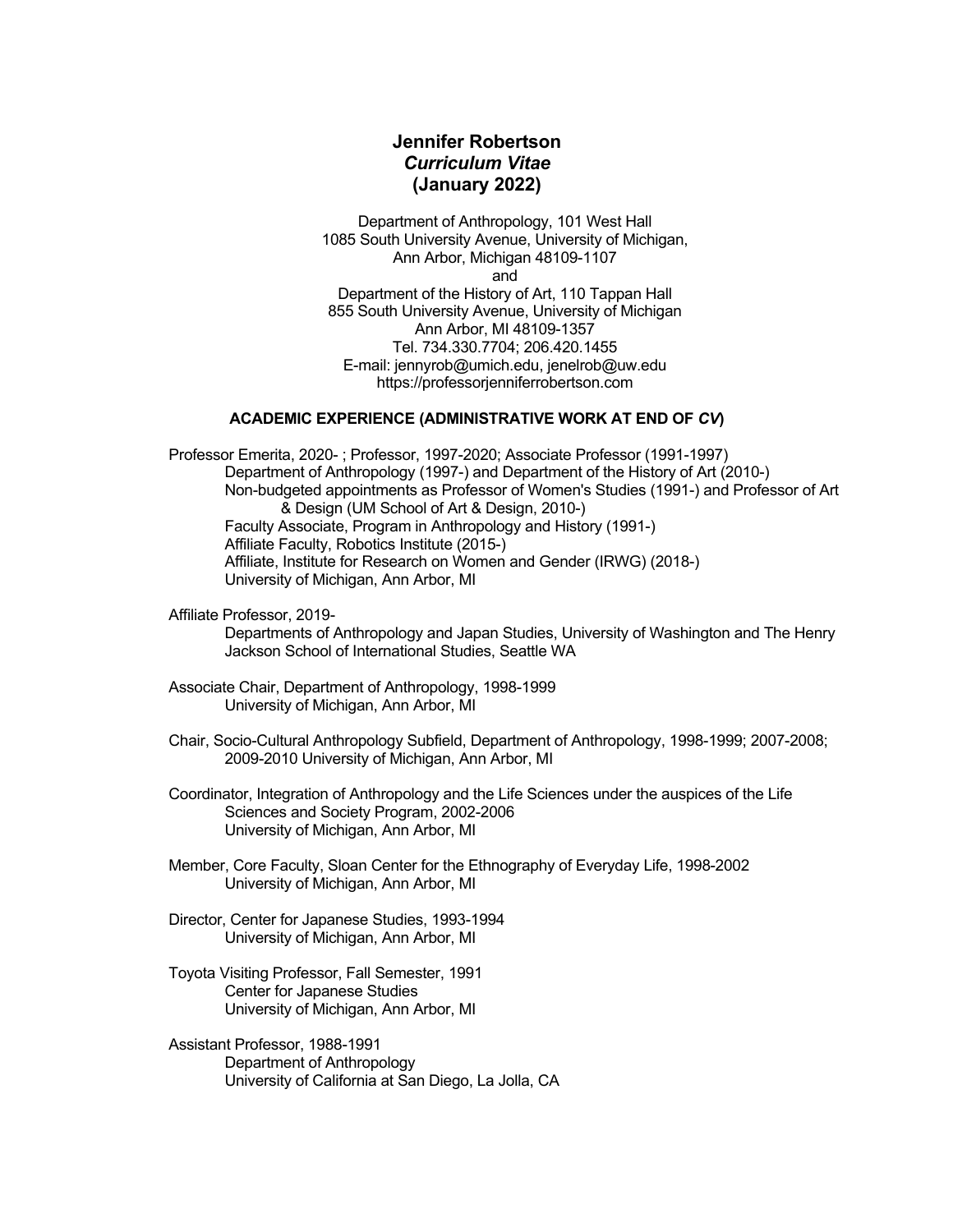# Jennifer Robertson
## *Curriculum Vitae*
## (January 2022)

Department of Anthropology, 101 West Hall
1085 South University Avenue, University of Michigan,
Ann Arbor, Michigan 48109-1107
and
Department of the History of Art, 110 Tappan Hall
855 South University Avenue, University of Michigan
Ann Arbor, MI 48109-1357
Tel. 734.330.7704; 206.420.1455
E-mail: jennyrob@umich.edu, jenelrob@uw.edu
https://professorjenniferrobertson.com

### ACADEMIC EXPERIENCE (ADMINISTRATIVE WORK AT END OF *CV*)

Professor Emerita, 2020- ; Professor, 1997-2020; Associate Professor (1991-1997)
Department of Anthropology (1997-) and Department of the History of Art (2010-)
Non-budgeted appointments as Professor of Women's Studies (1991-) and Professor of Art & Design (UM School of Art & Design, 2010-)
Faculty Associate, Program in Anthropology and History (1991-)
Affiliate Faculty, Robotics Institute (2015-)
Affiliate, Institute for Research on Women and Gender (IRWG) (2018-)
University of Michigan, Ann Arbor, MI

Affiliate Professor, 2019-
Departments of Anthropology and Japan Studies, University of Washington and The Henry Jackson School of International Studies, Seattle WA

Associate Chair, Department of Anthropology, 1998-1999
University of Michigan, Ann Arbor, MI

Chair, Socio-Cultural Anthropology Subfield, Department of Anthropology, 1998-1999; 2007-2008; 2009-2010 University of Michigan, Ann Arbor, MI

Coordinator, Integration of Anthropology and the Life Sciences under the auspices of the Life Sciences and Society Program, 2002-2006
University of Michigan, Ann Arbor, MI

Member, Core Faculty, Sloan Center for the Ethnography of Everyday Life, 1998-2002
University of Michigan, Ann Arbor, MI

Director, Center for Japanese Studies, 1993-1994
University of Michigan, Ann Arbor, MI

Toyota Visiting Professor, Fall Semester, 1991
Center for Japanese Studies
University of Michigan, Ann Arbor, MI

Assistant Professor, 1988-1991
Department of Anthropology
University of California at San Diego, La Jolla, CA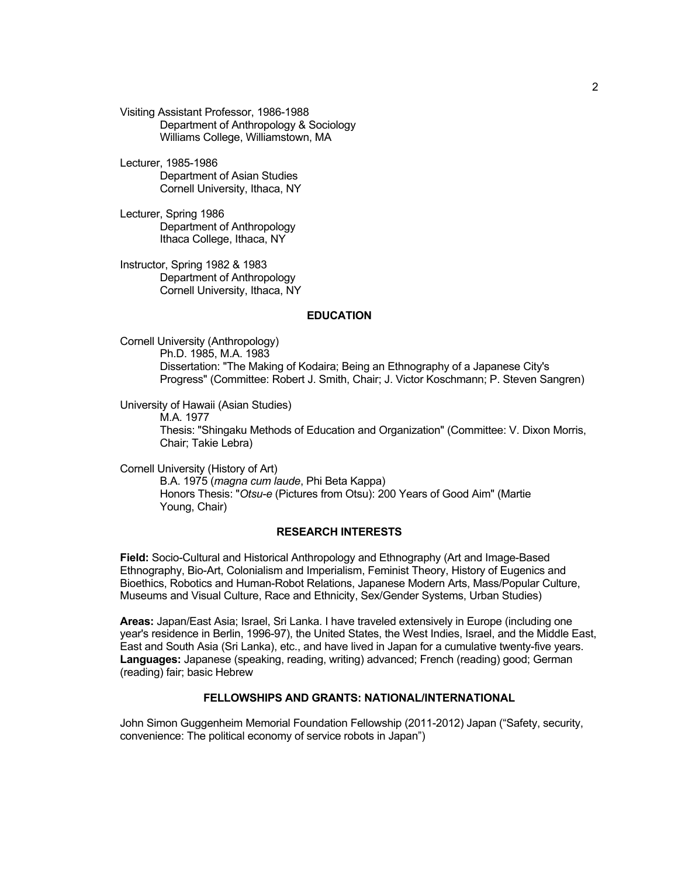Visiting Assistant Professor, 1986-1988
Department of Anthropology & Sociology
Williams College, Williamstown, MA

Lecturer, 1985-1986
Department of Asian Studies
Cornell University, Ithaca, NY

Lecturer, Spring 1986
Department of Anthropology
Ithaca College, Ithaca, NY

Instructor, Spring 1982 & 1983
Department of Anthropology
Cornell University, Ithaca, NY

## EDUCATION

Cornell University (Anthropology)
Ph.D. 1985, M.A. 1983
Dissertation: "The Making of Kodaira; Being an Ethnography of a Japanese City's Progress" (Committee: Robert J. Smith, Chair; J. Victor Koschmann; P. Steven Sangren)

University of Hawaii (Asian Studies)
M.A. 1977
Thesis: "Shingaku Methods of Education and Organization" (Committee: V. Dixon Morris, Chair; Takie Lebra)

Cornell University (History of Art)
B.A. 1975 (*magna cum laude*, Phi Beta Kappa)
Honors Thesis: "*Otsu-e* (Pictures from Otsu): 200 Years of Good Aim" (Martie Young, Chair)

## RESEARCH INTERESTS

**Field:** Socio-Cultural and Historical Anthropology and Ethnography (Art and Image-Based Ethnography, Bio-Art, Colonialism and Imperialism, Feminist Theory, History of Eugenics and Bioethics, Robotics and Human-Robot Relations, Japanese Modern Arts, Mass/Popular Culture, Museums and Visual Culture, Race and Ethnicity, Sex/Gender Systems, Urban Studies)

**Areas:** Japan/East Asia; Israel, Sri Lanka. I have traveled extensively in Europe (including one year's residence in Berlin, 1996-97), the United States, the West Indies, Israel, and the Middle East, East and South Asia (Sri Lanka), etc., and have lived in Japan for a cumulative twenty-five years.
**Languages:** Japanese (speaking, reading, writing) advanced; French (reading) good; German (reading) fair; basic Hebrew

## FELLOWSHIPS AND GRANTS: NATIONAL/INTERNATIONAL

John Simon Guggenheim Memorial Foundation Fellowship (2011-2012) Japan ("Safety, security, convenience: The political economy of service robots in Japan")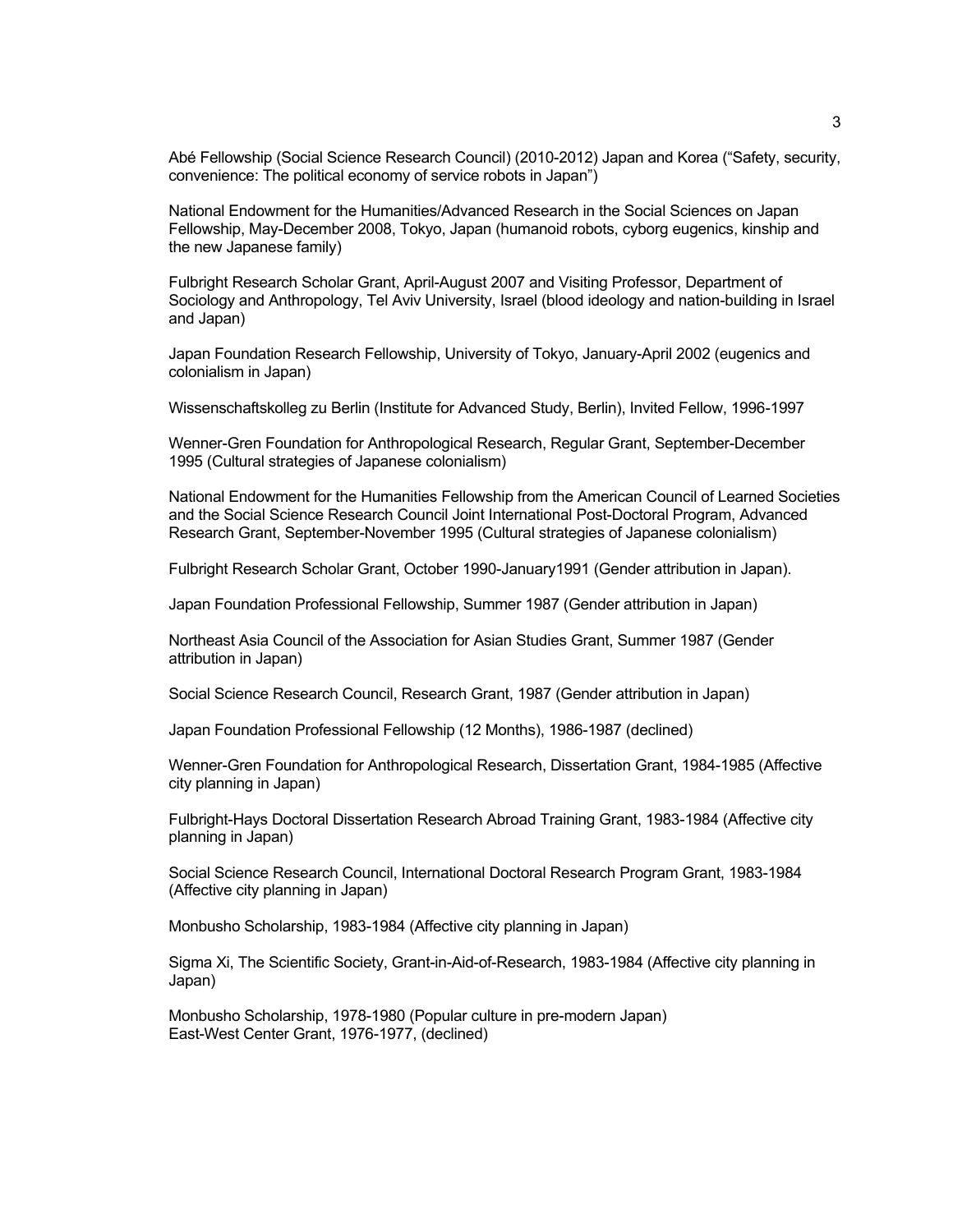Abé Fellowship (Social Science Research Council) (2010-2012) Japan and Korea (“Safety, security, convenience: The political economy of service robots in Japan”)

National Endowment for the Humanities/Advanced Research in the Social Sciences on Japan Fellowship, May-December 2008, Tokyo, Japan (humanoid robots, cyborg eugenics, kinship and the new Japanese family)

Fulbright Research Scholar Grant, April-August 2007 and Visiting Professor, Department of Sociology and Anthropology, Tel Aviv University, Israel (blood ideology and nation-building in Israel and Japan)

Japan Foundation Research Fellowship, University of Tokyo, January-April 2002 (eugenics and colonialism in Japan)

Wissenschaftskolleg zu Berlin (Institute for Advanced Study, Berlin), Invited Fellow, 1996-1997

Wenner-Gren Foundation for Anthropological Research, Regular Grant, September-December 1995 (Cultural strategies of Japanese colonialism)

National Endowment for the Humanities Fellowship from the American Council of Learned Societies and the Social Science Research Council Joint International Post-Doctoral Program, Advanced Research Grant, September-November 1995 (Cultural strategies of Japanese colonialism)

Fulbright Research Scholar Grant, October 1990-January1991 (Gender attribution in Japan).

Japan Foundation Professional Fellowship, Summer 1987 (Gender attribution in Japan)

Northeast Asia Council of the Association for Asian Studies Grant, Summer 1987 (Gender attribution in Japan)

Social Science Research Council, Research Grant, 1987 (Gender attribution in Japan)

Japan Foundation Professional Fellowship (12 Months), 1986-1987 (declined)

Wenner-Gren Foundation for Anthropological Research, Dissertation Grant, 1984-1985 (Affective city planning in Japan)

Fulbright-Hays Doctoral Dissertation Research Abroad Training Grant, 1983-1984 (Affective city planning in Japan)

Social Science Research Council, International Doctoral Research Program Grant, 1983-1984 (Affective city planning in Japan)

Monbusho Scholarship, 1983-1984 (Affective city planning in Japan)

Sigma Xi, The Scientific Society, Grant-in-Aid-of-Research, 1983-1984 (Affective city planning in Japan)

Monbusho Scholarship, 1978-1980 (Popular culture in pre-modern Japan)
East-West Center Grant, 1976-1977, (declined)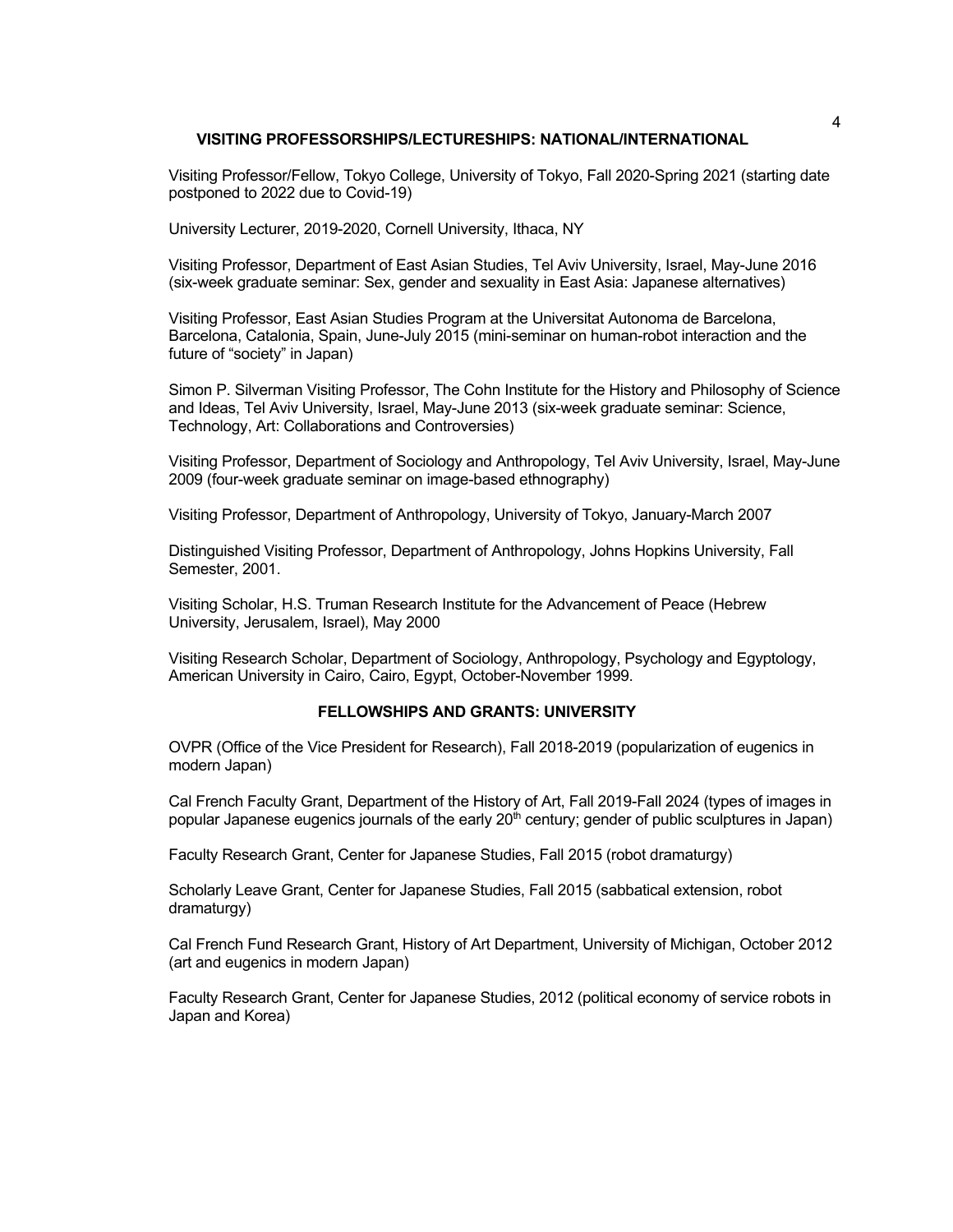## VISITING PROFESSORSHIPS/LECTURESHIPS: NATIONAL/INTERNATIONAL

Visiting Professor/Fellow, Tokyo College, University of Tokyo, Fall 2020-Spring 2021 (starting date postponed to 2022 due to Covid-19)

University Lecturer, 2019-2020, Cornell University, Ithaca, NY

Visiting Professor, Department of East Asian Studies, Tel Aviv University, Israel, May-June 2016 (six-week graduate seminar: Sex, gender and sexuality in East Asia: Japanese alternatives)

Visiting Professor, East Asian Studies Program at the Universitat Autonoma de Barcelona, Barcelona, Catalonia, Spain, June-July 2015 (mini-seminar on human-robot interaction and the future of "society" in Japan)

Simon P. Silverman Visiting Professor, The Cohn Institute for the History and Philosophy of Science and Ideas, Tel Aviv University, Israel, May-June 2013 (six-week graduate seminar: Science, Technology, Art: Collaborations and Controversies)

Visiting Professor, Department of Sociology and Anthropology, Tel Aviv University, Israel, May-June 2009 (four-week graduate seminar on image-based ethnography)

Visiting Professor, Department of Anthropology, University of Tokyo, January-March 2007

Distinguished Visiting Professor, Department of Anthropology, Johns Hopkins University, Fall Semester, 2001.

Visiting Scholar, H.S. Truman Research Institute for the Advancement of Peace (Hebrew University, Jerusalem, Israel), May 2000

Visiting Research Scholar, Department of Sociology, Anthropology, Psychology and Egyptology, American University in Cairo, Cairo, Egypt, October-November 1999.

## FELLOWSHIPS AND GRANTS: UNIVERSITY

OVPR (Office of the Vice President for Research), Fall 2018-2019 (popularization of eugenics in modern Japan)

Cal French Faculty Grant, Department of the History of Art, Fall 2019-Fall 2024 (types of images in popular Japanese eugenics journals of the early 20th century; gender of public sculptures in Japan)

Faculty Research Grant, Center for Japanese Studies, Fall 2015 (robot dramaturgy)

Scholarly Leave Grant, Center for Japanese Studies, Fall 2015 (sabbatical extension, robot dramaturgy)

Cal French Fund Research Grant, History of Art Department, University of Michigan, October 2012 (art and eugenics in modern Japan)

Faculty Research Grant, Center for Japanese Studies, 2012 (political economy of service robots in Japan and Korea)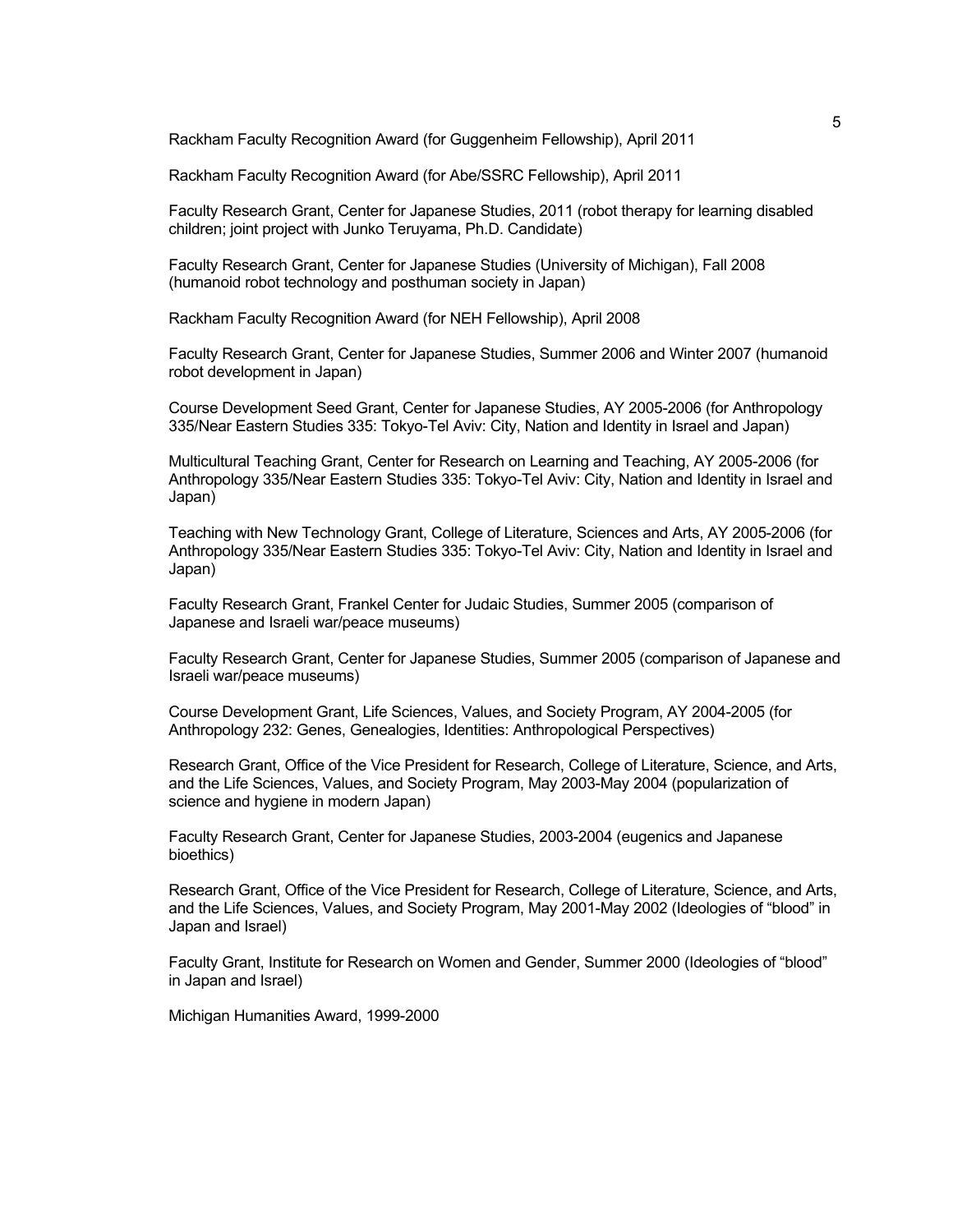Rackham Faculty Recognition Award (for Guggenheim Fellowship), April 2011

Rackham Faculty Recognition Award (for Abe/SSRC Fellowship), April 2011

Faculty Research Grant, Center for Japanese Studies, 2011 (robot therapy for learning disabled children; joint project with Junko Teruyama, Ph.D. Candidate)

Faculty Research Grant, Center for Japanese Studies (University of Michigan), Fall 2008 (humanoid robot technology and posthuman society in Japan)

Rackham Faculty Recognition Award (for NEH Fellowship), April 2008

Faculty Research Grant, Center for Japanese Studies, Summer 2006 and Winter 2007 (humanoid robot development in Japan)

Course Development Seed Grant, Center for Japanese Studies, AY 2005-2006 (for Anthropology 335/Near Eastern Studies 335: Tokyo-Tel Aviv: City, Nation and Identity in Israel and Japan)

Multicultural Teaching Grant, Center for Research on Learning and Teaching, AY 2005-2006 (for Anthropology 335/Near Eastern Studies 335: Tokyo-Tel Aviv: City, Nation and Identity in Israel and Japan)

Teaching with New Technology Grant, College of Literature, Sciences and Arts, AY 2005-2006 (for Anthropology 335/Near Eastern Studies 335: Tokyo-Tel Aviv: City, Nation and Identity in Israel and Japan)

Faculty Research Grant, Frankel Center for Judaic Studies, Summer 2005 (comparison of Japanese and Israeli war/peace museums)

Faculty Research Grant, Center for Japanese Studies, Summer 2005 (comparison of Japanese and Israeli war/peace museums)

Course Development Grant, Life Sciences, Values, and Society Program, AY 2004-2005 (for Anthropology 232: Genes, Genealogies, Identities: Anthropological Perspectives)

Research Grant, Office of the Vice President for Research, College of Literature, Science, and Arts, and the Life Sciences, Values, and Society Program, May 2003-May 2004 (popularization of science and hygiene in modern Japan)

Faculty Research Grant, Center for Japanese Studies, 2003-2004 (eugenics and Japanese bioethics)

Research Grant, Office of the Vice President for Research, College of Literature, Science, and Arts, and the Life Sciences, Values, and Society Program, May 2001-May 2002 (Ideologies of "blood" in Japan and Israel)

Faculty Grant, Institute for Research on Women and Gender, Summer 2000 (Ideologies of "blood" in Japan and Israel)

Michigan Humanities Award, 1999-2000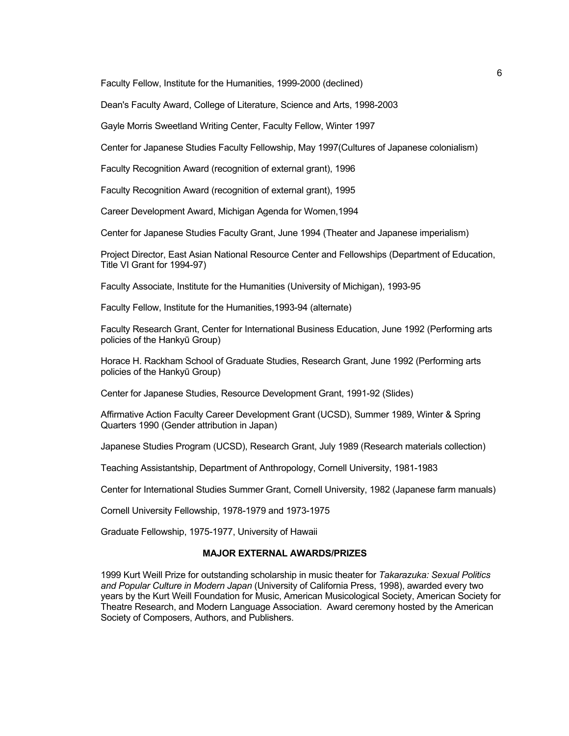Faculty Fellow, Institute for the Humanities, 1999-2000 (declined)

Dean's Faculty Award, College of Literature, Science and Arts, 1998-2003

Gayle Morris Sweetland Writing Center, Faculty Fellow, Winter 1997

Center for Japanese Studies Faculty Fellowship, May 1997(Cultures of Japanese colonialism)

Faculty Recognition Award (recognition of external grant), 1996

Faculty Recognition Award (recognition of external grant), 1995

Career Development Award, Michigan Agenda for Women,1994

Center for Japanese Studies Faculty Grant, June 1994 (Theater and Japanese imperialism)

Project Director, East Asian National Resource Center and Fellowships (Department of Education, Title VI Grant for 1994-97)

Faculty Associate, Institute for the Humanities (University of Michigan), 1993-95

Faculty Fellow, Institute for the Humanities,1993-94 (alternate)

Faculty Research Grant, Center for International Business Education, June 1992 (Performing arts policies of the Hankyū Group)

Horace H. Rackham School of Graduate Studies, Research Grant, June 1992 (Performing arts policies of the Hankyū Group)

Center for Japanese Studies, Resource Development Grant, 1991-92 (Slides)

Affirmative Action Faculty Career Development Grant (UCSD), Summer 1989, Winter & Spring Quarters 1990 (Gender attribution in Japan)

Japanese Studies Program (UCSD), Research Grant, July 1989 (Research materials collection)

Teaching Assistantship, Department of Anthropology, Cornell University, 1981-1983

Center for International Studies Summer Grant, Cornell University, 1982 (Japanese farm manuals)

Cornell University Fellowship, 1978-1979 and 1973-1975

Graduate Fellowship, 1975-1977, University of Hawaii

## MAJOR EXTERNAL AWARDS/PRIZES

1999 Kurt Weill Prize for outstanding scholarship in music theater for *Takarazuka: Sexual Politics and Popular Culture in Modern Japan* (University of California Press, 1998), awarded every two years by the Kurt Weill Foundation for Music, American Musicological Society, American Society for Theatre Research, and Modern Language Association. Award ceremony hosted by the American Society of Composers, Authors, and Publishers.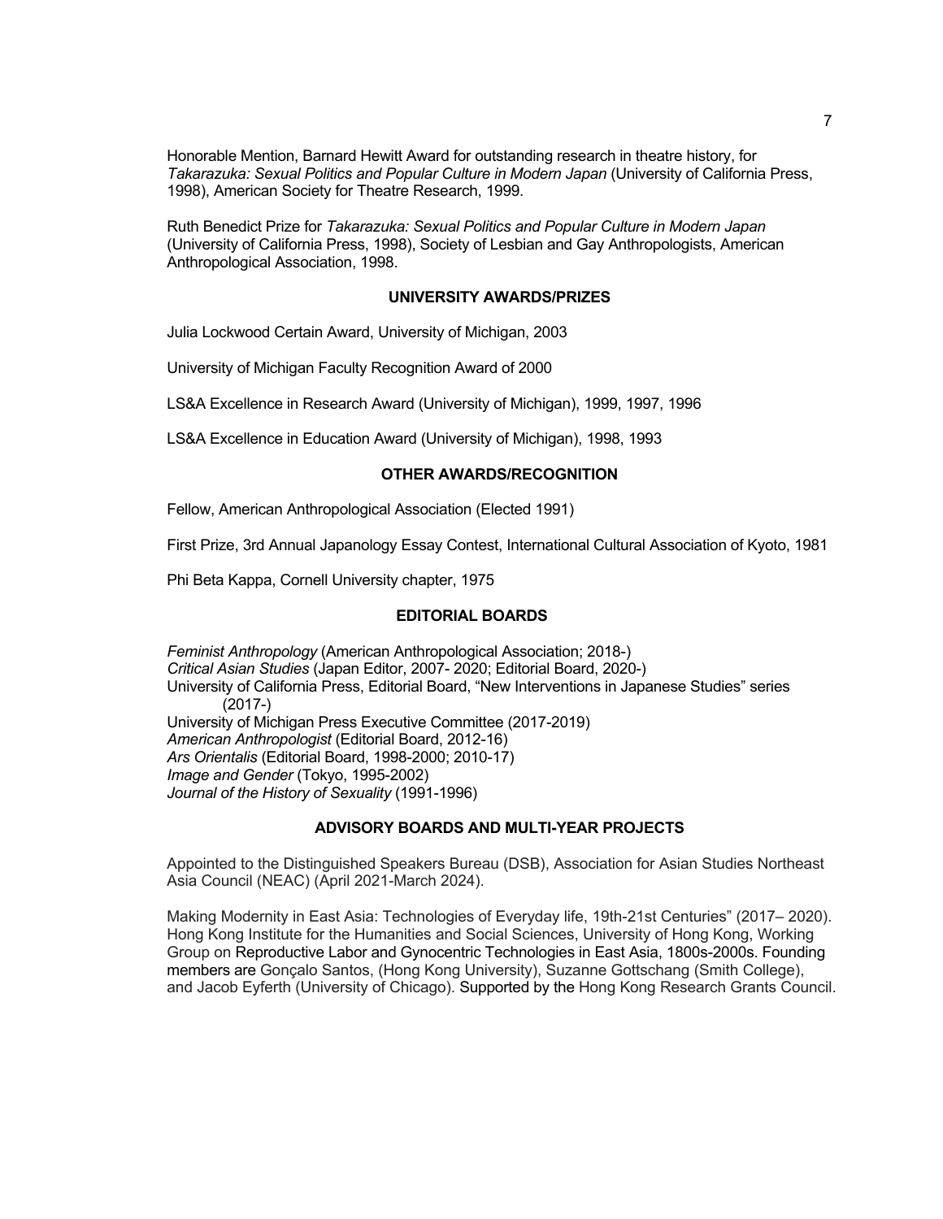Honorable Mention, Barnard Hewitt Award for outstanding research in theatre history, for *Takarazuka: Sexual Politics and Popular Culture in Modern Japan* (University of California Press, 1998), American Society for Theatre Research, 1999.

Ruth Benedict Prize for *Takarazuka: Sexual Politics and Popular Culture in Modern Japan* (University of California Press, 1998), Society of Lesbian and Gay Anthropologists, American Anthropological Association, 1998.

## UNIVERSITY AWARDS/PRIZES

Julia Lockwood Certain Award, University of Michigan, 2003

University of Michigan Faculty Recognition Award of 2000

LS&A Excellence in Research Award (University of Michigan), 1999, 1997, 1996

LS&A Excellence in Education Award (University of Michigan), 1998, 1993

## OTHER AWARDS/RECOGNITION

Fellow, American Anthropological Association (Elected 1991)

First Prize, 3rd Annual Japanology Essay Contest, International Cultural Association of Kyoto, 1981

Phi Beta Kappa, Cornell University chapter, 1975

## EDITORIAL BOARDS

*Feminist Anthropology* (American Anthropological Association; 2018-)
*Critical Asian Studies* (Japan Editor, 2007- 2020; Editorial Board, 2020-)
University of California Press, Editorial Board, "New Interventions in Japanese Studies" series (2017-)
University of Michigan Press Executive Committee (2017-2019)
*American Anthropologist* (Editorial Board, 2012-16)
*Ars Orientalis* (Editorial Board, 1998-2000; 2010-17)
*Image and Gender* (Tokyo, 1995-2002)
*Journal of the History of Sexuality* (1991-1996)

## ADVISORY BOARDS AND MULTI-YEAR PROJECTS

Appointed to the Distinguished Speakers Bureau (DSB), Association for Asian Studies Northeast Asia Council (NEAC) (April 2021-March 2024).

Making Modernity in East Asia: Technologies of Everyday life, 19th-21st Centuries" (2017– 2020). Hong Kong Institute for the Humanities and Social Sciences, University of Hong Kong, Working Group on Reproductive Labor and Gynocentric Technologies in East Asia, 1800s-2000s. Founding members are Gonçalo Santos, (Hong Kong University), Suzanne Gottschang (Smith College), and Jacob Eyferth (University of Chicago). Supported by the Hong Kong Research Grants Council.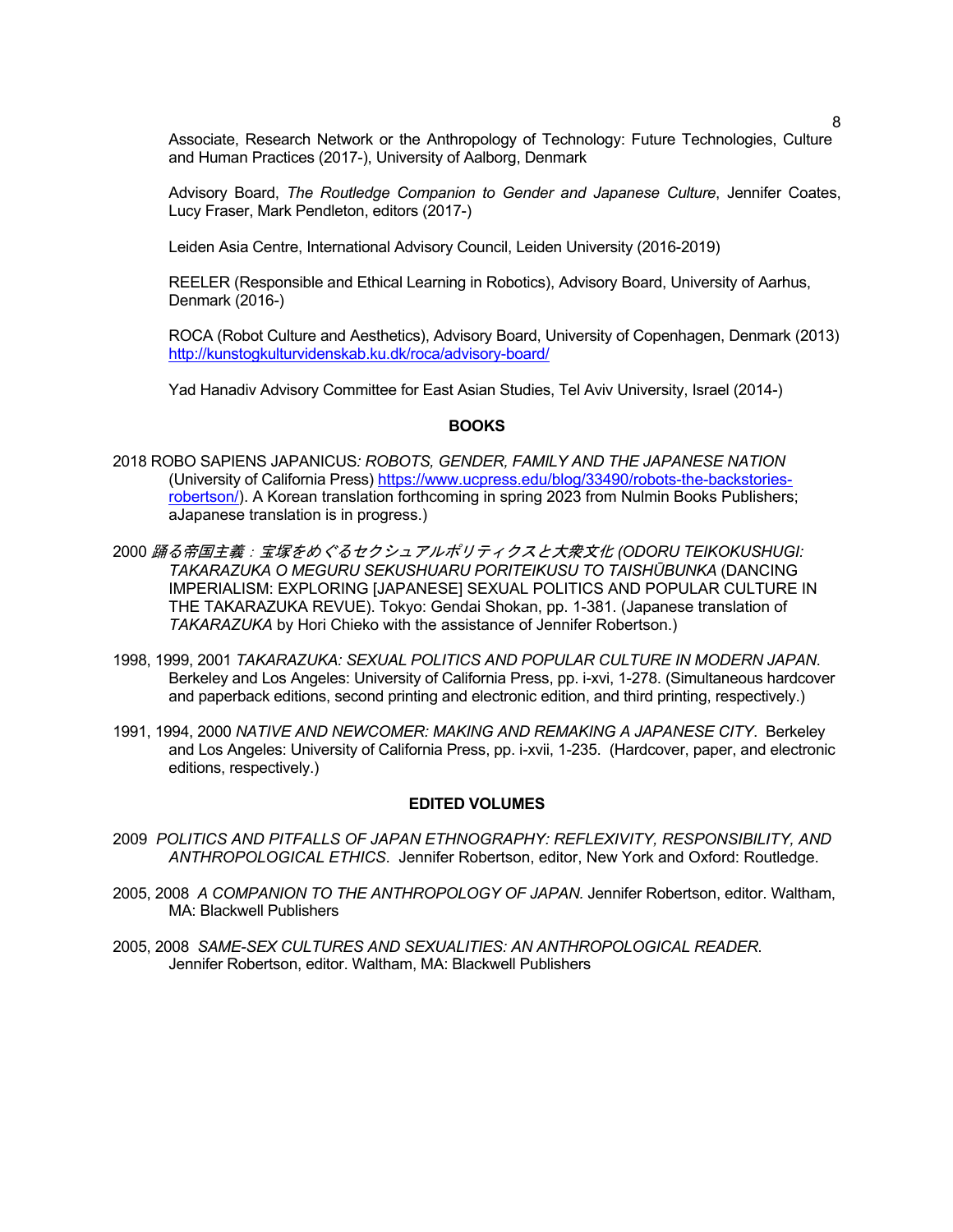Associate, Research Network or the Anthropology of Technology: Future Technologies, Culture and Human Practices (2017-), University of Aalborg, Denmark

Advisory Board, *The Routledge Companion to Gender and Japanese Culture*, Jennifer Coates, Lucy Fraser, Mark Pendleton, editors (2017-)

Leiden Asia Centre, International Advisory Council, Leiden University (2016-2019)

REELER (Responsible and Ethical Learning in Robotics), Advisory Board, University of Aarhus, Denmark (2016-)

ROCA (Robot Culture and Aesthetics), Advisory Board, University of Copenhagen, Denmark (2013) [http://kunstogkulturvidenskab.ku.dk/roca/advisory-board/](http://kunstogkulturvidenskab.ku.dk/roca/advisory-board/)

Yad Hanadiv Advisory Committee for East Asian Studies, Tel Aviv University, Israel (2014-)

## BOOKS

2018 ROBO SAPIENS JAPANICUS*: ROBOTS, GENDER, FAMILY AND THE JAPANESE NATION* (University of California Press) [https://www.ucpress.edu/blog/33490/robots-the-backstories-robertson/](https://www.ucpress.edu/blog/33490/robots-the-backstories-robertson/)). A Korean translation forthcoming in spring 2023 from Nulmin Books Publishers; aJapanese translation is in progress.)

2000 *踊る帝国主義：宝塚をめぐるセクシュアルポリティクスと大衆文化 (ODORU TEIKOKUSHUGI: TAKARAZUKA O MEGURU SEKUSHUARU PORITEIKUSU TO TAISHŪBUNKA* (DANCING IMPERIALISM: EXPLORING [JAPANESE] SEXUAL POLITICS AND POPULAR CULTURE IN THE TAKARAZUKA REVUE). Tokyo: Gendai Shokan, pp. 1-381. (Japanese translation of *TAKARAZUKA* by Hori Chieko with the assistance of Jennifer Robertson.)

1998, 1999, 2001 *TAKARAZUKA: SEXUAL POLITICS AND POPULAR CULTURE IN MODERN JAPAN.* Berkeley and Los Angeles: University of California Press, pp. i-xvi, 1-278. (Simultaneous hardcover and paperback editions, second printing and electronic edition, and third printing, respectively.)

1991, 1994, 2000 *NATIVE AND NEWCOMER: MAKING AND REMAKING A JAPANESE CITY*. Berkeley and Los Angeles: University of California Press, pp. i-xvii, 1-235. (Hardcover, paper, and electronic editions, respectively.)

## EDITED VOLUMES

2009 *POLITICS AND PITFALLS OF JAPAN ETHNOGRAPHY: REFLEXIVITY, RESPONSIBILITY, AND ANTHROPOLOGICAL ETHICS*. Jennifer Robertson, editor, New York and Oxford: Routledge.

2005, 2008 *A COMPANION TO THE ANTHROPOLOGY OF JAPAN.* Jennifer Robertson, editor. Waltham, MA: Blackwell Publishers

2005, 2008 *SAME-SEX CULTURES AND SEXUALITIES: AN ANTHROPOLOGICAL READER*. Jennifer Robertson, editor. Waltham, MA: Blackwell Publishers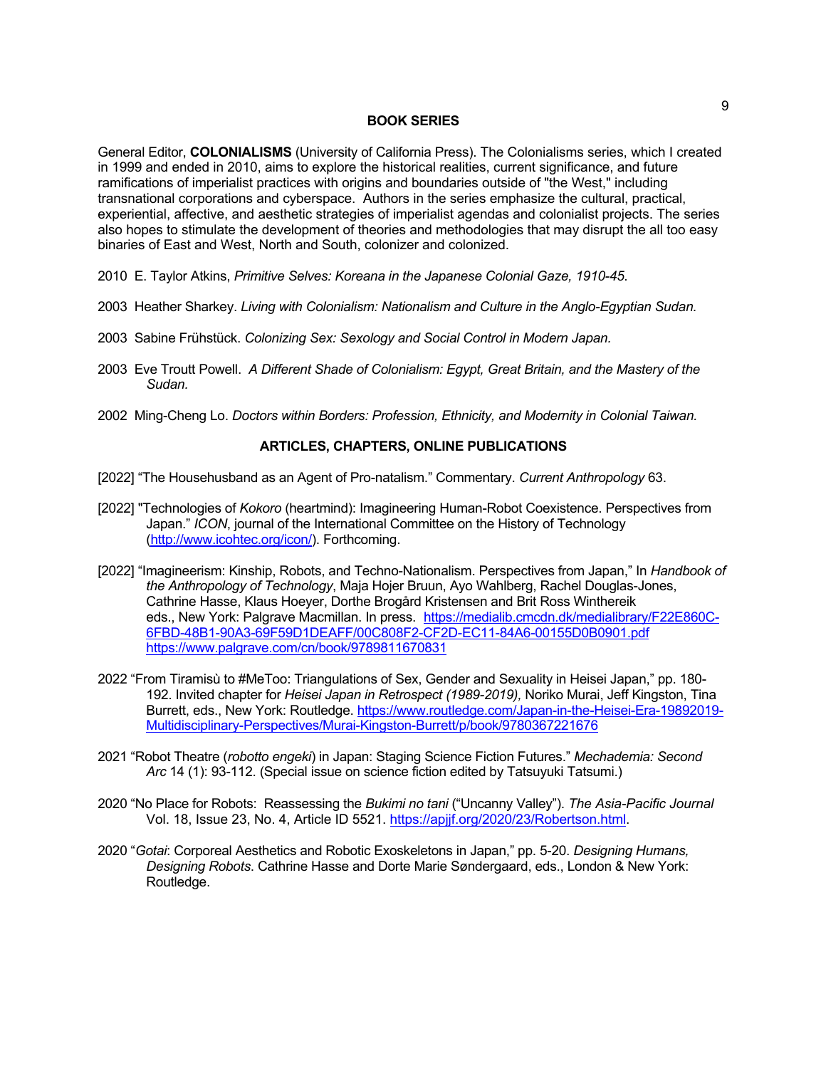## BOOK SERIES

General Editor, **COLONIALISMS** (University of California Press). The Colonialisms series, which I created in 1999 and ended in 2010, aims to explore the historical realities, current significance, and future ramifications of imperialist practices with origins and boundaries outside of "the West," including transnational corporations and cyberspace. Authors in the series emphasize the cultural, practical, experiential, affective, and aesthetic strategies of imperialist agendas and colonialist projects. The series also hopes to stimulate the development of theories and methodologies that may disrupt the all too easy binaries of East and West, North and South, colonizer and colonized.

2010 E. Taylor Atkins, *Primitive Selves: Koreana in the Japanese Colonial Gaze, 1910-45.*

2003 Heather Sharkey. *Living with Colonialism: Nationalism and Culture in the Anglo-Egyptian Sudan.*

2003 Sabine Frühstück. *Colonizing Sex: Sexology and Social Control in Modern Japan.*

2003 Eve Troutt Powell. *A Different Shade of Colonialism: Egypt, Great Britain, and the Mastery of the Sudan.*

2002 Ming-Cheng Lo. *Doctors within Borders: Profession, Ethnicity, and Modernity in Colonial Taiwan.*

## ARTICLES, CHAPTERS, ONLINE PUBLICATIONS

[2022] "The Househusband as an Agent of Pro-natalism." Commentary. *Current Anthropology* 63.

[2022] "Technologies of *Kokoro* (heartmind): Imagineering Human-Robot Coexistence. Perspectives from Japan." *ICON*, journal of the International Committee on the History of Technology (http://www.icohtec.org/icon/). Forthcoming.

[2022] "Imagineerism: Kinship, Robots, and Techno-Nationalism. Perspectives from Japan," In *Handbook of the Anthropology of Technology*, Maja Hojer Bruun, Ayo Wahlberg, Rachel Douglas-Jones, Cathrine Hasse, Klaus Hoeyer, Dorthe Brogård Kristensen and Brit Ross Winthereik eds., New York: Palgrave Macmillan. In press. https://medialib.cmcdn.dk/medialibrary/F22E860C-6FBD-48B1-90A3-69F59D1DEAFF/00C808F2-CF2D-EC11-84A6-00155D0B0901.pdf https://www.palgrave.com/cn/book/9789811670831

2022 "From Tiramisù to #MeToo: Triangulations of Sex, Gender and Sexuality in Heisei Japan," pp. 180-192. Invited chapter for *Heisei Japan in Retrospect (1989-2019),* Noriko Murai, Jeff Kingston, Tina Burrett, eds., New York: Routledge. https://www.routledge.com/Japan-in-the-Heisei-Era-19892019-Multidisciplinary-Perspectives/Murai-Kingston-Burrett/p/book/9780367221676

2021 "Robot Theatre (*robotto engeki*) in Japan: Staging Science Fiction Futures." *Mechademia: Second Arc* 14 (1): 93-112. (Special issue on science fiction edited by Tatsuyuki Tatsumi.)

2020 "No Place for Robots: Reassessing the *Bukimi no tani* ("Uncanny Valley"). *The Asia-Pacific Journal* Vol. 18, Issue 23, No. 4, Article ID 5521. https://apjjf.org/2020/23/Robertson.html.

2020 "*Gotai*: Corporeal Aesthetics and Robotic Exoskeletons in Japan," pp. 5-20. *Designing Humans, Designing Robots*. Cathrine Hasse and Dorte Marie Søndergaard, eds., London & New York: Routledge.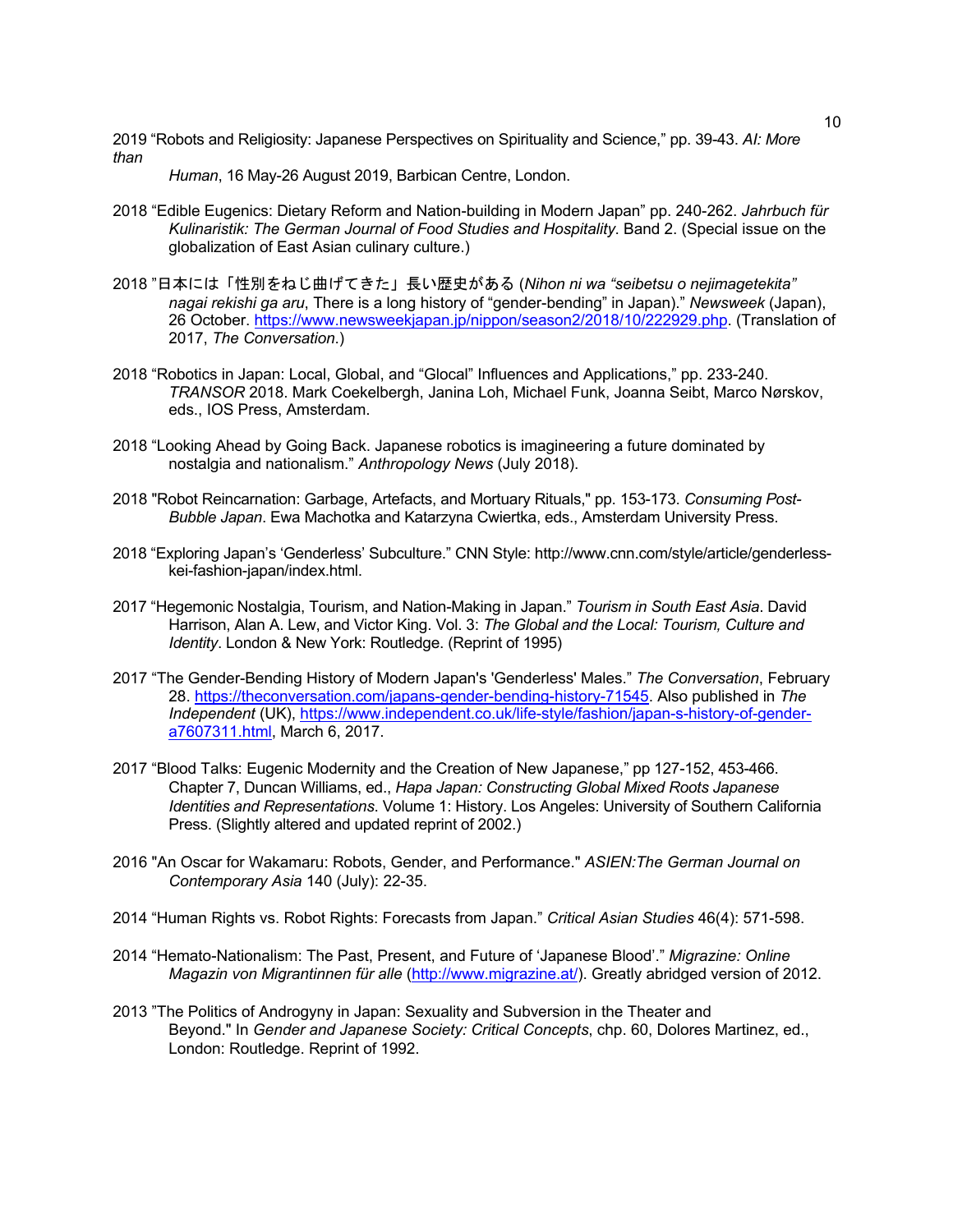2019 “Robots and Religiosity: Japanese Perspectives on Spirituality and Science,” pp. 39-43. *AI: More than Human*, 16 May-26 August 2019, Barbican Centre, London.

2018 “Edible Eugenics: Dietary Reform and Nation-building in Modern Japan” pp. 240-262. *Jahrbuch für Kulinaristik: The German Journal of Food Studies and Hospitality*. Band 2. (Special issue on the globalization of East Asian culinary culture.)

2018 ”日本には「性別をねじ曲げてきた」長い歴史がある (*Nihon ni wa “seibetsu o nejimagetekita” nagai rekishi ga aru*, There is a long history of “gender-bending” in Japan).” *Newsweek* (Japan), 26 October. https://www.newsweekjapan.jp/nippon/season2/2018/10/222929.php. (Translation of 2017, *The Conversation*.)

2018 “Robotics in Japan: Local, Global, and “Glocal” Influences and Applications,” pp. 233-240. *TRANSOR* 2018. Mark Coekelbergh, Janina Loh, Michael Funk, Joanna Seibt, Marco Nørskov, eds., IOS Press, Amsterdam.

2018 “Looking Ahead by Going Back. Japanese robotics is imagineering a future dominated by nostalgia and nationalism.” *Anthropology News* (July 2018).

2018 "Robot Reincarnation: Garbage, Artefacts, and Mortuary Rituals," pp. 153-173. *Consuming Post-Bubble Japan*. Ewa Machotka and Katarzyna Cwiertka, eds., Amsterdam University Press.

2018 “Exploring Japan’s ‘Genderless’ Subculture.” CNN Style: http://www.cnn.com/style/article/genderless-kei-fashion-japan/index.html.

2017 “Hegemonic Nostalgia, Tourism, and Nation-Making in Japan.” *Tourism in South East Asia*. David Harrison, Alan A. Lew, and Victor King. Vol. 3: *The Global and the Local: Tourism, Culture and Identity*. London & New York: Routledge. (Reprint of 1995)

2017 “The Gender-Bending History of Modern Japan's 'Genderless' Males.” *The Conversation*, February 28. https://theconversation.com/japans-gender-bending-history-71545. Also published in *The Independent* (UK), https://www.independent.co.uk/life-style/fashion/japan-s-history-of-gender-a7607311.html, March 6, 2017.

2017 “Blood Talks: Eugenic Modernity and the Creation of New Japanese,” pp 127-152, 453-466. Chapter 7, Duncan Williams, ed., *Hapa Japan: Constructing Global Mixed Roots Japanese Identities and Representations*. Volume 1: History. Los Angeles: University of Southern California Press. (Slightly altered and updated reprint of 2002.)

2016 "An Oscar for Wakamaru: Robots, Gender, and Performance." *ASIEN:The German Journal on Contemporary Asia* 140 (July): 22-35.

2014 “Human Rights vs. Robot Rights: Forecasts from Japan.” *Critical Asian Studies* 46(4): 571-598.

2014 “Hemato-Nationalism: The Past, Present, and Future of ‘Japanese Blood’.” *Migrazine: Online Magazin von Migrantinnen für alle* (http://www.migrazine.at/). Greatly abridged version of 2012.

2013 ”The Politics of Androgyny in Japan: Sexuality and Subversion in the Theater and Beyond." In *Gender and Japanese Society: Critical Concepts*, chp. 60, Dolores Martinez, ed., London: Routledge. Reprint of 1992.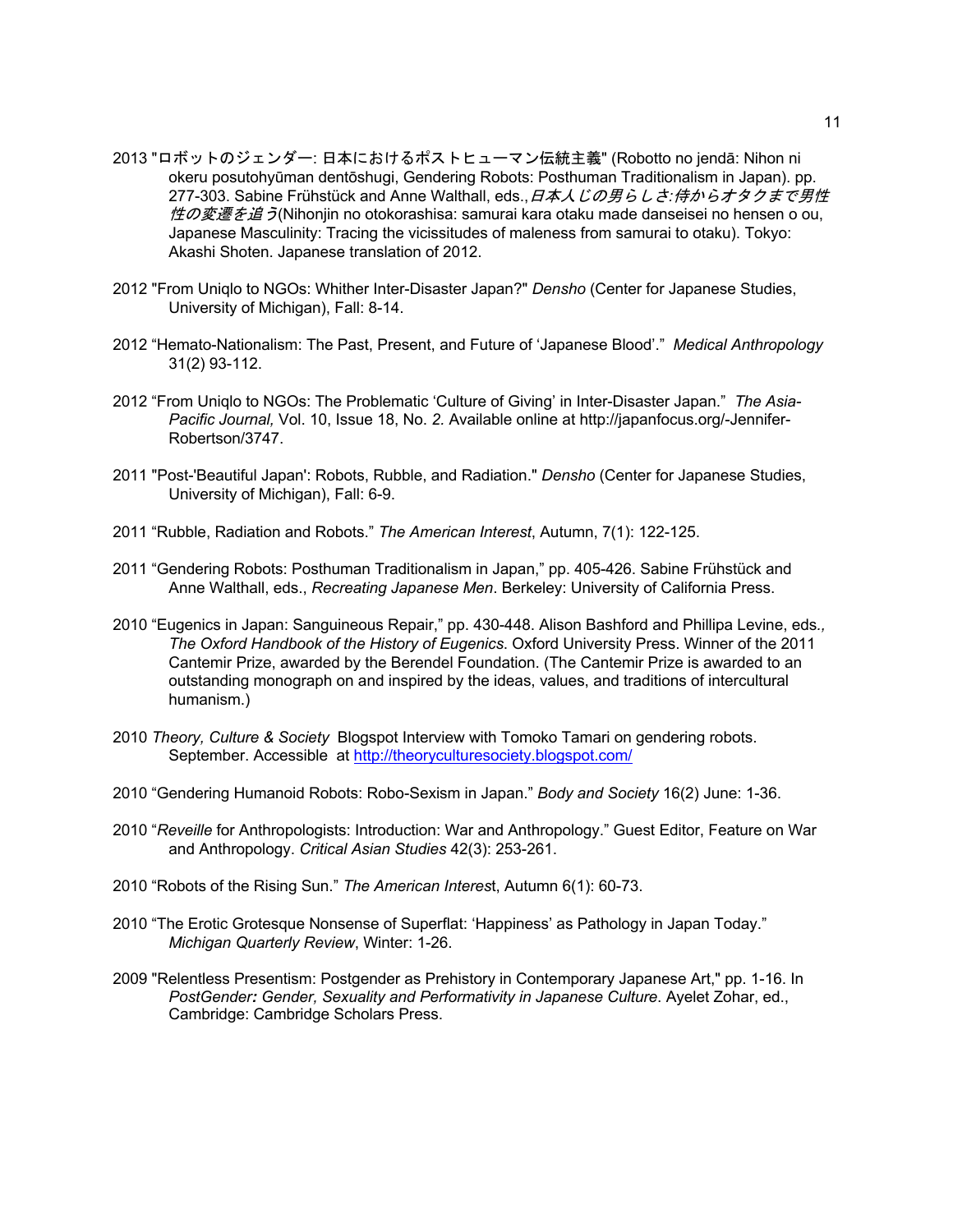2013 "ロボットのジェンダー: 日本におけるポストヒューマン伝統主義" (Robotto no jendā: Nihon ni okeru posutohyūman dentōshugi, Gendering Robots: Posthuman Traditionalism in Japan). pp. 277-303. Sabine Frühstück and Anne Walthall, eds.,*日本人じの男らしさ:侍からオタクまで男性性の変遷を追う*(Nihonjin no otokorashisa: samurai kara otaku made danseisei no hensen o ou, Japanese Masculinity: Tracing the vicissitudes of maleness from samurai to otaku). Tokyo: Akashi Shoten. Japanese translation of 2012.

2012 "From Uniqlo to NGOs: Whither Inter-Disaster Japan?" *Densho* (Center for Japanese Studies, University of Michigan), Fall: 8-14.

2012 "Hemato-Nationalism: The Past, Present, and Future of 'Japanese Blood'." *Medical Anthropology* 31(2) 93-112.

2012 "From Uniqlo to NGOs: The Problematic 'Culture of Giving' in Inter-Disaster Japan." *The Asia-Pacific Journal,* Vol. 10, Issue 18, No. *2.* Available online at http://japanfocus.org/-Jennifer-Robertson/3747.

2011 "Post-'Beautiful Japan': Robots, Rubble, and Radiation." *Densho* (Center for Japanese Studies, University of Michigan), Fall: 6-9.

2011 "Rubble, Radiation and Robots." *The American Interest*, Autumn, 7(1): 122-125.

2011 "Gendering Robots: Posthuman Traditionalism in Japan," pp. 405-426. Sabine Frühstück and Anne Walthall, eds., *Recreating Japanese Men*. Berkeley: University of California Press.

2010 "Eugenics in Japan: Sanguineous Repair," pp. 430-448. Alison Bashford and Phillipa Levine, eds*., The Oxford Handbook of the History of Eugenics*. Oxford University Press. Winner of the 2011 Cantemir Prize, awarded by the Berendel Foundation. (The Cantemir Prize is awarded to an outstanding monograph on and inspired by the ideas, values, and traditions of intercultural humanism.)

2010 *Theory, Culture & Society* Blogspot Interview with Tomoko Tamari on gendering robots. September. Accessible at http://theoryculturesociety.blogspot.com/

2010 "Gendering Humanoid Robots: Robo-Sexism in Japan." *Body and Society* 16(2) June: 1-36.

2010 "*Reveille* for Anthropologists: Introduction: War and Anthropology." Guest Editor, Feature on War and Anthropology. *Critical Asian Studies* 42(3): 253-261.

2010 "Robots of the Rising Sun." *The American Interest*, Autumn 6(1): 60-73.

2010 "The Erotic Grotesque Nonsense of Superflat: 'Happiness' as Pathology in Japan Today." *Michigan Quarterly Review*, Winter: 1-26.

2009 "Relentless Presentism: Postgender as Prehistory in Contemporary Japanese Art," pp. 1-16. In *PostGender: Gender, Sexuality and Performativity in Japanese Culture*. Ayelet Zohar, ed., Cambridge: Cambridge Scholars Press.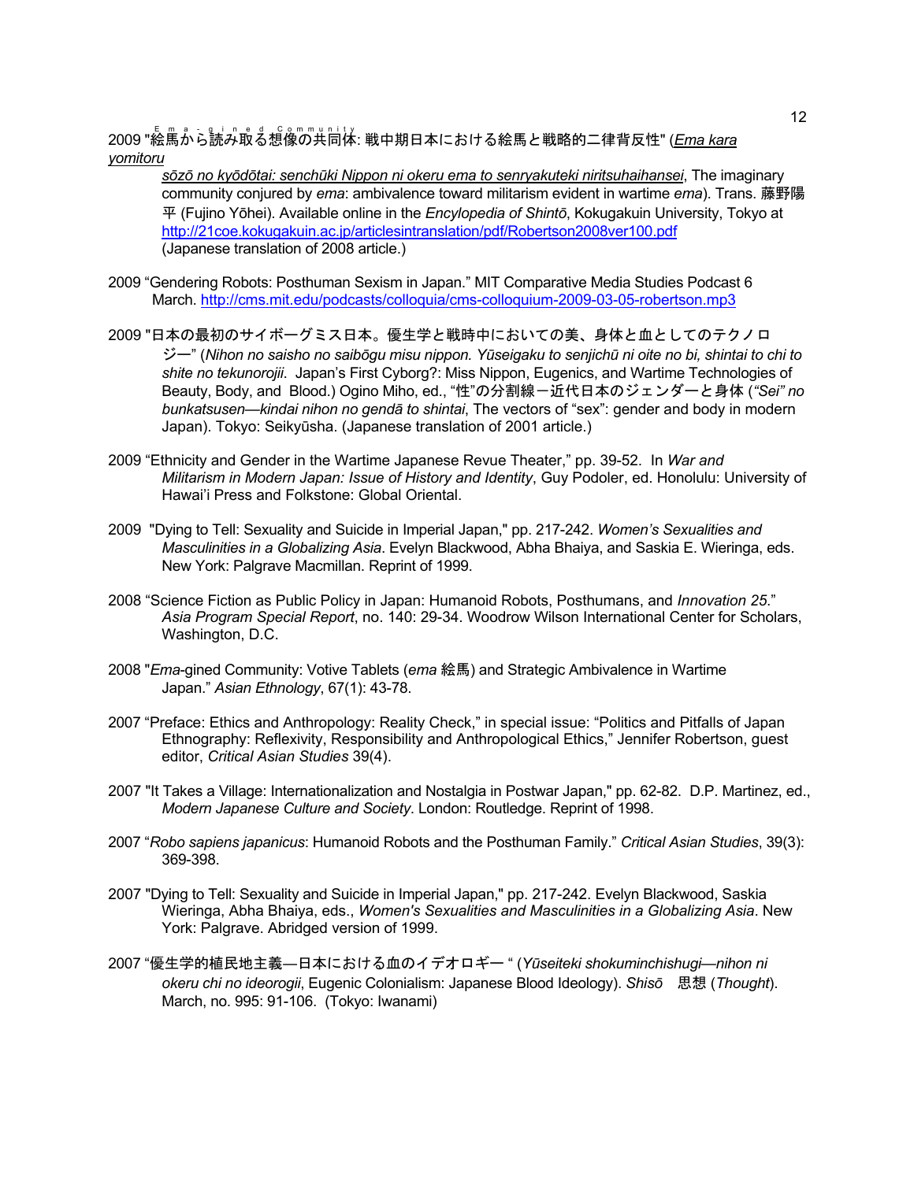2009 "絵馬から読み取る想像の共同体: 戦中期日本における絵馬と戦略的二律背反性" (Ema kara yomitoru sōzō no kyōdōtai: senchūki Nippon ni okeru ema to senryakuteki niritsuhaihansei, The imaginary community conjured by *ema*: ambivalence toward militarism evident in wartime *ema*). Trans. 藤野陽平 (Fujino Yōhei). Available online in the *Encylopedia of Shintō*, Kokugakuin University, Tokyo at http://21coe.kokugakuin.ac.jp/articlesintranslation/pdf/Robertson2008ver100.pdf (Japanese translation of 2008 article.)

2009 "Gendering Robots: Posthuman Sexism in Japan." MIT Comparative Media Studies Podcast 6 March. http://cms.mit.edu/podcasts/colloquia/cms-colloquium-2009-03-05-robertson.mp3

2009 "日本の最初のサイボーグミス日本。優生学と戦時中においての美、身体と血としてのテクノロジー" (*Nihon no saisho no saibōgu misu nippon. Yūseigaku to senjichū ni oite no bi, shintai to chi to shite no tekunorojii.* Japan's First Cyborg?: Miss Nippon, Eugenics, and Wartime Technologies of Beauty, Body, and Blood.) Ogino Miho, ed., "性"の分割線ー近代日本のジェンダーと身体 (*"Sei" no bunkatsusen—kindai nihon no gendā to shintai*, The vectors of "sex": gender and body in modern Japan). Tokyo: Seikyūsha. (Japanese translation of 2001 article.)

2009 "Ethnicity and Gender in the Wartime Japanese Revue Theater," pp. 39-52. In *War and Militarism in Modern Japan: Issue of History and Identity*, Guy Podoler, ed. Honolulu: University of Hawai'i Press and Folkstone: Global Oriental.

2009 "Dying to Tell: Sexuality and Suicide in Imperial Japan," pp. 217-242. *Women's Sexualities and Masculinities in a Globalizing Asia*. Evelyn Blackwood, Abha Bhaiya, and Saskia E. Wieringa, eds. New York: Palgrave Macmillan. Reprint of 1999.

2008 "Science Fiction as Public Policy in Japan: Humanoid Robots, Posthumans, and *Innovation 25*." *Asia Program Special Report*, no. 140: 29-34. Woodrow Wilson International Center for Scholars, Washington, D.C.

2008 "*Ema*-gined Community: Votive Tablets (*ema* 絵馬) and Strategic Ambivalence in Wartime Japan." *Asian Ethnology*, 67(1): 43-78.

2007 "Preface: Ethics and Anthropology: Reality Check," in special issue: "Politics and Pitfalls of Japan Ethnography: Reflexivity, Responsibility and Anthropological Ethics," Jennifer Robertson, guest editor, *Critical Asian Studies* 39(4).

2007 "It Takes a Village: Internationalization and Nostalgia in Postwar Japan," pp. 62-82. D.P. Martinez, ed., *Modern Japanese Culture and Society*. London: Routledge. Reprint of 1998.

2007 "*Robo sapiens japanicus*: Humanoid Robots and the Posthuman Family." *Critical Asian Studies*, 39(3): 369-398.

2007 "Dying to Tell: Sexuality and Suicide in Imperial Japan," pp. 217-242. Evelyn Blackwood, Saskia Wieringa, Abha Bhaiya, eds., *Women's Sexualities and Masculinities in a Globalizing Asia*. New York: Palgrave. Abridged version of 1999.

2007 "優生学的植民地主義—日本における血のイデオロギー " (*Yūseiteki shokuminchishugi—nihon ni okeru chi no ideorogii*, Eugenic Colonialism: Japanese Blood Ideology). *Shisō* 思想 (*Thought*). March, no. 995: 91-106. (Tokyo: Iwanami)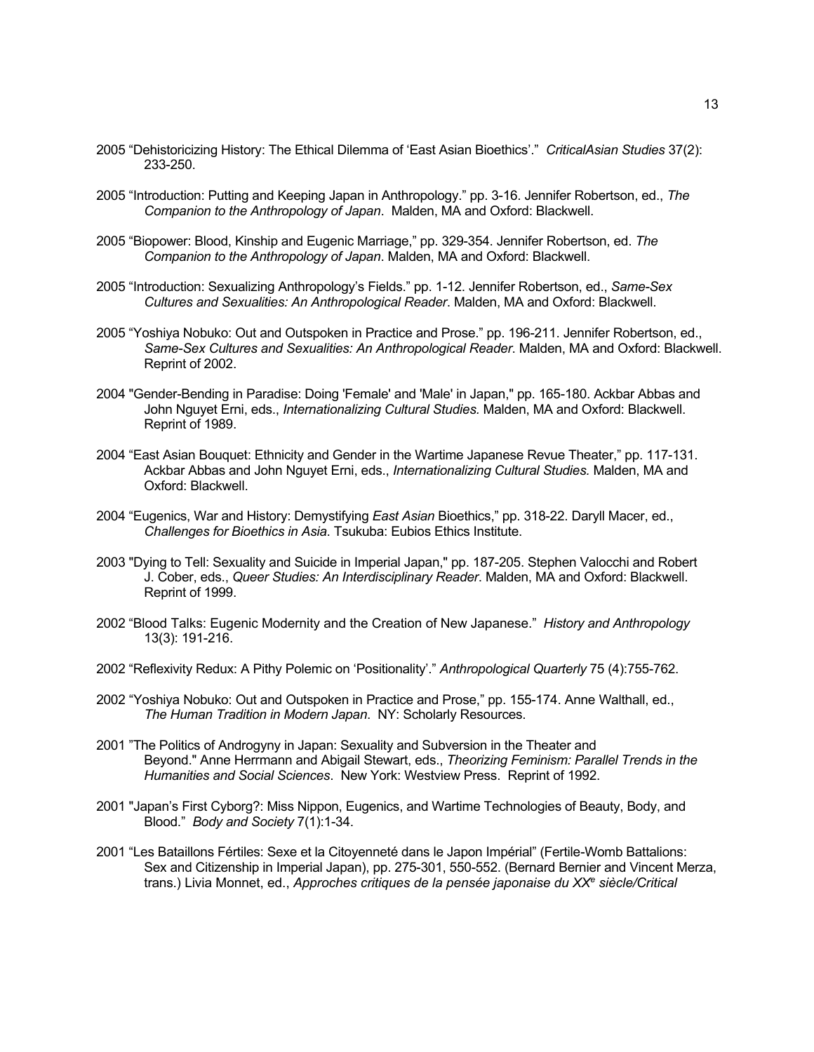2005 “Dehistoricizing History: The Ethical Dilemma of ‘East Asian Bioethics’.” *CriticalAsian Studies* 37(2): 233-250.

2005 “Introduction: Putting and Keeping Japan in Anthropology.” pp. 3-16. Jennifer Robertson, ed., *The Companion to the Anthropology of Japan*. Malden, MA and Oxford: Blackwell.

2005 “Biopower: Blood, Kinship and Eugenic Marriage,” pp. 329-354. Jennifer Robertson, ed. *The Companion to the Anthropology of Japan*. Malden, MA and Oxford: Blackwell.

2005 “Introduction: Sexualizing Anthropology’s Fields.” pp. 1-12. Jennifer Robertson, ed., *Same-Sex Cultures and Sexualities: An Anthropological Reader*. Malden, MA and Oxford: Blackwell.

2005 “Yoshiya Nobuko: Out and Outspoken in Practice and Prose.” pp. 196-211. Jennifer Robertson, ed., *Same-Sex Cultures and Sexualities: An Anthropological Reader*. Malden, MA and Oxford: Blackwell. Reprint of 2002.

2004 "Gender-Bending in Paradise: Doing 'Female' and 'Male' in Japan," pp. 165-180. Ackbar Abbas and John Nguyet Erni, eds., *Internationalizing Cultural Studies.* Malden, MA and Oxford: Blackwell. Reprint of 1989.

2004 “East Asian Bouquet: Ethnicity and Gender in the Wartime Japanese Revue Theater,” pp. 117-131. Ackbar Abbas and John Nguyet Erni, eds., *Internationalizing Cultural Studies.* Malden, MA and Oxford: Blackwell.

2004 “Eugenics, War and History: Demystifying *East Asian* Bioethics,” pp. 318-22. Daryll Macer, ed., *Challenges for Bioethics in Asia*. Tsukuba: Eubios Ethics Institute.

2003 "Dying to Tell: Sexuality and Suicide in Imperial Japan," pp. 187-205. Stephen Valocchi and Robert J. Cober, eds., *Queer Studies: An Interdisciplinary Reader*. Malden, MA and Oxford: Blackwell. Reprint of 1999.

2002 “Blood Talks: Eugenic Modernity and the Creation of New Japanese.” *History and Anthropology* 13(3): 191-216.

2002 “Reflexivity Redux: A Pithy Polemic on ‘Positionality’.” *Anthropological Quarterly* 75 (4):755-762.

2002 “Yoshiya Nobuko: Out and Outspoken in Practice and Prose,” pp. 155-174. Anne Walthall, ed., *The Human Tradition in Modern Japan*. NY: Scholarly Resources.

2001 ”The Politics of Androgyny in Japan: Sexuality and Subversion in the Theater and Beyond." Anne Herrmann and Abigail Stewart, eds., *Theorizing Feminism: Parallel Trends in the Humanities and Social Sciences*. New York: Westview Press. Reprint of 1992.

2001 "Japan’s First Cyborg?: Miss Nippon, Eugenics, and Wartime Technologies of Beauty, Body, and Blood.” *Body and Society* 7(1):1-34.

2001 “Les Bataillons Fértiles: Sexe et la Citoyenneté dans le Japon Impérial” (Fertile-Womb Battalions: Sex and Citizenship in Imperial Japan), pp. 275-301, 550-552. (Bernard Bernier and Vincent Merza, trans.) Livia Monnet, ed., *Approches critiques de la pensée japonaise du XXᵉ siècle/Critical*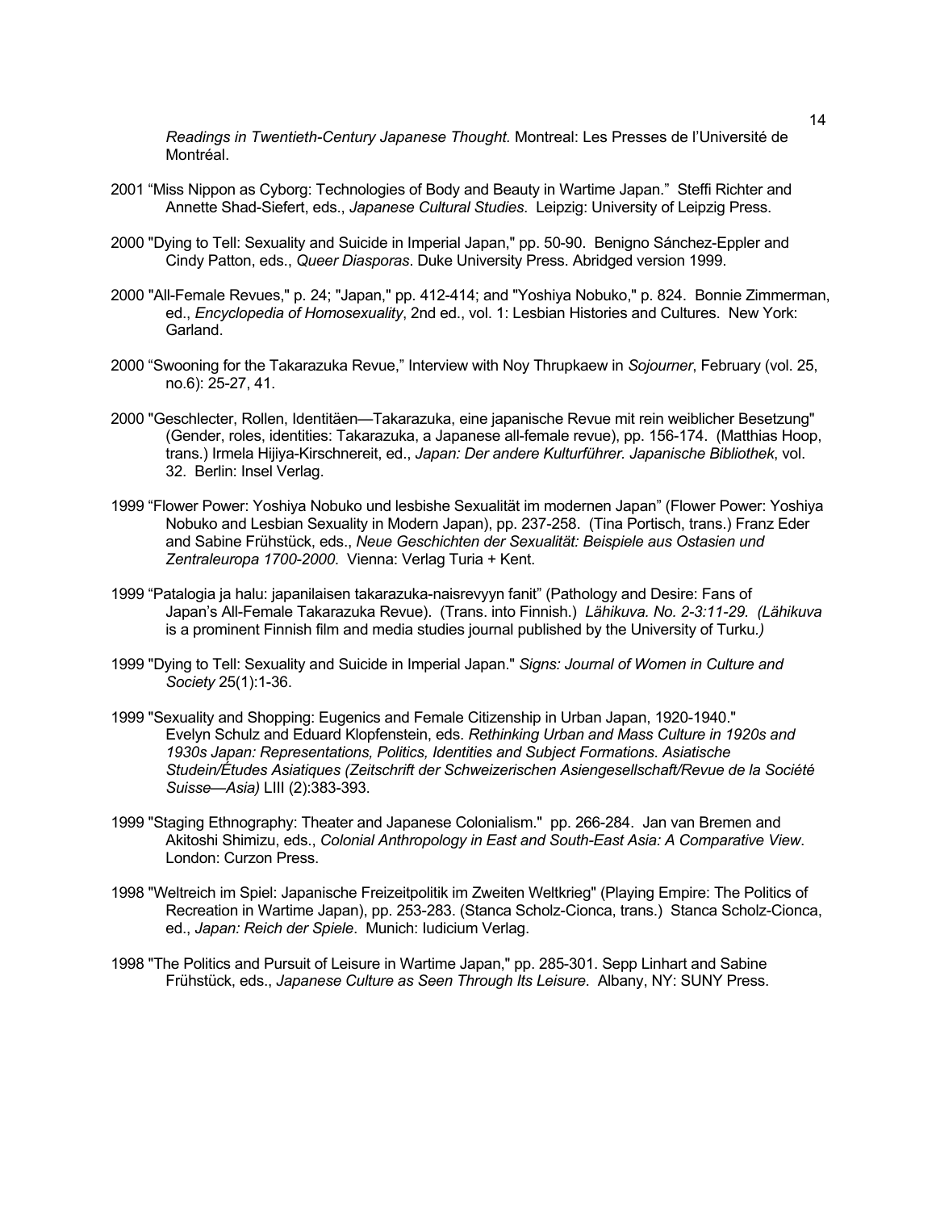*Readings in Twentieth-Century Japanese Thought.* Montreal: Les Presses de l'Université de Montréal.

2001 "Miss Nippon as Cyborg: Technologies of Body and Beauty in Wartime Japan." Steffi Richter and Annette Shad-Siefert, eds., *Japanese Cultural Studies*. Leipzig: University of Leipzig Press.

2000 "Dying to Tell: Sexuality and Suicide in Imperial Japan," pp. 50-90. Benigno Sánchez-Eppler and Cindy Patton, eds., *Queer Diasporas*. Duke University Press. Abridged version 1999.

2000 "All-Female Revues," p. 24; "Japan," pp. 412-414; and "Yoshiya Nobuko," p. 824. Bonnie Zimmerman, ed., *Encyclopedia of Homosexuality*, 2nd ed., vol. 1: Lesbian Histories and Cultures. New York: Garland.

2000 "Swooning for the Takarazuka Revue," Interview with Noy Thrupkaew in *Sojourner*, February (vol. 25, no.6): 25-27, 41.

2000 "Geschlecter, Rollen, Identitäen—Takarazuka, eine japanische Revue mit rein weiblicher Besetzung" (Gender, roles, identities: Takarazuka, a Japanese all-female revue), pp. 156-174. (Matthias Hoop, trans.) Irmela Hijiya-Kirschnereit, ed., *Japan: Der andere Kulturführer. Japanische Bibliothek*, vol. 32. Berlin: Insel Verlag.

1999 "Flower Power: Yoshiya Nobuko und lesbishe Sexualität im modernen Japan" (Flower Power: Yoshiya Nobuko and Lesbian Sexuality in Modern Japan), pp. 237-258. (Tina Portisch, trans.) Franz Eder and Sabine Frühstück, eds., *Neue Geschichten der Sexualität: Beispiele aus Ostasien und Zentraleuropa 1700-2000*. Vienna: Verlag Turia + Kent.

1999 "Patalogia ja halu: japanilaisen takarazuka-naisrevyyn fanit" (Pathology and Desire: Fans of Japan's All-Female Takarazuka Revue). (Trans. into Finnish.) *Lähikuva. No. 2-3:11-29. (Lähikuva* is a prominent Finnish film and media studies journal published by the University of Turku.*)*

1999 "Dying to Tell: Sexuality and Suicide in Imperial Japan." *Signs: Journal of Women in Culture and Society* 25(1):1-36.

1999 "Sexuality and Shopping: Eugenics and Female Citizenship in Urban Japan, 1920-1940." Evelyn Schulz and Eduard Klopfenstein, eds. *Rethinking Urban and Mass Culture in 1920s and 1930s Japan: Representations, Politics, Identities and Subject Formations. Asiatische Studein/Études Asiatiques (Zeitschrift der Schweizerischen Asiengesellschaft/Revue de la Société Suisse—Asia)* LIII (2):383-393.

1999 "Staging Ethnography: Theater and Japanese Colonialism." pp. 266-284. Jan van Bremen and Akitoshi Shimizu, eds., *Colonial Anthropology in East and South-East Asia: A Comparative View*. London: Curzon Press.

1998 "Weltreich im Spiel: Japanische Freizeitpolitik im Zweiten Weltkrieg" (Playing Empire: The Politics of Recreation in Wartime Japan), pp. 253-283. (Stanca Scholz-Cionca, trans.) Stanca Scholz-Cionca, ed., *Japan: Reich der Spiele*. Munich: Iudicium Verlag.

1998 "The Politics and Pursuit of Leisure in Wartime Japan," pp. 285-301. Sepp Linhart and Sabine Frühstück, eds., *Japanese Culture as Seen Through Its Leisure.* Albany, NY: SUNY Press.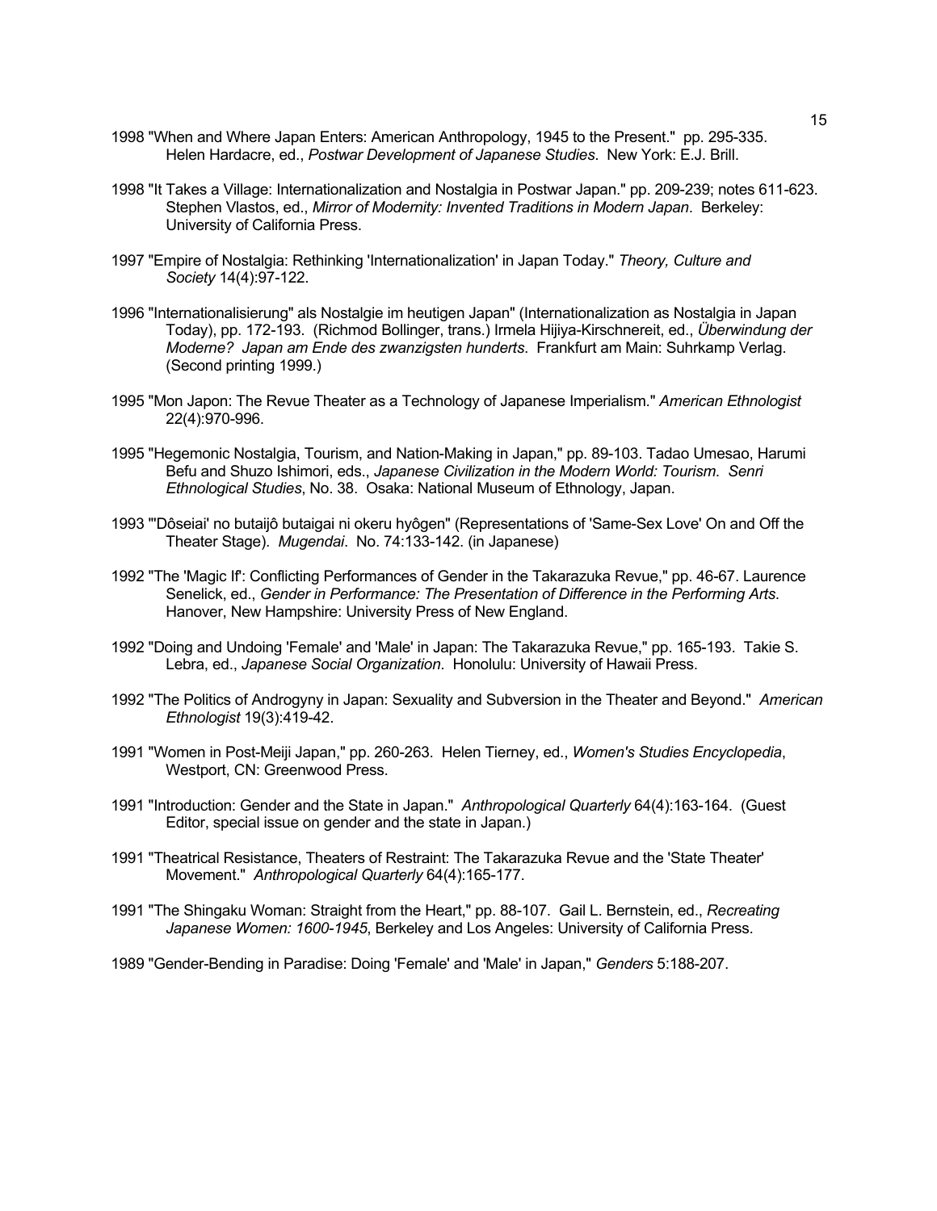1998 "When and Where Japan Enters: American Anthropology, 1945 to the Present." pp. 295-335. Helen Hardacre, ed., *Postwar Development of Japanese Studies*. New York: E.J. Brill.

1998 "It Takes a Village: Internationalization and Nostalgia in Postwar Japan." pp. 209-239; notes 611-623. Stephen Vlastos, ed., *Mirror of Modernity: Invented Traditions in Modern Japan*. Berkeley: University of California Press.

1997 "Empire of Nostalgia: Rethinking 'Internationalization' in Japan Today." *Theory, Culture and Society* 14(4):97-122.

1996 "Internationalisierung" als Nostalgie im heutigen Japan" (Internationalization as Nostalgia in Japan Today), pp. 172-193. (Richmod Bollinger, trans.) Irmela Hijiya-Kirschnereit, ed., *Überwindung der Moderne? Japan am Ende des zwanzigsten hunderts*. Frankfurt am Main: Suhrkamp Verlag. (Second printing 1999.)

1995 "Mon Japon: The Revue Theater as a Technology of Japanese Imperialism." *American Ethnologist* 22(4):970-996.

1995 "Hegemonic Nostalgia, Tourism, and Nation-Making in Japan," pp. 89-103. Tadao Umesao, Harumi Befu and Shuzo Ishimori, eds., *Japanese Civilization in the Modern World: Tourism*. *Senri Ethnological Studies*, No. 38. Osaka: National Museum of Ethnology, Japan.

1993 "'Dôseiai' no butaijô butaigai ni okeru hyôgen" (Representations of 'Same-Sex Love' On and Off the Theater Stage). *Mugendai*. No. 74:133-142. (in Japanese)

1992 "The 'Magic If': Conflicting Performances of Gender in the Takarazuka Revue," pp. 46-67. Laurence Senelick, ed., *Gender in Performance: The Presentation of Difference in the Performing Arts*. Hanover, New Hampshire: University Press of New England.

1992 "Doing and Undoing 'Female' and 'Male' in Japan: The Takarazuka Revue," pp. 165-193. Takie S. Lebra, ed., *Japanese Social Organization*. Honolulu: University of Hawaii Press.

1992 "The Politics of Androgyny in Japan: Sexuality and Subversion in the Theater and Beyond." *American Ethnologist* 19(3):419-42.

1991 "Women in Post-Meiji Japan," pp. 260-263. Helen Tierney, ed., *Women's Studies Encyclopedia*, Westport, CN: Greenwood Press.

1991 "Introduction: Gender and the State in Japan." *Anthropological Quarterly* 64(4):163-164. (Guest Editor, special issue on gender and the state in Japan.)

1991 "Theatrical Resistance, Theaters of Restraint: The Takarazuka Revue and the 'State Theater' Movement." *Anthropological Quarterly* 64(4):165-177.

1991 "The Shingaku Woman: Straight from the Heart," pp. 88-107. Gail L. Bernstein, ed., *Recreating Japanese Women: 1600-1945*, Berkeley and Los Angeles: University of California Press.

1989 "Gender-Bending in Paradise: Doing 'Female' and 'Male' in Japan," *Genders* 5:188-207.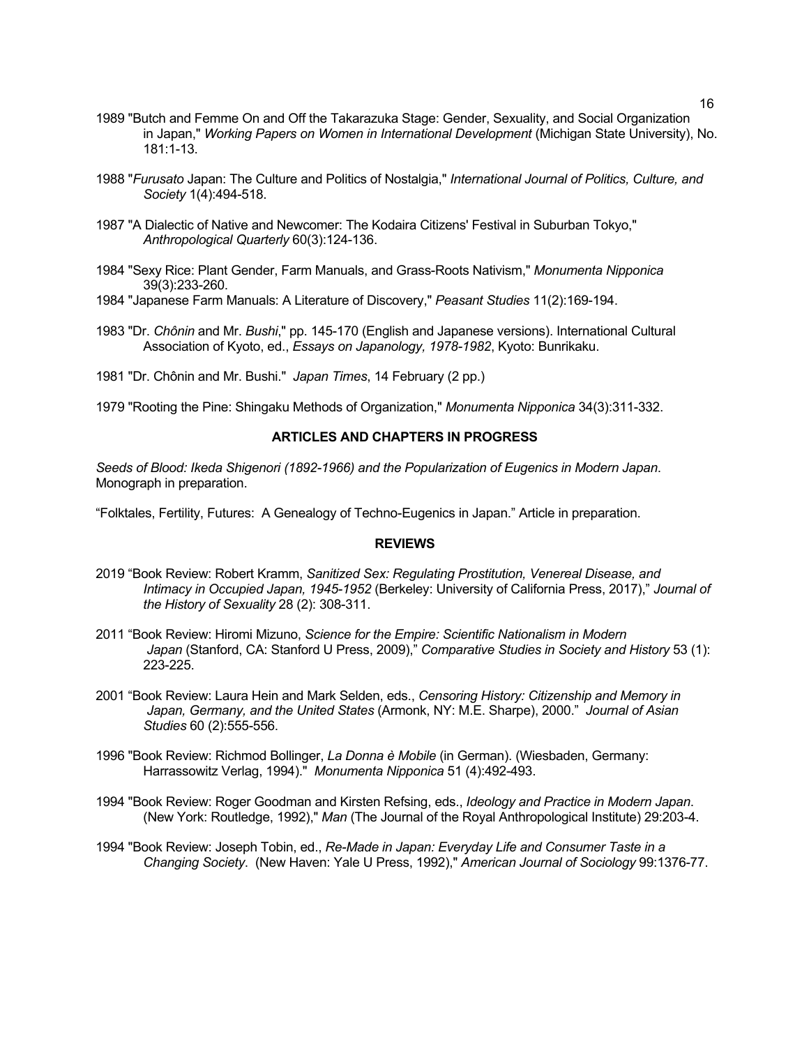1989 "Butch and Femme On and Off the Takarazuka Stage: Gender, Sexuality, and Social Organization in Japan," *Working Papers on Women in International Development* (Michigan State University), No. 181:1-13.

1988 "*Furusato* Japan: The Culture and Politics of Nostalgia," *International Journal of Politics, Culture, and Society* 1(4):494-518.

1987 "A Dialectic of Native and Newcomer: The Kodaira Citizens' Festival in Suburban Tokyo," *Anthropological Quarterly* 60(3):124-136.

1984 "Sexy Rice: Plant Gender, Farm Manuals, and Grass-Roots Nativism," *Monumenta Nipponica* 39(3):233-260.

1984 "Japanese Farm Manuals: A Literature of Discovery," *Peasant Studies* 11(2):169-194.

1983 "Dr. *Chônin* and Mr. *Bushi*," pp. 145-170 (English and Japanese versions). International Cultural Association of Kyoto, ed., *Essays on Japanology, 1978-1982*, Kyoto: Bunrikaku.

1981 "Dr. Chônin and Mr. Bushi." *Japan Times*, 14 February (2 pp.)

1979 "Rooting the Pine: Shingaku Methods of Organization," *Monumenta Nipponica* 34(3):311-332.

**ARTICLES AND CHAPTERS IN PROGRESS**

*Seeds of Blood: Ikeda Shigenori (1892-1966) and the Popularization of Eugenics in Modern Japan*. Monograph in preparation.

"Folktales, Fertility, Futures: A Genealogy of Techno-Eugenics in Japan." Article in preparation.

**REVIEWS**

2019 "Book Review: Robert Kramm, *Sanitized Sex: Regulating Prostitution, Venereal Disease, and Intimacy in Occupied Japan, 1945-1952* (Berkeley: University of California Press, 2017)," *Journal of the History of Sexuality* 28 (2): 308-311.

2011 "Book Review: Hiromi Mizuno, *Science for the Empire: Scientific Nationalism in Modern Japan* (Stanford, CA: Stanford U Press, 2009)," *Comparative Studies in Society and History* 53 (1): 223-225.

2001 "Book Review: Laura Hein and Mark Selden, eds., *Censoring History: Citizenship and Memory in Japan, Germany, and the United States* (Armonk, NY: M.E. Sharpe), 2000." *Journal of Asian Studies* 60 (2):555-556.

1996 "Book Review: Richmod Bollinger, *La Donna è Mobile* (in German). (Wiesbaden, Germany: Harrassowitz Verlag, 1994)." *Monumenta Nipponica* 51 (4):492-493.

1994 "Book Review: Roger Goodman and Kirsten Refsing, eds., *Ideology and Practice in Modern Japan.* (New York: Routledge, 1992)," *Man* (The Journal of the Royal Anthropological Institute) 29:203-4.

1994 "Book Review: Joseph Tobin, ed., *Re-Made in Japan: Everyday Life and Consumer Taste in a Changing Society*. (New Haven: Yale U Press, 1992)," *American Journal of Sociology* 99:1376-77.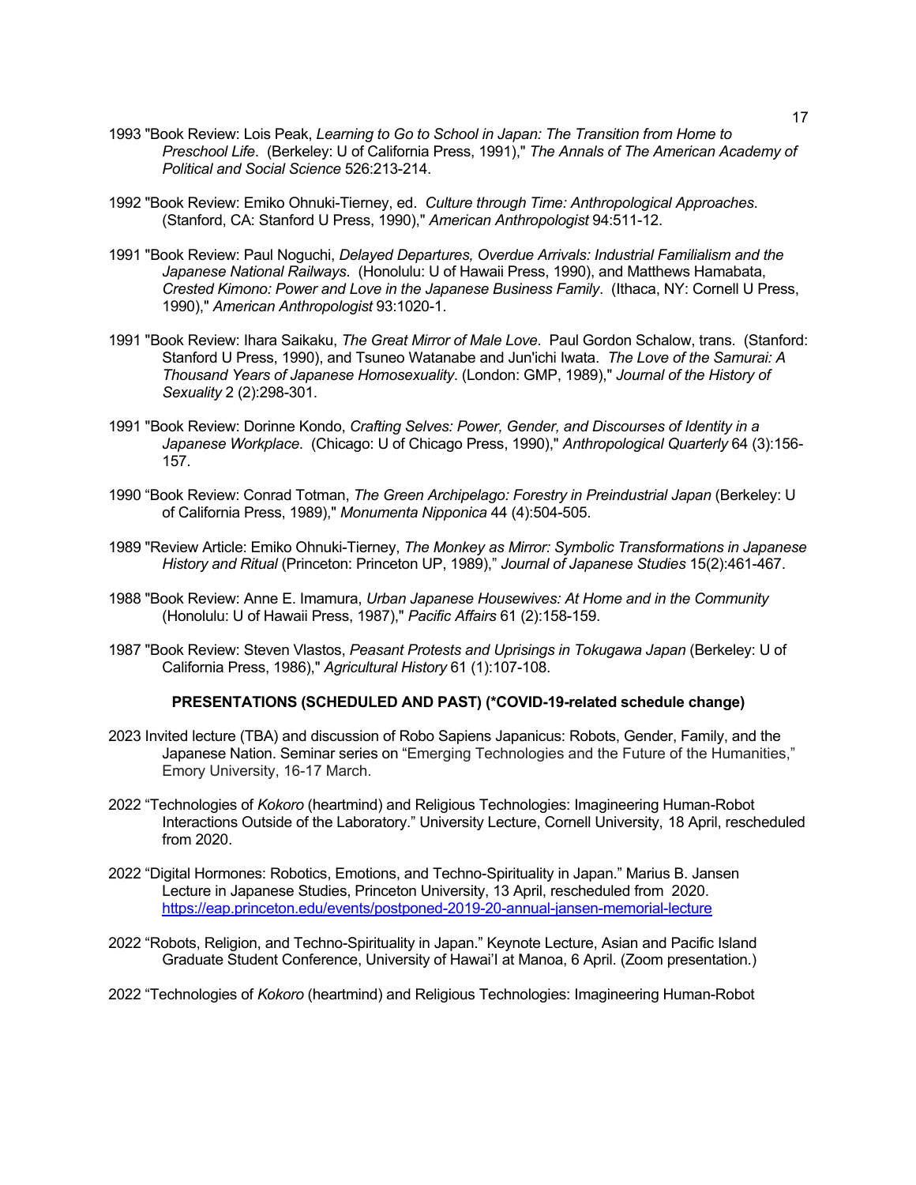1993 "Book Review: Lois Peak, *Learning to Go to School in Japan: The Transition from Home to Preschool Life*. (Berkeley: U of California Press, 1991)," *The Annals of The American Academy of Political and Social Science* 526:213-214.

1992 "Book Review: Emiko Ohnuki-Tierney, ed. *Culture through Time: Anthropological Approaches*. (Stanford, CA: Stanford U Press, 1990)," *American Anthropologist* 94:511-12.

1991 "Book Review: Paul Noguchi, *Delayed Departures, Overdue Arrivals: Industrial Familialism and the Japanese National Railways*. (Honolulu: U of Hawaii Press, 1990), and Matthews Hamabata, *Crested Kimono: Power and Love in the Japanese Business Family*. (Ithaca, NY: Cornell U Press, 1990)," *American Anthropologist* 93:1020-1.

1991 "Book Review: Ihara Saikaku, *The Great Mirror of Male Love*. Paul Gordon Schalow, trans. (Stanford: Stanford U Press, 1990), and Tsuneo Watanabe and Jun'ichi Iwata. *The Love of the Samurai: A Thousand Years of Japanese Homosexuality*. (London: GMP, 1989)," *Journal of the History of Sexuality* 2 (2):298-301.

1991 "Book Review: Dorinne Kondo, *Crafting Selves: Power, Gender, and Discourses of Identity in a Japanese Workplace*. (Chicago: U of Chicago Press, 1990)," *Anthropological Quarterly* 64 (3):156-157.

1990 "Book Review: Conrad Totman, *The Green Archipelago: Forestry in Preindustrial Japan* (Berkeley: U of California Press, 1989)," *Monumenta Nipponica* 44 (4):504-505.

1989 "Review Article: Emiko Ohnuki-Tierney, *The Monkey as Mirror: Symbolic Transformations in Japanese History and Ritual* (Princeton: Princeton UP, 1989)," *Journal of Japanese Studies* 15(2):461-467.

1988 "Book Review: Anne E. Imamura, *Urban Japanese Housewives: At Home and in the Community* (Honolulu: U of Hawaii Press, 1987)," *Pacific Affairs* 61 (2):158-159.

1987 "Book Review: Steven Vlastos, *Peasant Protests and Uprisings in Tokugawa Japan* (Berkeley: U of California Press, 1986)," *Agricultural History* 61 (1):107-108.

## PRESENTATIONS (SCHEDULED AND PAST) (*COVID-19-related schedule change)

2023 Invited lecture (TBA) and discussion of Robo Sapiens Japanicus: Robots, Gender, Family, and the Japanese Nation. Seminar series on "Emerging Technologies and the Future of the Humanities," Emory University, 16-17 March.

2022 "Technologies of *Kokoro* (heartmind) and Religious Technologies: Imagineering Human-Robot Interactions Outside of the Laboratory." University Lecture, Cornell University, 18 April, rescheduled from 2020.

2022 "Digital Hormones: Robotics, Emotions, and Techno-Spirituality in Japan." Marius B. Jansen Lecture in Japanese Studies, Princeton University, 13 April, rescheduled from 2020. https://eap.princeton.edu/events/postponed-2019-20-annual-jansen-memorial-lecture

2022 "Robots, Religion, and Techno-Spirituality in Japan." Keynote Lecture, Asian and Pacific Island Graduate Student Conference, University of Hawai'I at Manoa, 6 April. (Zoom presentation.)

2022 "Technologies of *Kokoro* (heartmind) and Religious Technologies: Imagineering Human-Robot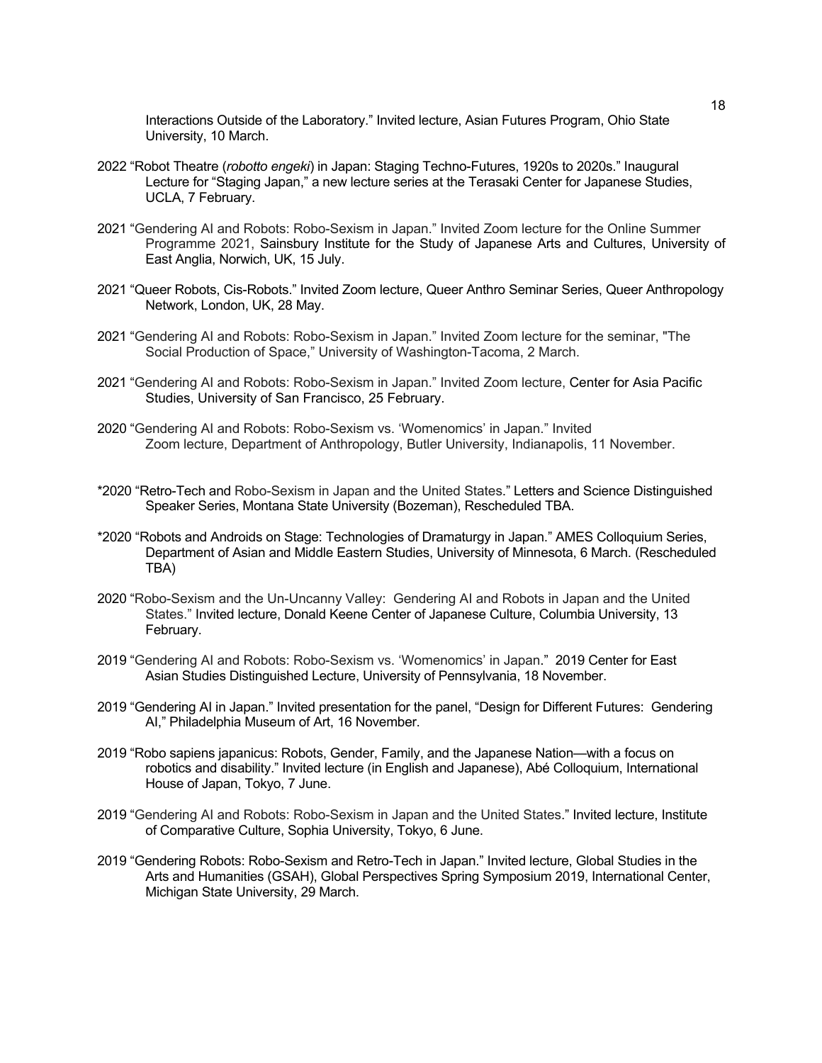Interactions Outside of the Laboratory." Invited lecture, Asian Futures Program, Ohio State University, 10 March.

2022 "Robot Theatre (*robotto engeki*) in Japan: Staging Techno-Futures, 1920s to 2020s." Inaugural Lecture for "Staging Japan," a new lecture series at the Terasaki Center for Japanese Studies, UCLA, 7 February.

2021 "Gendering AI and Robots: Robo-Sexism in Japan." Invited Zoom lecture for the Online Summer Programme 2021, Sainsbury Institute for the Study of Japanese Arts and Cultures, University of East Anglia, Norwich, UK, 15 July.

2021 "Queer Robots, Cis-Robots." Invited Zoom lecture, Queer Anthro Seminar Series, Queer Anthropology Network, London, UK, 28 May.

2021 "Gendering AI and Robots: Robo-Sexism in Japan." Invited Zoom lecture for the seminar, "The Social Production of Space," University of Washington-Tacoma, 2 March.

2021 "Gendering AI and Robots: Robo-Sexism in Japan." Invited Zoom lecture, Center for Asia Pacific Studies, University of San Francisco, 25 February.

2020 "Gendering AI and Robots: Robo-Sexism vs. 'Womenomics' in Japan." Invited Zoom lecture, Department of Anthropology, Butler University, Indianapolis, 11 November.

*2020 "Retro-Tech and Robo-Sexism in Japan and the United States." Letters and Science Distinguished Speaker Series, Montana State University (Bozeman), Rescheduled TBA.

*2020 "Robots and Androids on Stage: Technologies of Dramaturgy in Japan." AMES Colloquium Series, Department of Asian and Middle Eastern Studies, University of Minnesota, 6 March. (Rescheduled TBA)

2020 "Robo-Sexism and the Un-Uncanny Valley: Gendering AI and Robots in Japan and the United States." Invited lecture, Donald Keene Center of Japanese Culture, Columbia University, 13 February.

2019 "Gendering AI and Robots: Robo-Sexism vs. 'Womenomics' in Japan." 2019 Center for East Asian Studies Distinguished Lecture, University of Pennsylvania, 18 November.

2019 "Gendering AI in Japan." Invited presentation for the panel, "Design for Different Futures: Gendering AI," Philadelphia Museum of Art, 16 November.

2019 "Robo sapiens japanicus: Robots, Gender, Family, and the Japanese Nation—with a focus on robotics and disability." Invited lecture (in English and Japanese), Abé Colloquium, International House of Japan, Tokyo, 7 June.

2019 "Gendering AI and Robots: Robo-Sexism in Japan and the United States." Invited lecture, Institute of Comparative Culture, Sophia University, Tokyo, 6 June.

2019 "Gendering Robots: Robo-Sexism and Retro-Tech in Japan." Invited lecture, Global Studies in the Arts and Humanities (GSAH), Global Perspectives Spring Symposium 2019, International Center, Michigan State University, 29 March.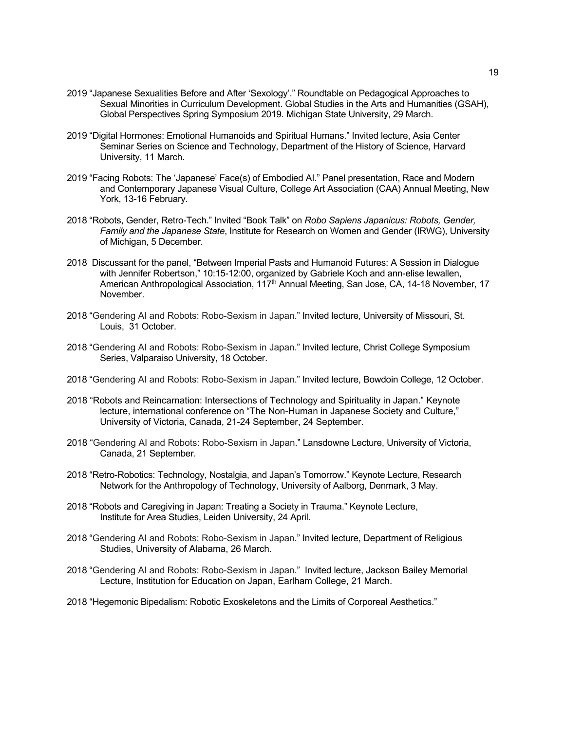2019 "Japanese Sexualities Before and After 'Sexology'." Roundtable on Pedagogical Approaches to Sexual Minorities in Curriculum Development. Global Studies in the Arts and Humanities (GSAH), Global Perspectives Spring Symposium 2019. Michigan State University, 29 March.

2019 "Digital Hormones: Emotional Humanoids and Spiritual Humans." Invited lecture, Asia Center Seminar Series on Science and Technology, Department of the History of Science, Harvard University, 11 March.

2019 "Facing Robots: The 'Japanese' Face(s) of Embodied AI." Panel presentation, Race and Modern and Contemporary Japanese Visual Culture, College Art Association (CAA) Annual Meeting, New York, 13-16 February.

2018 "Robots, Gender, Retro-Tech." Invited "Book Talk" on *Robo Sapiens Japanicus: Robots, Gender, Family and the Japanese State*, Institute for Research on Women and Gender (IRWG), University of Michigan, 5 December.

2018 Discussant for the panel, "Between Imperial Pasts and Humanoid Futures: A Session in Dialogue with Jennifer Robertson," 10:15-12:00, organized by Gabriele Koch and ann-elise lewallen, American Anthropological Association, 117th Annual Meeting, San Jose, CA, 14-18 November, 17 November.

2018 "Gendering AI and Robots: Robo-Sexism in Japan." Invited lecture, University of Missouri, St. Louis, 31 October.

2018 "Gendering AI and Robots: Robo-Sexism in Japan." Invited lecture, Christ College Symposium Series, Valparaiso University, 18 October.

2018 "Gendering AI and Robots: Robo-Sexism in Japan." Invited lecture, Bowdoin College, 12 October.

2018 "Robots and Reincarnation: Intersections of Technology and Spirituality in Japan." Keynote lecture, international conference on "The Non-Human in Japanese Society and Culture," University of Victoria, Canada, 21-24 September, 24 September.

2018 "Gendering AI and Robots: Robo-Sexism in Japan." Lansdowne Lecture, University of Victoria, Canada, 21 September.

2018 "Retro-Robotics: Technology, Nostalgia, and Japan's Tomorrow." Keynote Lecture, Research Network for the Anthropology of Technology, University of Aalborg, Denmark, 3 May.

2018 "Robots and Caregiving in Japan: Treating a Society in Trauma." Keynote Lecture, Institute for Area Studies, Leiden University, 24 April.

2018 "Gendering AI and Robots: Robo-Sexism in Japan." Invited lecture, Department of Religious Studies, University of Alabama, 26 March.

2018 "Gendering AI and Robots: Robo-Sexism in Japan." Invited lecture, Jackson Bailey Memorial Lecture, Institution for Education on Japan, Earlham College, 21 March.

2018 "Hegemonic Bipedalism: Robotic Exoskeletons and the Limits of Corporeal Aesthetics."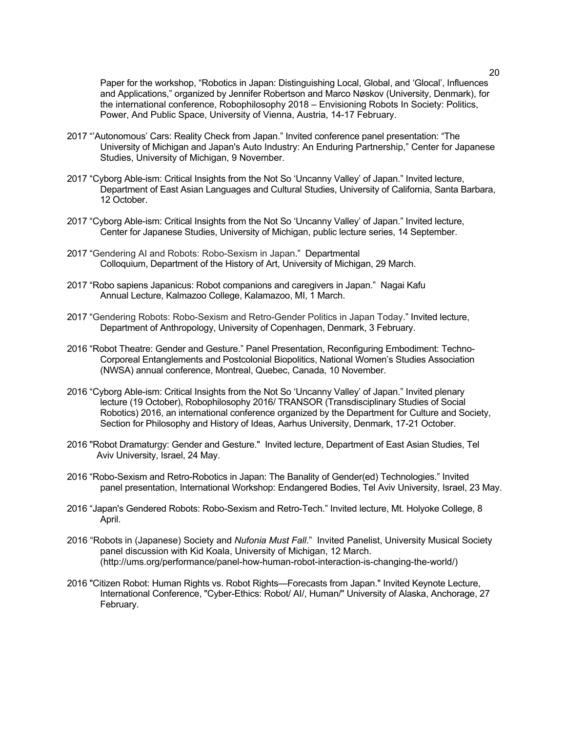Paper for the workshop, "Robotics in Japan: Distinguishing Local, Global, and 'Glocal', Influences and Applications," organized by Jennifer Robertson and Marco Nøskov (University, Denmark), for the international conference, Robophilosophy 2018 – Envisioning Robots In Society: Politics, Power, And Public Space, University of Vienna, Austria, 14-17 February.

2017 "'Autonomous' Cars: Reality Check from Japan." Invited conference panel presentation: "The University of Michigan and Japan's Auto Industry: An Enduring Partnership," Center for Japanese Studies, University of Michigan, 9 November.

2017 "Cyborg Able-ism: Critical Insights from the Not So 'Uncanny Valley' of Japan." Invited lecture, Department of East Asian Languages and Cultural Studies, University of California, Santa Barbara, 12 October.

2017 "Cyborg Able-ism: Critical Insights from the Not So 'Uncanny Valley' of Japan." Invited lecture, Center for Japanese Studies, University of Michigan, public lecture series, 14 September.

2017 "Gendering AI and Robots: Robo-Sexism in Japan." Departmental Colloquium, Department of the History of Art, University of Michigan, 29 March.

2017 "Robo sapiens Japanicus: Robot companions and caregivers in Japan." Nagai Kafu Annual Lecture, Kalmazoo College, Kalamazoo, MI, 1 March.

2017 "Gendering Robots: Robo-Sexism and Retro-Gender Politics in Japan Today." Invited lecture, Department of Anthropology, University of Copenhagen, Denmark, 3 February.

2016 "Robot Theatre: Gender and Gesture." Panel Presentation, Reconfiguring Embodiment: Techno-Corporeal Entanglements and Postcolonial Biopolitics, National Women's Studies Association (NWSA) annual conference, Montreal, Quebec, Canada, 10 November.

2016 "Cyborg Able-ism: Critical Insights from the Not So 'Uncanny Valley' of Japan." Invited plenary lecture (19 October), Robophilosophy 2016/ TRANSOR (Transdisciplinary Studies of Social Robotics) 2016, an international conference organized by the Department for Culture and Society, Section for Philosophy and History of Ideas, Aarhus University, Denmark, 17-21 October.

2016 "Robot Dramaturgy: Gender and Gesture." Invited lecture, Department of East Asian Studies, Tel Aviv University, Israel, 24 May.

2016 "Robo-Sexism and Retro-Robotics in Japan: The Banality of Gender(ed) Technologies." Invited panel presentation, International Workshop: Endangered Bodies, Tel Aviv University, Israel, 23 May.

2016 "Japan's Gendered Robots: Robo-Sexism and Retro-Tech." Invited lecture, Mt. Holyoke College, 8 April.

2016 "Robots in (Japanese) Society and *Nufonia Must Fall*." Invited Panelist, University Musical Society panel discussion with Kid Koala, University of Michigan, 12 March. (http://ums.org/performance/panel-how-human-robot-interaction-is-changing-the-world/)

2016 "Citizen Robot: Human Rights vs. Robot Rights—Forecasts from Japan." Invited Keynote Lecture, International Conference, "Cyber-Ethics: Robot/ AI/, Human/" University of Alaska, Anchorage, 27 February.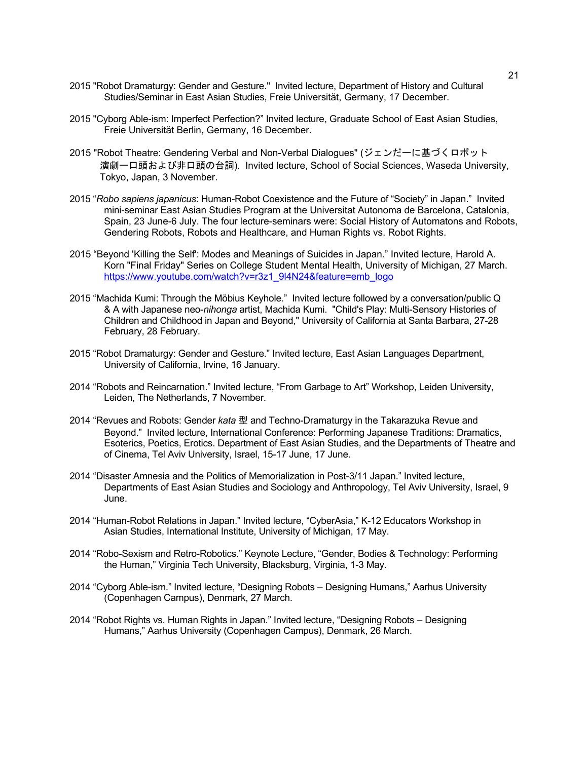2015 "Robot Dramaturgy: Gender and Gesture." Invited lecture, Department of History and Cultural Studies/Seminar in East Asian Studies, Freie Universität, Germany, 17 December.

2015 "Cyborg Able-ism: Imperfect Perfection?" Invited lecture, Graduate School of East Asian Studies, Freie Universität Berlin, Germany, 16 December.

2015 "Robot Theatre: Gendering Verbal and Non-Verbal Dialogues" (ジェンだーに基づくロボット演劇ー口頭および非口頭の台詞). Invited lecture, School of Social Sciences, Waseda University, Tokyo, Japan, 3 November.

2015 "*Robo sapiens japanicus*: Human-Robot Coexistence and the Future of "Society" in Japan." Invited mini-seminar East Asian Studies Program at the Universitat Autonoma de Barcelona, Catalonia, Spain, 23 June-6 July. The four lecture-seminars were: Social History of Automatons and Robots, Gendering Robots, Robots and Healthcare, and Human Rights vs. Robot Rights.

2015 "Beyond 'Killing the Self': Modes and Meanings of Suicides in Japan." Invited lecture, Harold A. Korn "Final Friday" Series on College Student Mental Health, University of Michigan, 27 March. https://www.youtube.com/watch?v=r3z1_9l4N24&feature=emb_logo

2015 "Machida Kumi: Through the Möbius Keyhole." Invited lecture followed by a conversation/public Q & A with Japanese neo-*nihonga* artist, Machida Kumi. "Child's Play: Multi-Sensory Histories of Children and Childhood in Japan and Beyond," University of California at Santa Barbara, 27-28 February, 28 February.

2015 "Robot Dramaturgy: Gender and Gesture." Invited lecture, East Asian Languages Department, University of California, Irvine, 16 January.

2014 "Robots and Reincarnation." Invited lecture, "From Garbage to Art" Workshop, Leiden University, Leiden, The Netherlands, 7 November.

2014 "Revues and Robots: Gender *kata* 型 and Techno-Dramaturgy in the Takarazuka Revue and Beyond." Invited lecture, International Conference: Performing Japanese Traditions: Dramatics, Esoterics, Poetics, Erotics. Department of East Asian Studies, and the Departments of Theatre and of Cinema, Tel Aviv University, Israel, 15-17 June, 17 June.

2014 "Disaster Amnesia and the Politics of Memorialization in Post-3/11 Japan." Invited lecture, Departments of East Asian Studies and Sociology and Anthropology, Tel Aviv University, Israel, 9 June.

2014 "Human-Robot Relations in Japan." Invited lecture, "CyberAsia," K-12 Educators Workshop in Asian Studies, International Institute, University of Michigan, 17 May.

2014 "Robo-Sexism and Retro-Robotics." Keynote Lecture, "Gender, Bodies & Technology: Performing the Human," Virginia Tech University, Blacksburg, Virginia, 1-3 May.

2014 "Cyborg Able-ism." Invited lecture, "Designing Robots – Designing Humans," Aarhus University (Copenhagen Campus), Denmark, 27 March.

2014 "Robot Rights vs. Human Rights in Japan." Invited lecture, "Designing Robots – Designing Humans," Aarhus University (Copenhagen Campus), Denmark, 26 March.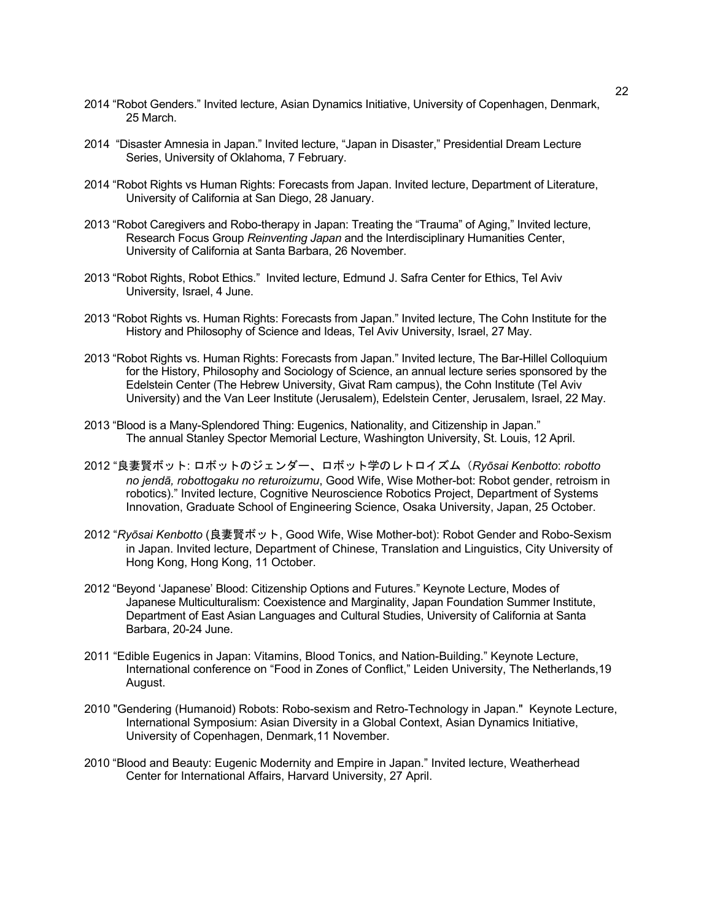2014 "Robot Genders." Invited lecture, Asian Dynamics Initiative, University of Copenhagen, Denmark, 25 March.

2014 "Disaster Amnesia in Japan." Invited lecture, "Japan in Disaster," Presidential Dream Lecture Series, University of Oklahoma, 7 February.

2014 "Robot Rights vs Human Rights: Forecasts from Japan. Invited lecture, Department of Literature, University of California at San Diego, 28 January.

2013 "Robot Caregivers and Robo-therapy in Japan: Treating the "Trauma" of Aging," Invited lecture, Research Focus Group *Reinventing Japan* and the Interdisciplinary Humanities Center, University of California at Santa Barbara, 26 November.

2013 "Robot Rights, Robot Ethics." Invited lecture, Edmund J. Safra Center for Ethics, Tel Aviv University, Israel, 4 June.

2013 "Robot Rights vs. Human Rights: Forecasts from Japan." Invited lecture, The Cohn Institute for the History and Philosophy of Science and Ideas, Tel Aviv University, Israel, 27 May.

2013 "Robot Rights vs. Human Rights: Forecasts from Japan." Invited lecture, The Bar-Hillel Colloquium for the History, Philosophy and Sociology of Science, an annual lecture series sponsored by the Edelstein Center (The Hebrew University, Givat Ram campus), the Cohn Institute (Tel Aviv University) and the Van Leer Institute (Jerusalem), Edelstein Center, Jerusalem, Israel, 22 May.

2013 "Blood is a Many-Splendored Thing: Eugenics, Nationality, and Citizenship in Japan." The annual Stanley Spector Memorial Lecture, Washington University, St. Louis, 12 April.

2012 "良妻賢ボット: ロボットのジェンダー、ロボット学のレトロイズム（*Ryōsai Kenbotto*: *robotto no jendā, robottogaku no returoizumu*, Good Wife, Wise Mother-bot: Robot gender, retroism in robotics)." Invited lecture, Cognitive Neuroscience Robotics Project, Department of Systems Innovation, Graduate School of Engineering Science, Osaka University, Japan, 25 October.

2012 "*Ryōsai Kenbotto* (良妻賢ボット, Good Wife, Wise Mother-bot): Robot Gender and Robo-Sexism in Japan. Invited lecture, Department of Chinese, Translation and Linguistics, City University of Hong Kong, Hong Kong, 11 October.

2012 "Beyond 'Japanese' Blood: Citizenship Options and Futures." Keynote Lecture, Modes of Japanese Multiculturalism: Coexistence and Marginality, Japan Foundation Summer Institute, Department of East Asian Languages and Cultural Studies, University of California at Santa Barbara, 20-24 June.

2011 "Edible Eugenics in Japan: Vitamins, Blood Tonics, and Nation-Building." Keynote Lecture, International conference on "Food in Zones of Conflict," Leiden University, The Netherlands,19 August.

2010 "Gendering (Humanoid) Robots: Robo-sexism and Retro-Technology in Japan." Keynote Lecture, International Symposium: Asian Diversity in a Global Context, Asian Dynamics Initiative, University of Copenhagen, Denmark,11 November.

2010 "Blood and Beauty: Eugenic Modernity and Empire in Japan." Invited lecture, Weatherhead Center for International Affairs, Harvard University, 27 April.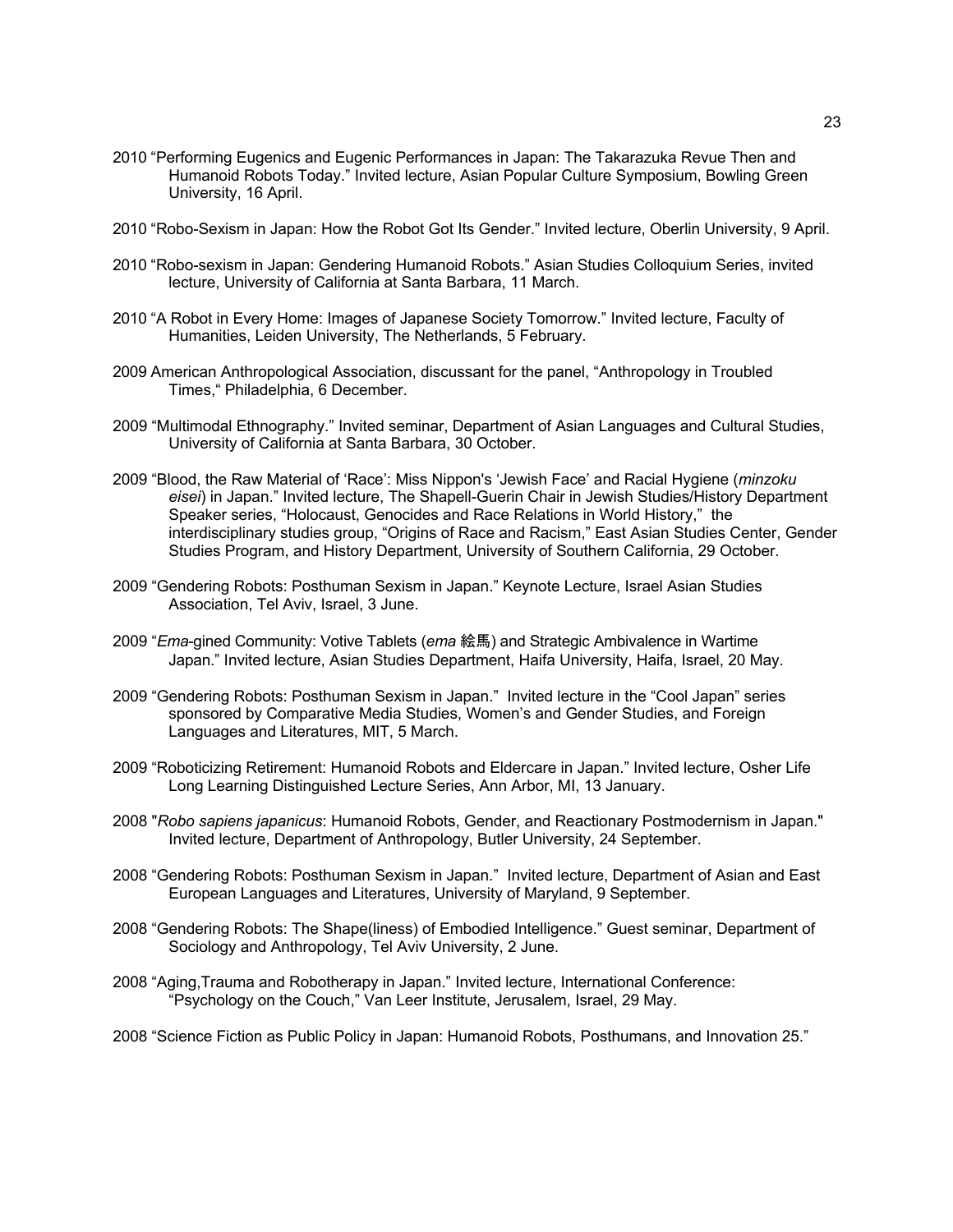2010 "Performing Eugenics and Eugenic Performances in Japan: The Takarazuka Revue Then and Humanoid Robots Today." Invited lecture, Asian Popular Culture Symposium, Bowling Green University, 16 April.

2010 "Robo-Sexism in Japan: How the Robot Got Its Gender." Invited lecture, Oberlin University, 9 April.

2010 "Robo-sexism in Japan: Gendering Humanoid Robots." Asian Studies Colloquium Series, invited lecture, University of California at Santa Barbara, 11 March.

2010 "A Robot in Every Home: Images of Japanese Society Tomorrow." Invited lecture, Faculty of Humanities, Leiden University, The Netherlands, 5 February.

2009 American Anthropological Association, discussant for the panel, "Anthropology in Troubled Times," Philadelphia, 6 December.

2009 "Multimodal Ethnography." Invited seminar, Department of Asian Languages and Cultural Studies, University of California at Santa Barbara, 30 October.

2009 "Blood, the Raw Material of 'Race': Miss Nippon's 'Jewish Face' and Racial Hygiene (*minzoku eisei*) in Japan." Invited lecture, The Shapell-Guerin Chair in Jewish Studies/History Department Speaker series, "Holocaust, Genocides and Race Relations in World History," the interdisciplinary studies group, "Origins of Race and Racism," East Asian Studies Center, Gender Studies Program, and History Department, University of Southern California, 29 October.

2009 "Gendering Robots: Posthuman Sexism in Japan." Keynote Lecture, Israel Asian Studies Association, Tel Aviv, Israel, 3 June.

2009 "*Ema*-gined Community: Votive Tablets (*ema* 絵馬) and Strategic Ambivalence in Wartime Japan." Invited lecture, Asian Studies Department, Haifa University, Haifa, Israel, 20 May.

2009 "Gendering Robots: Posthuman Sexism in Japan." Invited lecture in the "Cool Japan" series sponsored by Comparative Media Studies, Women's and Gender Studies, and Foreign Languages and Literatures, MIT, 5 March.

2009 "Roboticizing Retirement: Humanoid Robots and Eldercare in Japan." Invited lecture, Osher Life Long Learning Distinguished Lecture Series, Ann Arbor, MI, 13 January.

2008 "*Robo sapiens japanicus*: Humanoid Robots, Gender, and Reactionary Postmodernism in Japan." Invited lecture, Department of Anthropology, Butler University, 24 September.

2008 "Gendering Robots: Posthuman Sexism in Japan." Invited lecture, Department of Asian and East European Languages and Literatures, University of Maryland, 9 September.

2008 "Gendering Robots: The Shape(liness) of Embodied Intelligence." Guest seminar, Department of Sociology and Anthropology, Tel Aviv University, 2 June.

2008 "Aging,Trauma and Robotherapy in Japan." Invited lecture, International Conference: "Psychology on the Couch," Van Leer Institute, Jerusalem, Israel, 29 May.

2008 "Science Fiction as Public Policy in Japan: Humanoid Robots, Posthumans, and Innovation 25."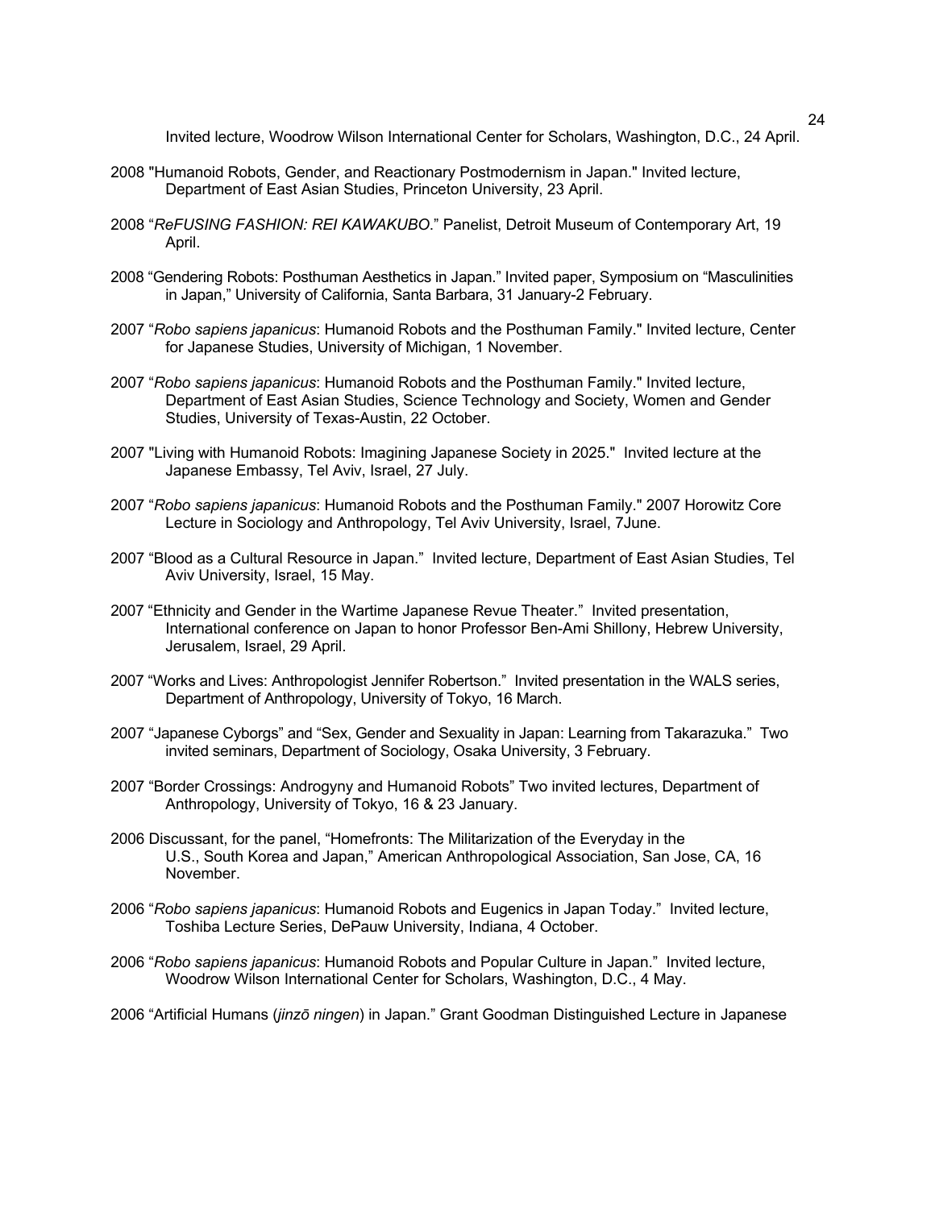Invited lecture, Woodrow Wilson International Center for Scholars, Washington, D.C., 24 April.

2008 "Humanoid Robots, Gender, and Reactionary Postmodernism in Japan." Invited lecture, Department of East Asian Studies, Princeton University, 23 April.

2008 "*ReFUSING FASHION: REI KAWAKUBO*." Panelist, Detroit Museum of Contemporary Art, 19 April.

2008 "Gendering Robots: Posthuman Aesthetics in Japan." Invited paper, Symposium on "Masculinities in Japan," University of California, Santa Barbara, 31 January-2 February.

2007 "*Robo sapiens japanicus*: Humanoid Robots and the Posthuman Family." Invited lecture, Center for Japanese Studies, University of Michigan, 1 November.

2007 "*Robo sapiens japanicus*: Humanoid Robots and the Posthuman Family." Invited lecture, Department of East Asian Studies, Science Technology and Society, Women and Gender Studies, University of Texas-Austin, 22 October.

2007 "Living with Humanoid Robots: Imagining Japanese Society in 2025." Invited lecture at the Japanese Embassy, Tel Aviv, Israel, 27 July.

2007 "*Robo sapiens japanicus*: Humanoid Robots and the Posthuman Family." 2007 Horowitz Core Lecture in Sociology and Anthropology, Tel Aviv University, Israel, 7June.

2007 "Blood as a Cultural Resource in Japan." Invited lecture, Department of East Asian Studies, Tel Aviv University, Israel, 15 May.

2007 "Ethnicity and Gender in the Wartime Japanese Revue Theater." Invited presentation, International conference on Japan to honor Professor Ben-Ami Shillony, Hebrew University, Jerusalem, Israel, 29 April.

2007 "Works and Lives: Anthropologist Jennifer Robertson." Invited presentation in the WALS series, Department of Anthropology, University of Tokyo, 16 March.

2007 "Japanese Cyborgs" and "Sex, Gender and Sexuality in Japan: Learning from Takarazuka." Two invited seminars, Department of Sociology, Osaka University, 3 February.

2007 "Border Crossings: Androgyny and Humanoid Robots" Two invited lectures, Department of Anthropology, University of Tokyo, 16 & 23 January.

2006 Discussant, for the panel, "Homefronts: The Militarization of the Everyday in the U.S., South Korea and Japan," American Anthropological Association, San Jose, CA, 16 November.

2006 "*Robo sapiens japanicus*: Humanoid Robots and Eugenics in Japan Today." Invited lecture, Toshiba Lecture Series, DePauw University, Indiana, 4 October.

2006 "*Robo sapiens japanicus*: Humanoid Robots and Popular Culture in Japan." Invited lecture, Woodrow Wilson International Center for Scholars, Washington, D.C., 4 May.

2006 "Artificial Humans (*jinzō ningen*) in Japan." Grant Goodman Distinguished Lecture in Japanese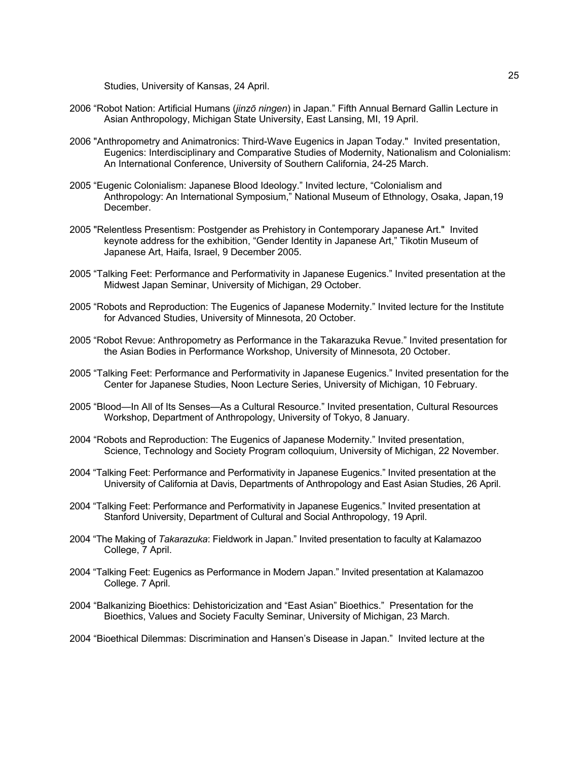Studies, University of Kansas, 24 April.

2006 “Robot Nation: Artificial Humans (*jinzō ningen*) in Japan.” Fifth Annual Bernard Gallin Lecture in Asian Anthropology, Michigan State University, East Lansing, MI, 19 April.

2006 "Anthropometry and Animatronics: Third-Wave Eugenics in Japan Today." Invited presentation, Eugenics: Interdisciplinary and Comparative Studies of Modernity, Nationalism and Colonialism: An International Conference, University of Southern California, 24-25 March.

2005 “Eugenic Colonialism: Japanese Blood Ideology.” Invited lecture, “Colonialism and Anthropology: An International Symposium,” National Museum of Ethnology, Osaka, Japan,19 December.

2005 "Relentless Presentism: Postgender as Prehistory in Contemporary Japanese Art." Invited keynote address for the exhibition, “Gender Identity in Japanese Art,” Tikotin Museum of Japanese Art, Haifa, Israel, 9 December 2005.

2005 “Talking Feet: Performance and Performativity in Japanese Eugenics.” Invited presentation at the Midwest Japan Seminar, University of Michigan, 29 October.

2005 “Robots and Reproduction: The Eugenics of Japanese Modernity.” Invited lecture for the Institute for Advanced Studies, University of Minnesota, 20 October.

2005 “Robot Revue: Anthropometry as Performance in the Takarazuka Revue.” Invited presentation for the Asian Bodies in Performance Workshop, University of Minnesota, 20 October.

2005 “Talking Feet: Performance and Performativity in Japanese Eugenics.” Invited presentation for the Center for Japanese Studies, Noon Lecture Series, University of Michigan, 10 February.

2005 “Blood—In All of Its Senses—As a Cultural Resource.” Invited presentation, Cultural Resources Workshop, Department of Anthropology, University of Tokyo, 8 January.

2004 “Robots and Reproduction: The Eugenics of Japanese Modernity.” Invited presentation, Science, Technology and Society Program colloquium, University of Michigan, 22 November.

2004 “Talking Feet: Performance and Performativity in Japanese Eugenics.” Invited presentation at the University of California at Davis, Departments of Anthropology and East Asian Studies, 26 April.

2004 “Talking Feet: Performance and Performativity in Japanese Eugenics.” Invited presentation at Stanford University, Department of Cultural and Social Anthropology, 19 April.

2004 “The Making of *Takarazuka*: Fieldwork in Japan.” Invited presentation to faculty at Kalamazoo College, 7 April.

2004 “Talking Feet: Eugenics as Performance in Modern Japan.” Invited presentation at Kalamazoo College. 7 April.

2004 “Balkanizing Bioethics: Dehistoricization and “East Asian” Bioethics.” Presentation for the Bioethics, Values and Society Faculty Seminar, University of Michigan, 23 March.

2004 “Bioethical Dilemmas: Discrimination and Hansen’s Disease in Japan.” Invited lecture at the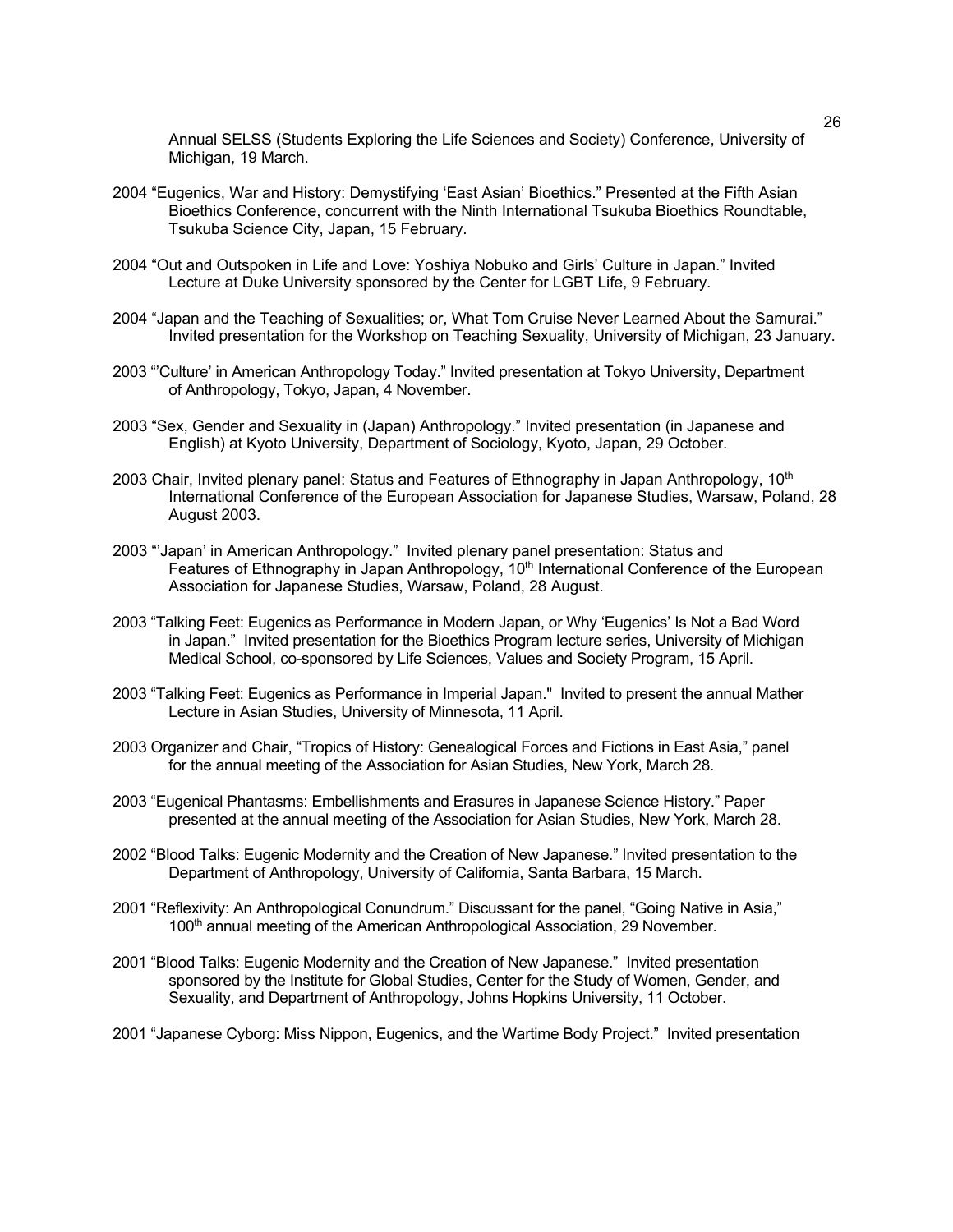Annual SELSS (Students Exploring the Life Sciences and Society) Conference, University of Michigan, 19 March.

2004 “Eugenics, War and History: Demystifying ‘East Asian’ Bioethics.” Presented at the Fifth Asian Bioethics Conference, concurrent with the Ninth International Tsukuba Bioethics Roundtable, Tsukuba Science City, Japan, 15 February.

2004 “Out and Outspoken in Life and Love: Yoshiya Nobuko and Girls’ Culture in Japan.” Invited Lecture at Duke University sponsored by the Center for LGBT Life, 9 February.

2004 “Japan and the Teaching of Sexualities; or, What Tom Cruise Never Learned About the Samurai.” Invited presentation for the Workshop on Teaching Sexuality, University of Michigan, 23 January.

2003 “’Culture’ in American Anthropology Today.” Invited presentation at Tokyo University, Department of Anthropology, Tokyo, Japan, 4 November.

2003 “Sex, Gender and Sexuality in (Japan) Anthropology.” Invited presentation (in Japanese and English) at Kyoto University, Department of Sociology, Kyoto, Japan, 29 October.

2003 Chair, Invited plenary panel: Status and Features of Ethnography in Japan Anthropology, 10th International Conference of the European Association for Japanese Studies, Warsaw, Poland, 28 August 2003.

2003 “’Japan’ in American Anthropology.” Invited plenary panel presentation: Status and Features of Ethnography in Japan Anthropology, 10th International Conference of the European Association for Japanese Studies, Warsaw, Poland, 28 August.

2003 “Talking Feet: Eugenics as Performance in Modern Japan, or Why ‘Eugenics’ Is Not a Bad Word in Japan.” Invited presentation for the Bioethics Program lecture series, University of Michigan Medical School, co-sponsored by Life Sciences, Values and Society Program, 15 April.

2003 “Talking Feet: Eugenics as Performance in Imperial Japan." Invited to present the annual Mather Lecture in Asian Studies, University of Minnesota, 11 April.

2003 Organizer and Chair, “Tropics of History: Genealogical Forces and Fictions in East Asia,” panel for the annual meeting of the Association for Asian Studies, New York, March 28.

2003 “Eugenical Phantasms: Embellishments and Erasures in Japanese Science History.” Paper presented at the annual meeting of the Association for Asian Studies, New York, March 28.

2002 “Blood Talks: Eugenic Modernity and the Creation of New Japanese.” Invited presentation to the Department of Anthropology, University of California, Santa Barbara, 15 March.

2001 “Reflexivity: An Anthropological Conundrum.” Discussant for the panel, “Going Native in Asia,” 100th annual meeting of the American Anthropological Association, 29 November.

2001 “Blood Talks: Eugenic Modernity and the Creation of New Japanese.” Invited presentation sponsored by the Institute for Global Studies, Center for the Study of Women, Gender, and Sexuality, and Department of Anthropology, Johns Hopkins University, 11 October.

2001 “Japanese Cyborg: Miss Nippon, Eugenics, and the Wartime Body Project.” Invited presentation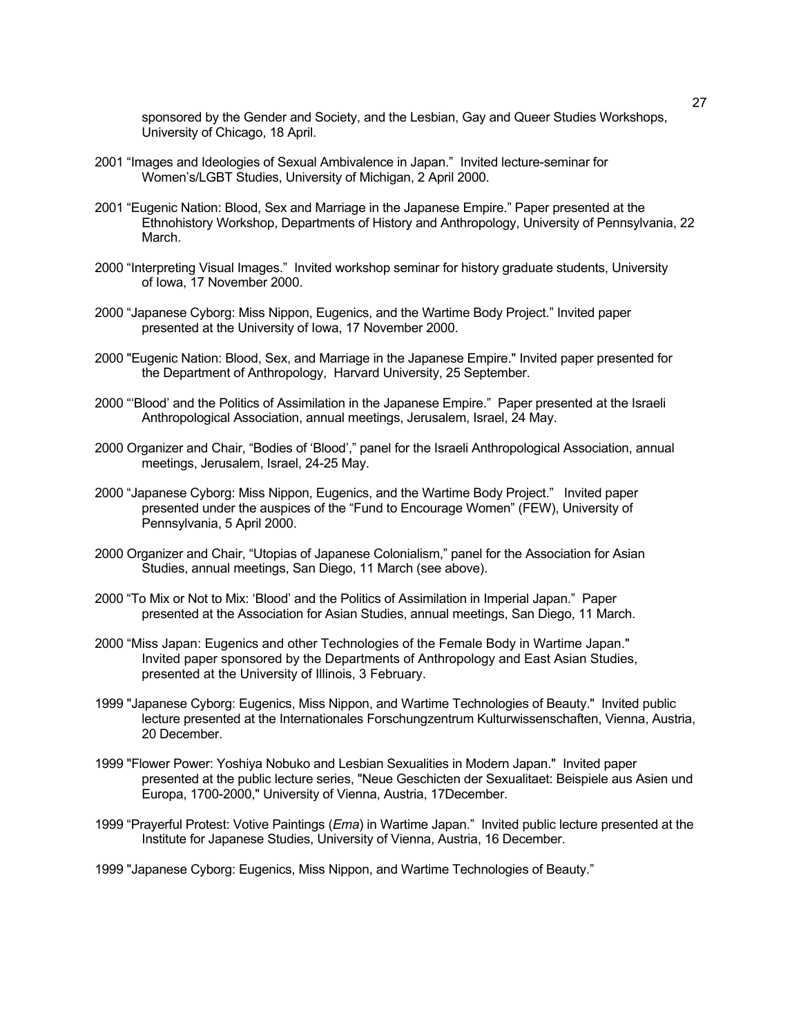sponsored by the Gender and Society, and the Lesbian, Gay and Queer Studies Workshops, University of Chicago, 18 April.

2001 "Images and Ideologies of Sexual Ambivalence in Japan." Invited lecture-seminar for Women's/LGBT Studies, University of Michigan, 2 April 2000.

2001 "Eugenic Nation: Blood, Sex and Marriage in the Japanese Empire." Paper presented at the Ethnohistory Workshop, Departments of History and Anthropology, University of Pennsylvania, 22 March.

2000 "Interpreting Visual Images." Invited workshop seminar for history graduate students, University of Iowa, 17 November 2000.

2000 "Japanese Cyborg: Miss Nippon, Eugenics, and the Wartime Body Project." Invited paper presented at the University of Iowa, 17 November 2000.

2000 "Eugenic Nation: Blood, Sex, and Marriage in the Japanese Empire." Invited paper presented for the Department of Anthropology, Harvard University, 25 September.

2000 "'Blood' and the Politics of Assimilation in the Japanese Empire." Paper presented at the Israeli Anthropological Association, annual meetings, Jerusalem, Israel, 24 May.

2000 Organizer and Chair, "Bodies of 'Blood'," panel for the Israeli Anthropological Association, annual meetings, Jerusalem, Israel, 24-25 May.

2000 "Japanese Cyborg: Miss Nippon, Eugenics, and the Wartime Body Project." Invited paper presented under the auspices of the "Fund to Encourage Women" (FEW), University of Pennsylvania, 5 April 2000.

2000 Organizer and Chair, "Utopias of Japanese Colonialism," panel for the Association for Asian Studies, annual meetings, San Diego, 11 March (see above).

2000 "To Mix or Not to Mix: 'Blood' and the Politics of Assimilation in Imperial Japan." Paper presented at the Association for Asian Studies, annual meetings, San Diego, 11 March.

2000 "Miss Japan: Eugenics and other Technologies of the Female Body in Wartime Japan." Invited paper sponsored by the Departments of Anthropology and East Asian Studies, presented at the University of Illinois, 3 February.

1999 "Japanese Cyborg: Eugenics, Miss Nippon, and Wartime Technologies of Beauty." Invited public lecture presented at the Internationales Forschungzentrum Kulturwissenschaften, Vienna, Austria, 20 December.

1999 "Flower Power: Yoshiya Nobuko and Lesbian Sexualities in Modern Japan." Invited paper presented at the public lecture series, "Neue Geschicten der Sexualitaet: Beispiele aus Asien und Europa, 1700-2000," University of Vienna, Austria, 17December.

1999 "Prayerful Protest: Votive Paintings (*Ema*) in Wartime Japan." Invited public lecture presented at the Institute for Japanese Studies, University of Vienna, Austria, 16 December.

1999 "Japanese Cyborg: Eugenics, Miss Nippon, and Wartime Technologies of Beauty."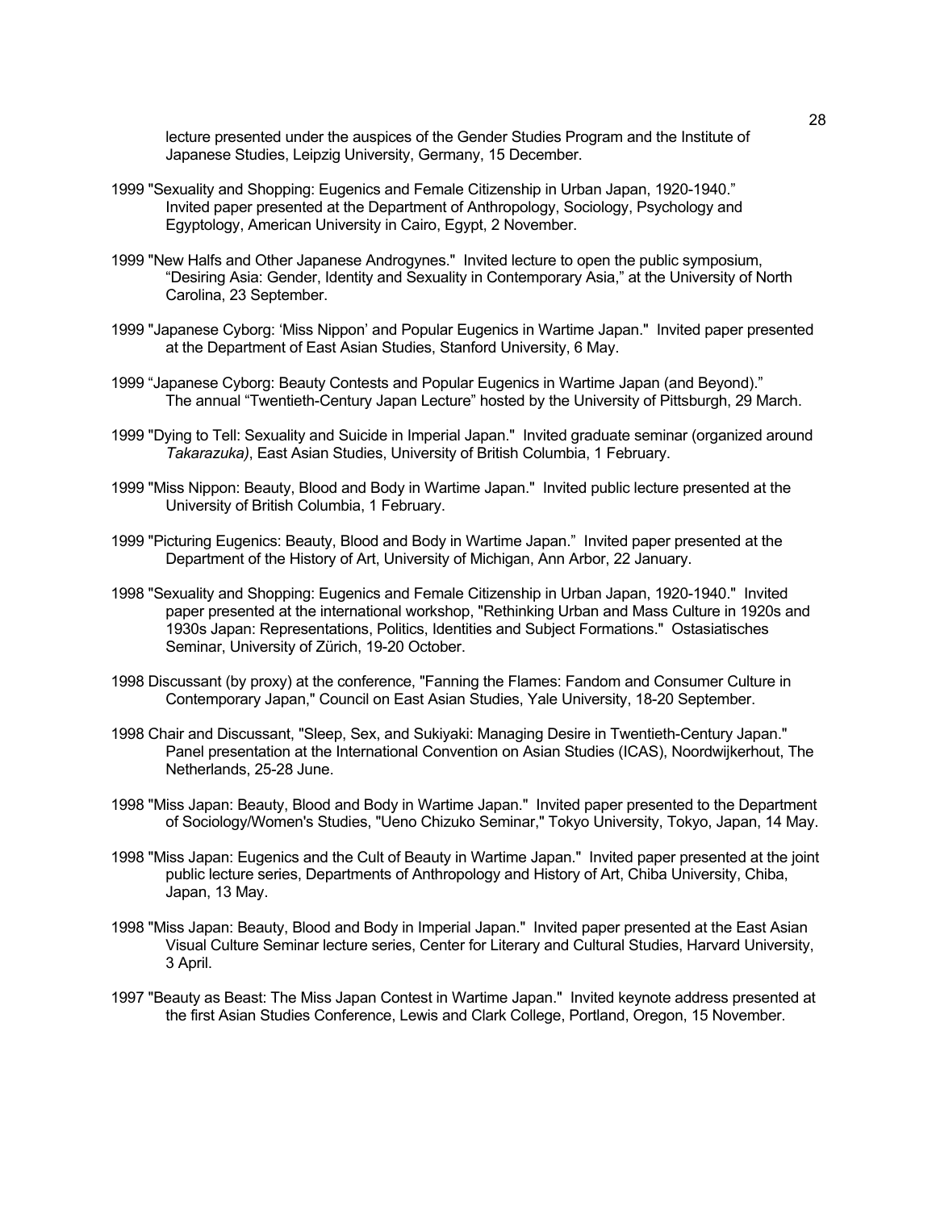lecture presented under the auspices of the Gender Studies Program and the Institute of Japanese Studies, Leipzig University, Germany, 15 December.

1999 "Sexuality and Shopping: Eugenics and Female Citizenship in Urban Japan, 1920-1940." Invited paper presented at the Department of Anthropology, Sociology, Psychology and Egyptology, American University in Cairo, Egypt, 2 November.

1999 "New Halfs and Other Japanese Androgynes." Invited lecture to open the public symposium, "Desiring Asia: Gender, Identity and Sexuality in Contemporary Asia," at the University of North Carolina, 23 September.

1999 "Japanese Cyborg: 'Miss Nippon' and Popular Eugenics in Wartime Japan." Invited paper presented at the Department of East Asian Studies, Stanford University, 6 May.

1999 "Japanese Cyborg: Beauty Contests and Popular Eugenics in Wartime Japan (and Beyond)." The annual "Twentieth-Century Japan Lecture" hosted by the University of Pittsburgh, 29 March.

1999 "Dying to Tell: Sexuality and Suicide in Imperial Japan." Invited graduate seminar (organized around *Takarazuka)*, East Asian Studies, University of British Columbia, 1 February.

1999 "Miss Nippon: Beauty, Blood and Body in Wartime Japan." Invited public lecture presented at the University of British Columbia, 1 February.

1999 "Picturing Eugenics: Beauty, Blood and Body in Wartime Japan." Invited paper presented at the Department of the History of Art, University of Michigan, Ann Arbor, 22 January.

1998 "Sexuality and Shopping: Eugenics and Female Citizenship in Urban Japan, 1920-1940." Invited paper presented at the international workshop, "Rethinking Urban and Mass Culture in 1920s and 1930s Japan: Representations, Politics, Identities and Subject Formations." Ostasiatisches Seminar, University of Zürich, 19-20 October.

1998 Discussant (by proxy) at the conference, "Fanning the Flames: Fandom and Consumer Culture in Contemporary Japan," Council on East Asian Studies, Yale University, 18-20 September.

1998 Chair and Discussant, "Sleep, Sex, and Sukiyaki: Managing Desire in Twentieth-Century Japan." Panel presentation at the International Convention on Asian Studies (ICAS), Noordwijkerhout, The Netherlands, 25-28 June.

1998 "Miss Japan: Beauty, Blood and Body in Wartime Japan." Invited paper presented to the Department of Sociology/Women's Studies, "Ueno Chizuko Seminar," Tokyo University, Tokyo, Japan, 14 May.

1998 "Miss Japan: Eugenics and the Cult of Beauty in Wartime Japan." Invited paper presented at the joint public lecture series, Departments of Anthropology and History of Art, Chiba University, Chiba, Japan, 13 May.

1998 "Miss Japan: Beauty, Blood and Body in Imperial Japan." Invited paper presented at the East Asian Visual Culture Seminar lecture series, Center for Literary and Cultural Studies, Harvard University, 3 April.

1997 "Beauty as Beast: The Miss Japan Contest in Wartime Japan." Invited keynote address presented at the first Asian Studies Conference, Lewis and Clark College, Portland, Oregon, 15 November.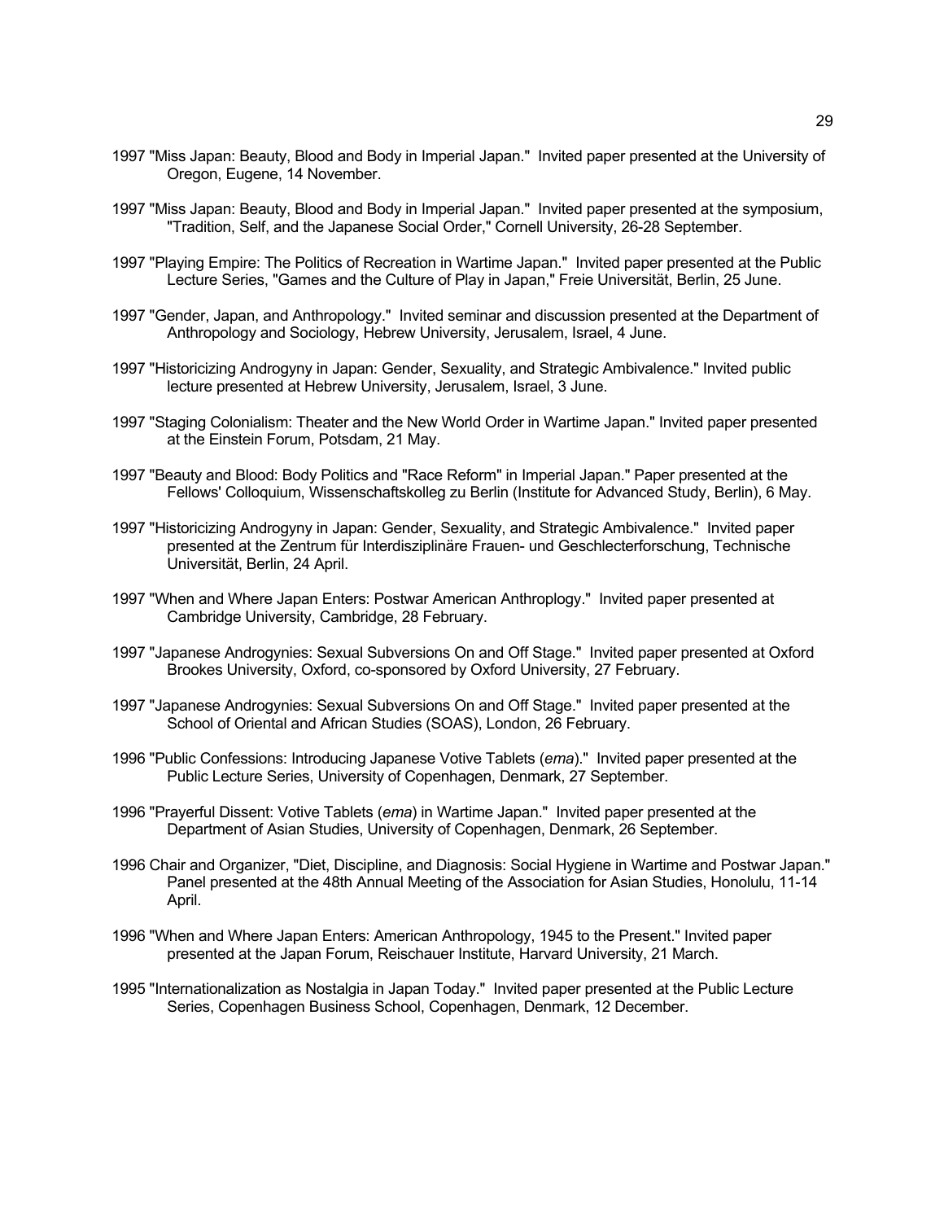1997 "Miss Japan: Beauty, Blood and Body in Imperial Japan." Invited paper presented at the University of Oregon, Eugene, 14 November.

1997 "Miss Japan: Beauty, Blood and Body in Imperial Japan." Invited paper presented at the symposium, "Tradition, Self, and the Japanese Social Order," Cornell University, 26-28 September.

1997 "Playing Empire: The Politics of Recreation in Wartime Japan." Invited paper presented at the Public Lecture Series, "Games and the Culture of Play in Japan," Freie Universität, Berlin, 25 June.

1997 "Gender, Japan, and Anthropology." Invited seminar and discussion presented at the Department of Anthropology and Sociology, Hebrew University, Jerusalem, Israel, 4 June.

1997 "Historicizing Androgyny in Japan: Gender, Sexuality, and Strategic Ambivalence." Invited public lecture presented at Hebrew University, Jerusalem, Israel, 3 June.

1997 "Staging Colonialism: Theater and the New World Order in Wartime Japan." Invited paper presented at the Einstein Forum, Potsdam, 21 May.

1997 "Beauty and Blood: Body Politics and "Race Reform" in Imperial Japan." Paper presented at the Fellows' Colloquium, Wissenschaftskolleg zu Berlin (Institute for Advanced Study, Berlin), 6 May.

1997 "Historicizing Androgyny in Japan: Gender, Sexuality, and Strategic Ambivalence." Invited paper presented at the Zentrum für Interdisziplinäre Frauen- und Geschlecterforschung, Technische Universität, Berlin, 24 April.

1997 "When and Where Japan Enters: Postwar American Anthroplogy." Invited paper presented at Cambridge University, Cambridge, 28 February.

1997 "Japanese Androgynies: Sexual Subversions On and Off Stage." Invited paper presented at Oxford Brookes University, Oxford, co-sponsored by Oxford University, 27 February.

1997 "Japanese Androgynies: Sexual Subversions On and Off Stage." Invited paper presented at the School of Oriental and African Studies (SOAS), London, 26 February.

1996 "Public Confessions: Introducing Japanese Votive Tablets (*ema*)." Invited paper presented at the Public Lecture Series, University of Copenhagen, Denmark, 27 September.

1996 "Prayerful Dissent: Votive Tablets (*ema*) in Wartime Japan." Invited paper presented at the Department of Asian Studies, University of Copenhagen, Denmark, 26 September.

1996 Chair and Organizer, "Diet, Discipline, and Diagnosis: Social Hygiene in Wartime and Postwar Japan." Panel presented at the 48th Annual Meeting of the Association for Asian Studies, Honolulu, 11-14 April.

1996 "When and Where Japan Enters: American Anthropology, 1945 to the Present." Invited paper presented at the Japan Forum, Reischauer Institute, Harvard University, 21 March.

1995 "Internationalization as Nostalgia in Japan Today." Invited paper presented at the Public Lecture Series, Copenhagen Business School, Copenhagen, Denmark, 12 December.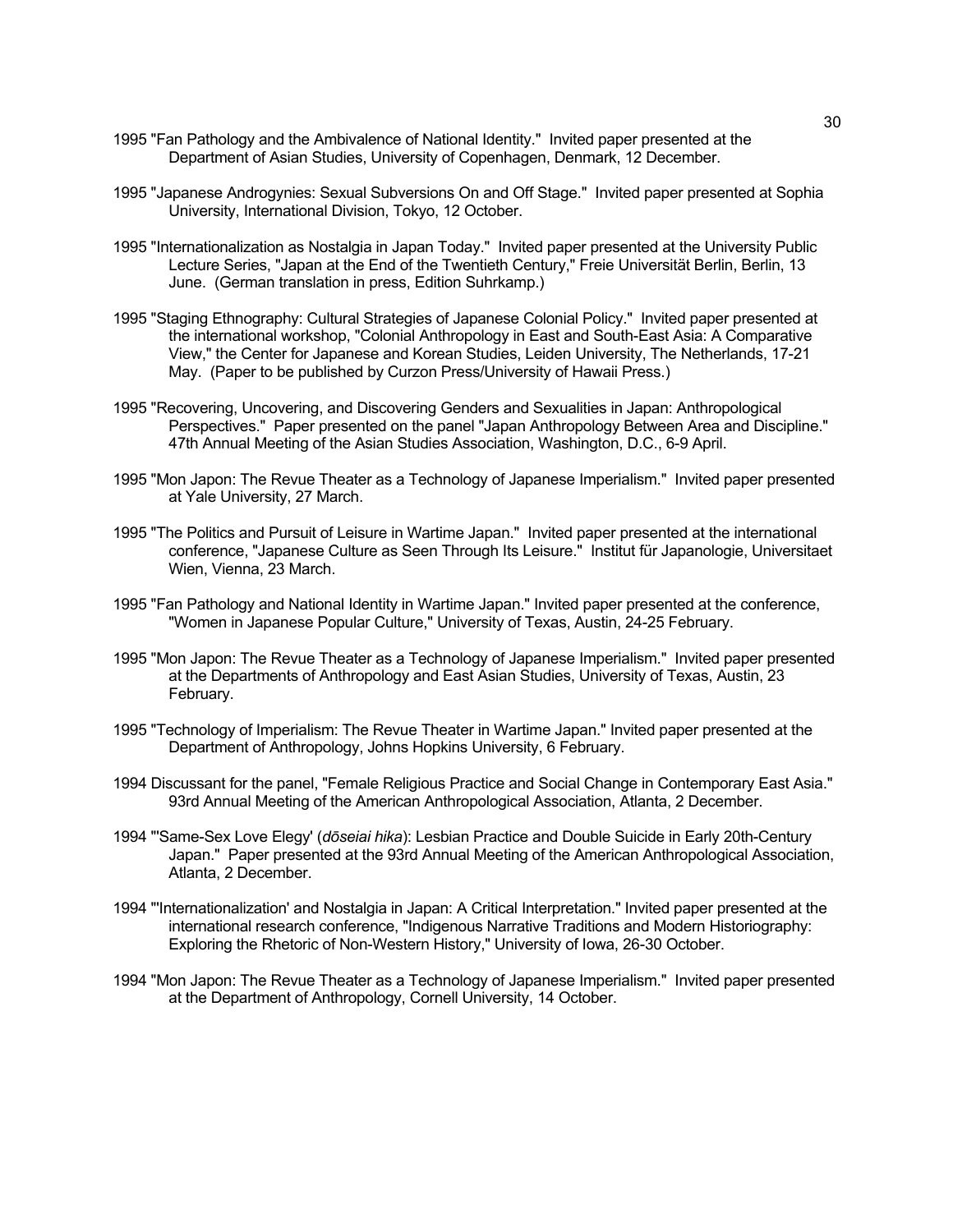1995 "Fan Pathology and the Ambivalence of National Identity." Invited paper presented at the Department of Asian Studies, University of Copenhagen, Denmark, 12 December.

1995 "Japanese Androgynies: Sexual Subversions On and Off Stage." Invited paper presented at Sophia University, International Division, Tokyo, 12 October.

1995 "Internationalization as Nostalgia in Japan Today." Invited paper presented at the University Public Lecture Series, "Japan at the End of the Twentieth Century," Freie Universität Berlin, Berlin, 13 June. (German translation in press, Edition Suhrkamp.)

1995 "Staging Ethnography: Cultural Strategies of Japanese Colonial Policy." Invited paper presented at the international workshop, "Colonial Anthropology in East and South-East Asia: A Comparative View," the Center for Japanese and Korean Studies, Leiden University, The Netherlands, 17-21 May. (Paper to be published by Curzon Press/University of Hawaii Press.)

1995 "Recovering, Uncovering, and Discovering Genders and Sexualities in Japan: Anthropological Perspectives." Paper presented on the panel "Japan Anthropology Between Area and Discipline." 47th Annual Meeting of the Asian Studies Association, Washington, D.C., 6-9 April.

1995 "Mon Japon: The Revue Theater as a Technology of Japanese Imperialism." Invited paper presented at Yale University, 27 March.

1995 "The Politics and Pursuit of Leisure in Wartime Japan." Invited paper presented at the international conference, "Japanese Culture as Seen Through Its Leisure." Institut für Japanologie, Universitaet Wien, Vienna, 23 March.

1995 "Fan Pathology and National Identity in Wartime Japan." Invited paper presented at the conference, "Women in Japanese Popular Culture," University of Texas, Austin, 24-25 February.

1995 "Mon Japon: The Revue Theater as a Technology of Japanese Imperialism." Invited paper presented at the Departments of Anthropology and East Asian Studies, University of Texas, Austin, 23 February.

1995 "Technology of Imperialism: The Revue Theater in Wartime Japan." Invited paper presented at the Department of Anthropology, Johns Hopkins University, 6 February.

1994 Discussant for the panel, "Female Religious Practice and Social Change in Contemporary East Asia." 93rd Annual Meeting of the American Anthropological Association, Atlanta, 2 December.

1994 "'Same-Sex Love Elegy' (*dōseiai hika*): Lesbian Practice and Double Suicide in Early 20th-Century Japan." Paper presented at the 93rd Annual Meeting of the American Anthropological Association, Atlanta, 2 December.

1994 "'Internationalization' and Nostalgia in Japan: A Critical Interpretation." Invited paper presented at the international research conference, "Indigenous Narrative Traditions and Modern Historiography: Exploring the Rhetoric of Non-Western History," University of Iowa, 26-30 October.

1994 "Mon Japon: The Revue Theater as a Technology of Japanese Imperialism." Invited paper presented at the Department of Anthropology, Cornell University, 14 October.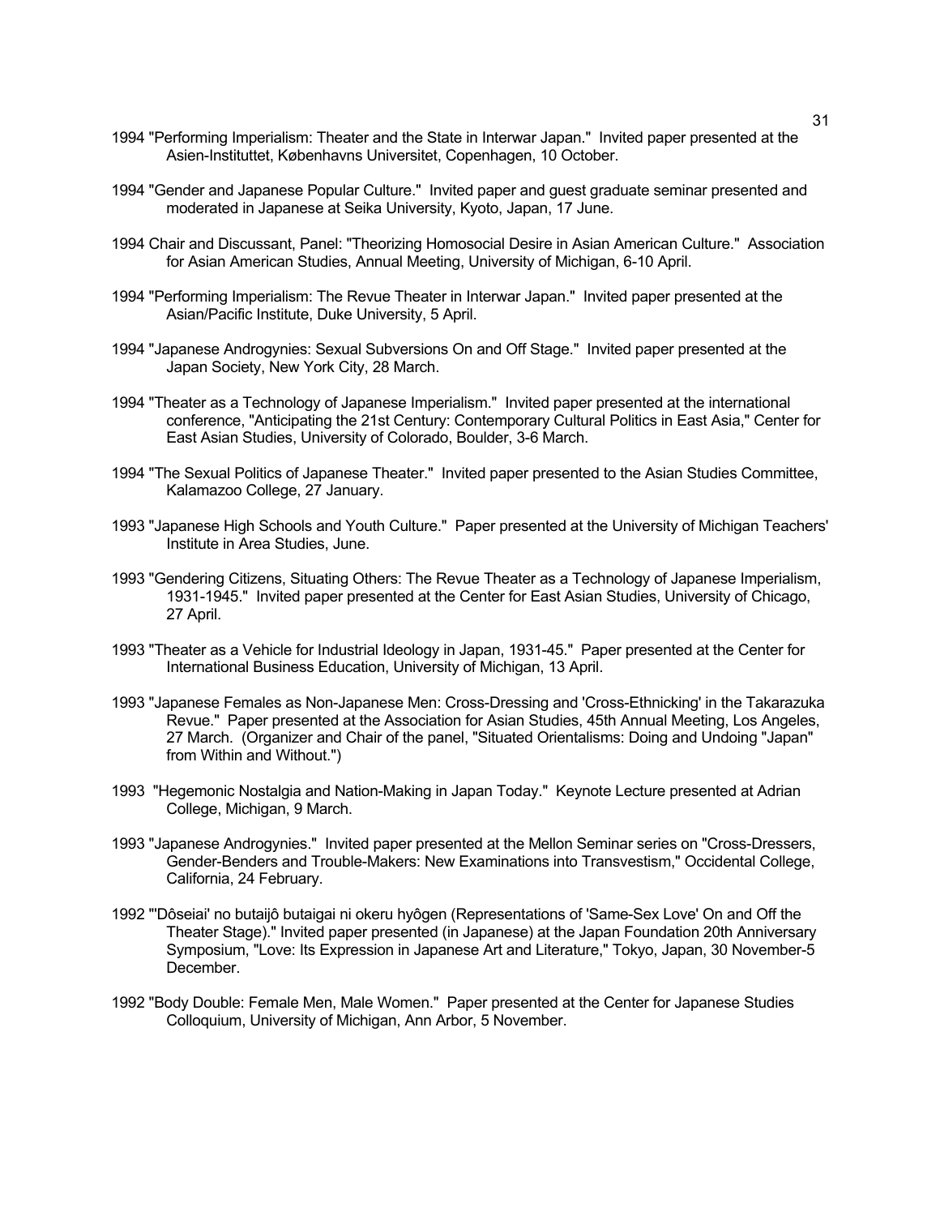1994 "Performing Imperialism: Theater and the State in Interwar Japan." Invited paper presented at the Asien-Instituttet, Københavns Universitet, Copenhagen, 10 October.

1994 "Gender and Japanese Popular Culture." Invited paper and guest graduate seminar presented and moderated in Japanese at Seika University, Kyoto, Japan, 17 June.

1994 Chair and Discussant, Panel: "Theorizing Homosocial Desire in Asian American Culture." Association for Asian American Studies, Annual Meeting, University of Michigan, 6-10 April.

1994 "Performing Imperialism: The Revue Theater in Interwar Japan." Invited paper presented at the Asian/Pacific Institute, Duke University, 5 April.

1994 "Japanese Androgynies: Sexual Subversions On and Off Stage." Invited paper presented at the Japan Society, New York City, 28 March.

1994 "Theater as a Technology of Japanese Imperialism." Invited paper presented at the international conference, "Anticipating the 21st Century: Contemporary Cultural Politics in East Asia," Center for East Asian Studies, University of Colorado, Boulder, 3-6 March.

1994 "The Sexual Politics of Japanese Theater." Invited paper presented to the Asian Studies Committee, Kalamazoo College, 27 January.

1993 "Japanese High Schools and Youth Culture." Paper presented at the University of Michigan Teachers' Institute in Area Studies, June.

1993 "Gendering Citizens, Situating Others: The Revue Theater as a Technology of Japanese Imperialism, 1931-1945." Invited paper presented at the Center for East Asian Studies, University of Chicago, 27 April.

1993 "Theater as a Vehicle for Industrial Ideology in Japan, 1931-45." Paper presented at the Center for International Business Education, University of Michigan, 13 April.

1993 "Japanese Females as Non-Japanese Men: Cross-Dressing and 'Cross-Ethnicking' in the Takarazuka Revue." Paper presented at the Association for Asian Studies, 45th Annual Meeting, Los Angeles, 27 March. (Organizer and Chair of the panel, "Situated Orientalisms: Doing and Undoing "Japan" from Within and Without.")

1993 "Hegemonic Nostalgia and Nation-Making in Japan Today." Keynote Lecture presented at Adrian College, Michigan, 9 March.

1993 "Japanese Androgynies." Invited paper presented at the Mellon Seminar series on "Cross-Dressers, Gender-Benders and Trouble-Makers: New Examinations into Transvestism," Occidental College, California, 24 February.

1992 "'Dôseiai' no butaijô butaigai ni okeru hyôgen (Representations of 'Same-Sex Love' On and Off the Theater Stage)." Invited paper presented (in Japanese) at the Japan Foundation 20th Anniversary Symposium, "Love: Its Expression in Japanese Art and Literature," Tokyo, Japan, 30 November-5 December.

1992 "Body Double: Female Men, Male Women." Paper presented at the Center for Japanese Studies Colloquium, University of Michigan, Ann Arbor, 5 November.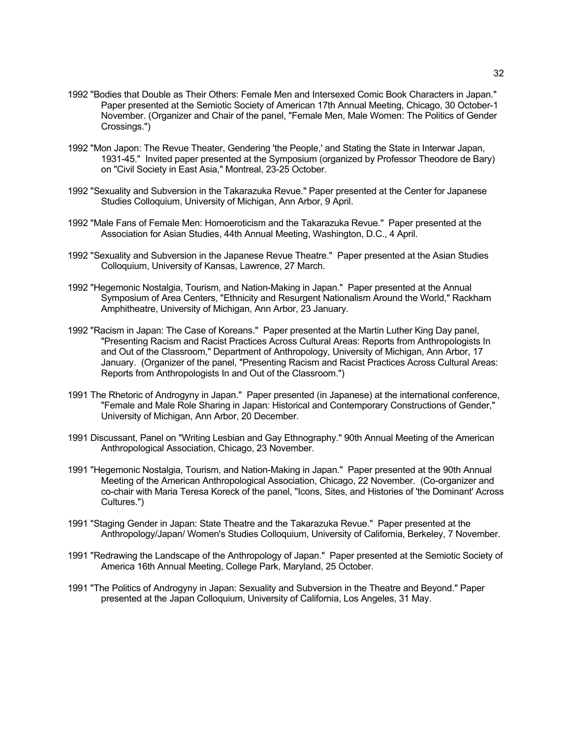1992 "Bodies that Double as Their Others: Female Men and Intersexed Comic Book Characters in Japan." Paper presented at the Semiotic Society of American 17th Annual Meeting, Chicago, 30 October-1 November. (Organizer and Chair of the panel, "Female Men, Male Women: The Politics of Gender Crossings.")

1992 "Mon Japon: The Revue Theater, Gendering 'the People,' and Stating the State in Interwar Japan, 1931-45." Invited paper presented at the Symposium (organized by Professor Theodore de Bary) on "Civil Society in East Asia," Montreal, 23-25 October.

1992 "Sexuality and Subversion in the Takarazuka Revue." Paper presented at the Center for Japanese Studies Colloquium, University of Michigan, Ann Arbor, 9 April.

1992 "Male Fans of Female Men: Homoeroticism and the Takarazuka Revue." Paper presented at the Association for Asian Studies, 44th Annual Meeting, Washington, D.C., 4 April.

1992 "Sexuality and Subversion in the Japanese Revue Theatre." Paper presented at the Asian Studies Colloquium, University of Kansas, Lawrence, 27 March.

1992 "Hegemonic Nostalgia, Tourism, and Nation-Making in Japan." Paper presented at the Annual Symposium of Area Centers, "Ethnicity and Resurgent Nationalism Around the World," Rackham Amphitheatre, University of Michigan, Ann Arbor, 23 January.

1992 "Racism in Japan: The Case of Koreans." Paper presented at the Martin Luther King Day panel, "Presenting Racism and Racist Practices Across Cultural Areas: Reports from Anthropologists In and Out of the Classroom," Department of Anthropology, University of Michigan, Ann Arbor, 17 January. (Organizer of the panel, "Presenting Racism and Racist Practices Across Cultural Areas: Reports from Anthropologists In and Out of the Classroom.")

1991 The Rhetoric of Androgyny in Japan." Paper presented (in Japanese) at the international conference, "Female and Male Role Sharing in Japan: Historical and Contemporary Constructions of Gender," University of Michigan, Ann Arbor, 20 December.

1991 Discussant, Panel on "Writing Lesbian and Gay Ethnography." 90th Annual Meeting of the American Anthropological Association, Chicago, 23 November.

1991 "Hegemonic Nostalgia, Tourism, and Nation-Making in Japan." Paper presented at the 90th Annual Meeting of the American Anthropological Association, Chicago, 22 November. (Co-organizer and co-chair with Maria Teresa Koreck of the panel, "Icons, Sites, and Histories of 'the Dominant' Across Cultures.")

1991 "Staging Gender in Japan: State Theatre and the Takarazuka Revue." Paper presented at the Anthropology/Japan/ Women's Studies Colloquium, University of California, Berkeley, 7 November.

1991 "Redrawing the Landscape of the Anthropology of Japan." Paper presented at the Semiotic Society of America 16th Annual Meeting, College Park, Maryland, 25 October.

1991 "The Politics of Androgyny in Japan: Sexuality and Subversion in the Theatre and Beyond." Paper presented at the Japan Colloquium, University of California, Los Angeles, 31 May.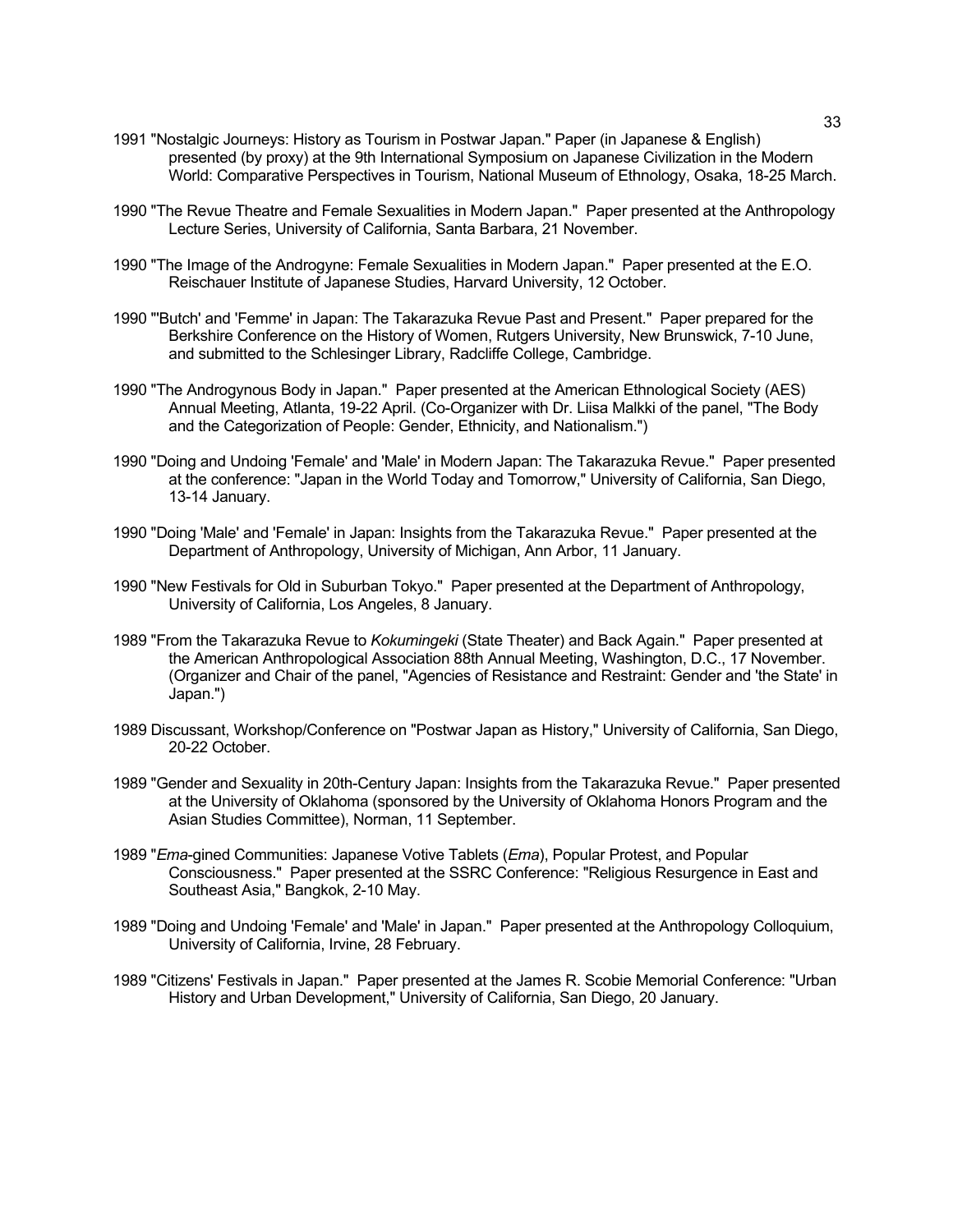1991 "Nostalgic Journeys: History as Tourism in Postwar Japan." Paper (in Japanese & English) presented (by proxy) at the 9th International Symposium on Japanese Civilization in the Modern World: Comparative Perspectives in Tourism, National Museum of Ethnology, Osaka, 18-25 March.

1990 "The Revue Theatre and Female Sexualities in Modern Japan." Paper presented at the Anthropology Lecture Series, University of California, Santa Barbara, 21 November.

1990 "The Image of the Androgyne: Female Sexualities in Modern Japan." Paper presented at the E.O. Reischauer Institute of Japanese Studies, Harvard University, 12 October.

1990 "'Butch' and 'Femme' in Japan: The Takarazuka Revue Past and Present." Paper prepared for the Berkshire Conference on the History of Women, Rutgers University, New Brunswick, 7-10 June, and submitted to the Schlesinger Library, Radcliffe College, Cambridge.

1990 "The Androgynous Body in Japan." Paper presented at the American Ethnological Society (AES) Annual Meeting, Atlanta, 19-22 April. (Co-Organizer with Dr. Liisa Malkki of the panel, "The Body and the Categorization of People: Gender, Ethnicity, and Nationalism.")

1990 "Doing and Undoing 'Female' and 'Male' in Modern Japan: The Takarazuka Revue." Paper presented at the conference: "Japan in the World Today and Tomorrow," University of California, San Diego, 13-14 January.

1990 "Doing 'Male' and 'Female' in Japan: Insights from the Takarazuka Revue." Paper presented at the Department of Anthropology, University of Michigan, Ann Arbor, 11 January.

1990 "New Festivals for Old in Suburban Tokyo." Paper presented at the Department of Anthropology, University of California, Los Angeles, 8 January.

1989 "From the Takarazuka Revue to *Kokumingeki* (State Theater) and Back Again." Paper presented at the American Anthropological Association 88th Annual Meeting, Washington, D.C., 17 November. (Organizer and Chair of the panel, "Agencies of Resistance and Restraint: Gender and 'the State' in Japan.")

1989 Discussant, Workshop/Conference on "Postwar Japan as History," University of California, San Diego, 20-22 October.

1989 "Gender and Sexuality in 20th-Century Japan: Insights from the Takarazuka Revue." Paper presented at the University of Oklahoma (sponsored by the University of Oklahoma Honors Program and the Asian Studies Committee), Norman, 11 September.

1989 "*Ema*-gined Communities: Japanese Votive Tablets (*Ema*), Popular Protest, and Popular Consciousness." Paper presented at the SSRC Conference: "Religious Resurgence in East and Southeast Asia," Bangkok, 2-10 May.

1989 "Doing and Undoing 'Female' and 'Male' in Japan." Paper presented at the Anthropology Colloquium, University of California, Irvine, 28 February.

1989 "Citizens' Festivals in Japan." Paper presented at the James R. Scobie Memorial Conference: "Urban History and Urban Development," University of California, San Diego, 20 January.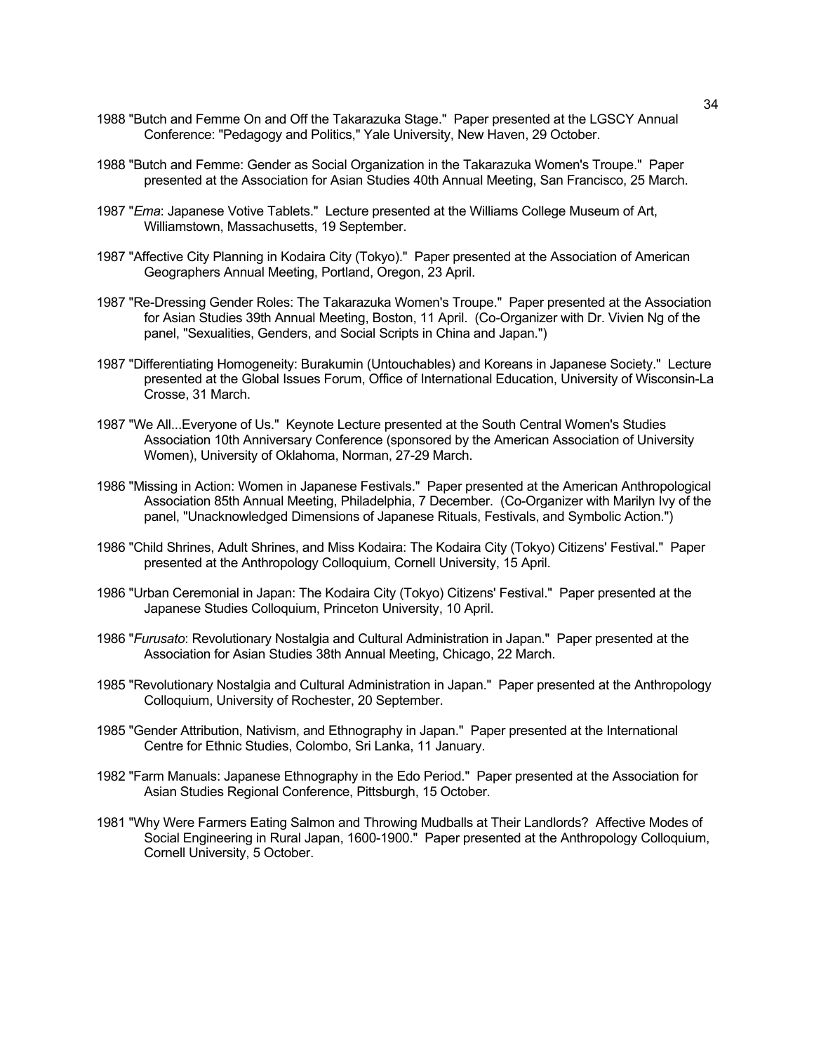1988 "Butch and Femme On and Off the Takarazuka Stage." Paper presented at the LGSCY Annual Conference: "Pedagogy and Politics," Yale University, New Haven, 29 October.

1988 "Butch and Femme: Gender as Social Organization in the Takarazuka Women's Troupe." Paper presented at the Association for Asian Studies 40th Annual Meeting, San Francisco, 25 March.

1987 "*Ema*: Japanese Votive Tablets." Lecture presented at the Williams College Museum of Art, Williamstown, Massachusetts, 19 September.

1987 "Affective City Planning in Kodaira City (Tokyo)." Paper presented at the Association of American Geographers Annual Meeting, Portland, Oregon, 23 April.

1987 "Re-Dressing Gender Roles: The Takarazuka Women's Troupe." Paper presented at the Association for Asian Studies 39th Annual Meeting, Boston, 11 April. (Co-Organizer with Dr. Vivien Ng of the panel, "Sexualities, Genders, and Social Scripts in China and Japan.")

1987 "Differentiating Homogeneity: Burakumin (Untouchables) and Koreans in Japanese Society." Lecture presented at the Global Issues Forum, Office of International Education, University of Wisconsin-La Crosse, 31 March.

1987 "We All...Everyone of Us." Keynote Lecture presented at the South Central Women's Studies Association 10th Anniversary Conference (sponsored by the American Association of University Women), University of Oklahoma, Norman, 27-29 March.

1986 "Missing in Action: Women in Japanese Festivals." Paper presented at the American Anthropological Association 85th Annual Meeting, Philadelphia, 7 December. (Co-Organizer with Marilyn Ivy of the panel, "Unacknowledged Dimensions of Japanese Rituals, Festivals, and Symbolic Action.")

1986 "Child Shrines, Adult Shrines, and Miss Kodaira: The Kodaira City (Tokyo) Citizens' Festival." Paper presented at the Anthropology Colloquium, Cornell University, 15 April.

1986 "Urban Ceremonial in Japan: The Kodaira City (Tokyo) Citizens' Festival." Paper presented at the Japanese Studies Colloquium, Princeton University, 10 April.

1986 "*Furusato*: Revolutionary Nostalgia and Cultural Administration in Japan." Paper presented at the Association for Asian Studies 38th Annual Meeting, Chicago, 22 March.

1985 "Revolutionary Nostalgia and Cultural Administration in Japan." Paper presented at the Anthropology Colloquium, University of Rochester, 20 September.

1985 "Gender Attribution, Nativism, and Ethnography in Japan." Paper presented at the International Centre for Ethnic Studies, Colombo, Sri Lanka, 11 January.

1982 "Farm Manuals: Japanese Ethnography in the Edo Period." Paper presented at the Association for Asian Studies Regional Conference, Pittsburgh, 15 October.

1981 "Why Were Farmers Eating Salmon and Throwing Mudballs at Their Landlords? Affective Modes of Social Engineering in Rural Japan, 1600-1900." Paper presented at the Anthropology Colloquium, Cornell University, 5 October.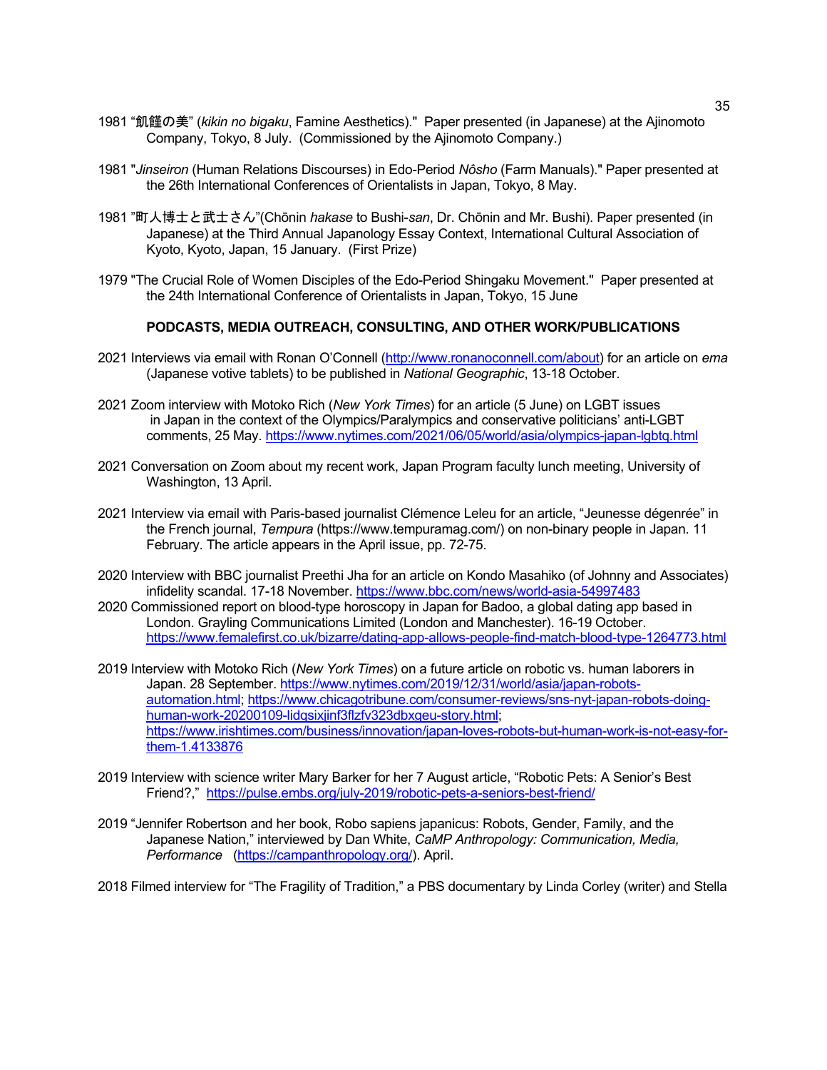1981 "飢饉の美" (*kikin no bigaku*, Famine Aesthetics)." Paper presented (in Japanese) at the Ajinomoto Company, Tokyo, 8 July. (Commissioned by the Ajinomoto Company.)

1981 "*Jinseiron* (Human Relations Discourses) in Edo-Period *Nôsho* (Farm Manuals)." Paper presented at the 26th International Conferences of Orientalists in Japan, Tokyo, 8 May.

1981 "町人博士と武士さん"(Chōnin *hakase* to Bushi-*san*, Dr. Chōnin and Mr. Bushi). Paper presented (in Japanese) at the Third Annual Japanology Essay Context, International Cultural Association of Kyoto, Kyoto, Japan, 15 January. (First Prize)

1979 "The Crucial Role of Women Disciples of the Edo-Period Shingaku Movement." Paper presented at the 24th International Conference of Orientalists in Japan, Tokyo, 15 June

**PODCASTS, MEDIA OUTREACH, CONSULTING, AND OTHER WORK/PUBLICATIONS**

2021 Interviews via email with Ronan O'Connell (http://www.ronanoconnell.com/about) for an article on *ema* (Japanese votive tablets) to be published in *National Geographic*, 13-18 October.

2021 Zoom interview with Motoko Rich (*New York Times*) for an article (5 June) on LGBT issues in Japan in the context of the Olympics/Paralympics and conservative politicians' anti-LGBT comments, 25 May. https://www.nytimes.com/2021/06/05/world/asia/olympics-japan-lgbtq.html

2021 Conversation on Zoom about my recent work, Japan Program faculty lunch meeting, University of Washington, 13 April.

2021 Interview via email with Paris-based journalist Clémence Leleu for an article, "Jeunesse dégenrée" in the French journal, *Tempura* (https://www.tempuramag.com/) on non-binary people in Japan. 11 February. The article appears in the April issue, pp. 72-75.

2020 Interview with BBC journalist Preethi Jha for an article on Kondo Masahiko (of Johnny and Associates) infidelity scandal. 17-18 November. https://www.bbc.com/news/world-asia-54997483

2020 Commissioned report on blood-type horoscopy in Japan for Badoo, a global dating app based in London. Grayling Communications Limited (London and Manchester). 16-19 October. https://www.femalefirst.co.uk/bizarre/dating-app-allows-people-find-match-blood-type-1264773.html

2019 Interview with Motoko Rich (*New York Times*) on a future article on robotic vs. human laborers in Japan. 28 September. https://www.nytimes.com/2019/12/31/world/asia/japan-robots-automation.html; https://www.chicagotribune.com/consumer-reviews/sns-nyt-japan-robots-doing-human-work-20200109-lidqsixjinf3flzfv323dbxgeu-story.html; https://www.irishtimes.com/business/innovation/japan-loves-robots-but-human-work-is-not-easy-for-them-1.4133876

2019 Interview with science writer Mary Barker for her 7 August article, "Robotic Pets: A Senior's Best Friend?," https://pulse.embs.org/july-2019/robotic-pets-a-seniors-best-friend/

2019 "Jennifer Robertson and her book, Robo sapiens japanicus: Robots, Gender, Family, and the Japanese Nation," interviewed by Dan White, *CaMP Anthropology: Communication, Media, Performance* (https://campanthropology.org/). April.

2018 Filmed interview for "The Fragility of Tradition," a PBS documentary by Linda Corley (writer) and Stella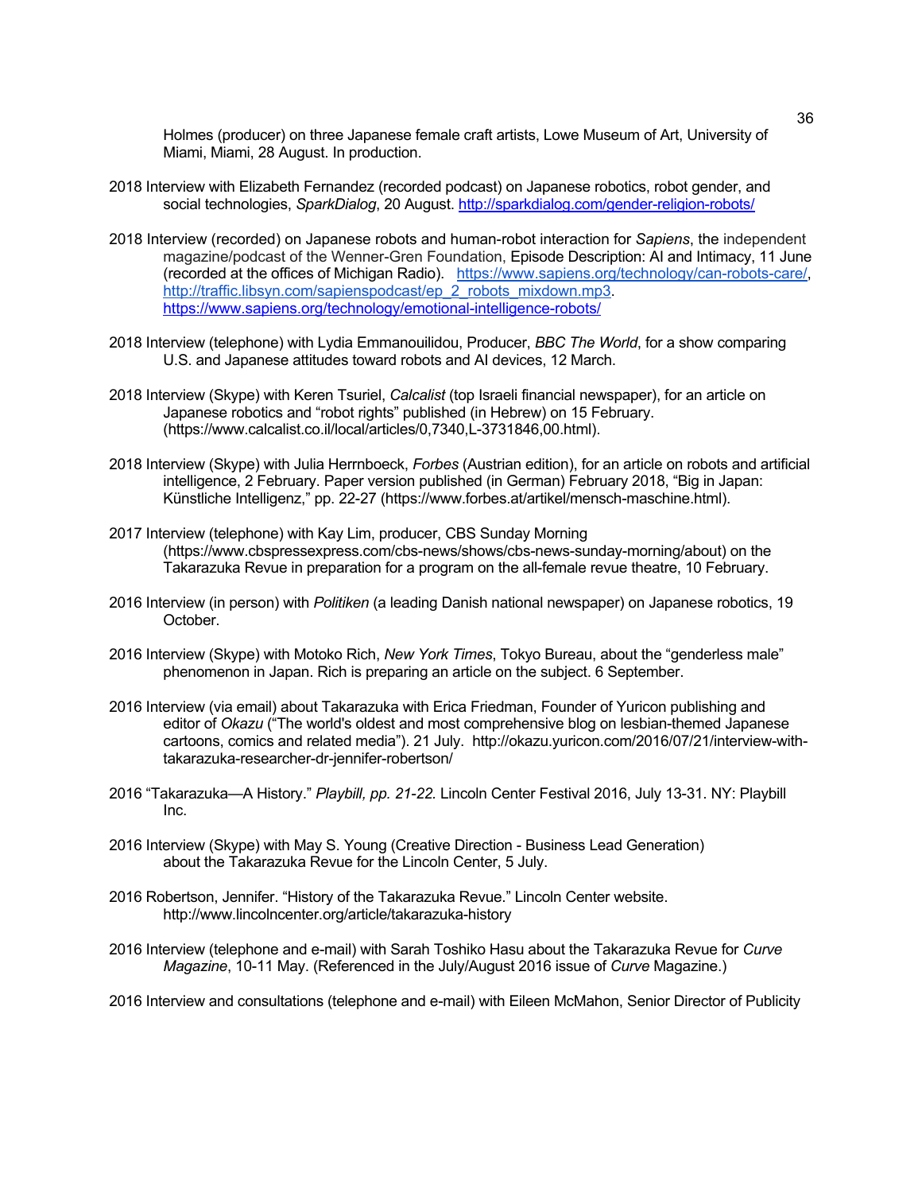Holmes (producer) on three Japanese female craft artists, Lowe Museum of Art, University of Miami, Miami, 28 August. In production.

2018 Interview with Elizabeth Fernandez (recorded podcast) on Japanese robotics, robot gender, and social technologies, *SparkDialog*, 20 August. http://sparkdialog.com/gender-religion-robots/

2018 Interview (recorded) on Japanese robots and human-robot interaction for *Sapiens*, the independent magazine/podcast of the Wenner-Gren Foundation, Episode Description: AI and Intimacy, 11 June (recorded at the offices of Michigan Radio). https://www.sapiens.org/technology/can-robots-care/, http://traffic.libsyn.com/sapienspodcast/ep_2_robots_mixdown.mp3. https://www.sapiens.org/technology/emotional-intelligence-robots/

2018 Interview (telephone) with Lydia Emmanouilidou, Producer, *BBC The World*, for a show comparing U.S. and Japanese attitudes toward robots and AI devices, 12 March.

2018 Interview (Skype) with Keren Tsuriel, *Calcalist* (top Israeli financial newspaper), for an article on Japanese robotics and "robot rights" published (in Hebrew) on 15 February. (https://www.calcalist.co.il/local/articles/0,7340,L-3731846,00.html).

2018 Interview (Skype) with Julia Herrnboeck, *Forbes* (Austrian edition), for an article on robots and artificial intelligence, 2 February. Paper version published (in German) February 2018, "Big in Japan: Künstliche Intelligenz," pp. 22-27 (https://www.forbes.at/artikel/mensch-maschine.html).

2017 Interview (telephone) with Kay Lim, producer, CBS Sunday Morning (https://www.cbspressexpress.com/cbs-news/shows/cbs-news-sunday-morning/about) on the Takarazuka Revue in preparation for a program on the all-female revue theatre, 10 February.

2016 Interview (in person) with *Politiken* (a leading Danish national newspaper) on Japanese robotics, 19 October.

2016 Interview (Skype) with Motoko Rich, *New York Times*, Tokyo Bureau, about the "genderless male" phenomenon in Japan. Rich is preparing an article on the subject. 6 September.

2016 Interview (via email) about Takarazuka with Erica Friedman, Founder of Yuricon publishing and editor of *Okazu* ("The world's oldest and most comprehensive blog on lesbian-themed Japanese cartoons, comics and related media"). 21 July. http://okazu.yuricon.com/2016/07/21/interview-with-takarazuka-researcher-dr-jennifer-robertson/

2016 "Takarazuka—A History." *Playbill, pp. 21-22.* Lincoln Center Festival 2016, July 13-31. NY: Playbill Inc.

2016 Interview (Skype) with May S. Young (Creative Direction - Business Lead Generation) about the Takarazuka Revue for the Lincoln Center, 5 July.

2016 Robertson, Jennifer. "History of the Takarazuka Revue." Lincoln Center website. http://www.lincolncenter.org/article/takarazuka-history

2016 Interview (telephone and e-mail) with Sarah Toshiko Hasu about the Takarazuka Revue for *Curve Magazine*, 10-11 May. (Referenced in the July/August 2016 issue of *Curve* Magazine.)

2016 Interview and consultations (telephone and e-mail) with Eileen McMahon, Senior Director of Publicity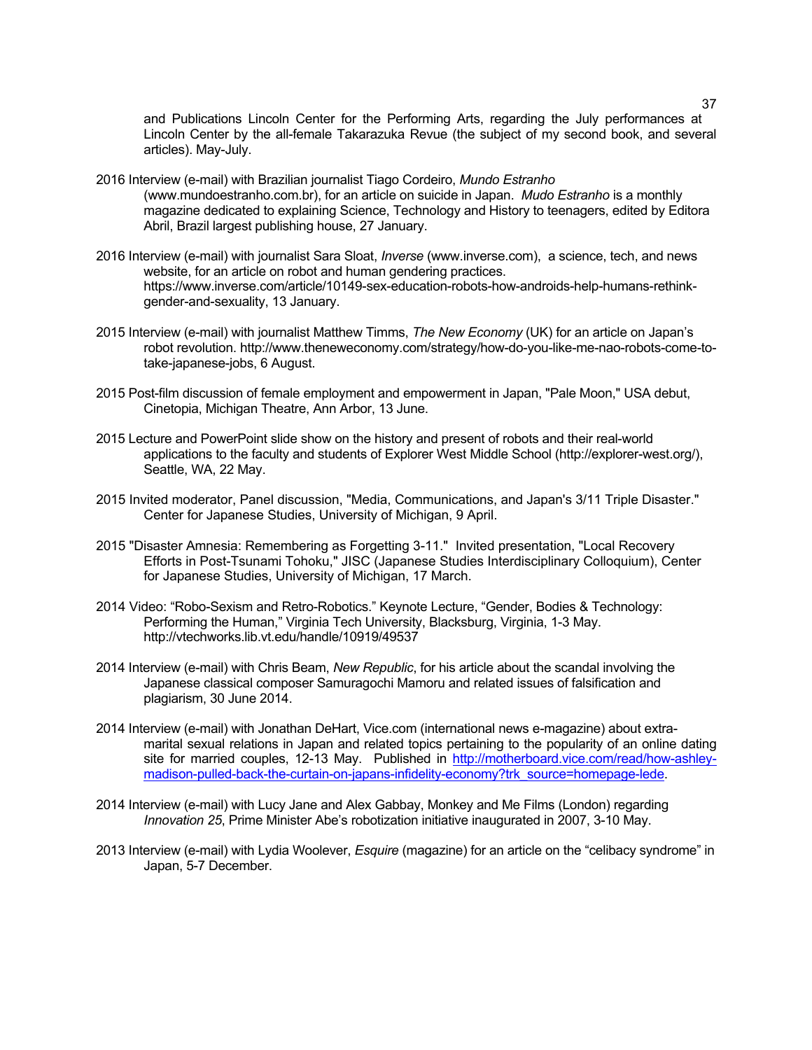and Publications Lincoln Center for the Performing Arts, regarding the July performances at Lincoln Center by the all-female Takarazuka Revue (the subject of my second book, and several articles). May-July.

2016 Interview (e-mail) with Brazilian journalist Tiago Cordeiro, *Mundo Estranho* (www.mundoestranho.com.br), for an article on suicide in Japan. *Mudo Estranho* is a monthly magazine dedicated to explaining Science, Technology and History to teenagers, edited by Editora Abril, Brazil largest publishing house, 27 January.

2016 Interview (e-mail) with journalist Sara Sloat, *Inverse* (www.inverse.com), a science, tech, and news website, for an article on robot and human gendering practices. https://www.inverse.com/article/10149-sex-education-robots-how-androids-help-humans-rethink-gender-and-sexuality, 13 January.

2015 Interview (e-mail) with journalist Matthew Timms, *The New Economy* (UK) for an article on Japan's robot revolution. http://www.theneweconomy.com/strategy/how-do-you-like-me-nao-robots-come-to-take-japanese-jobs, 6 August.

2015 Post-film discussion of female employment and empowerment in Japan, "Pale Moon," USA debut, Cinetopia, Michigan Theatre, Ann Arbor, 13 June.

2015 Lecture and PowerPoint slide show on the history and present of robots and their real-world applications to the faculty and students of Explorer West Middle School (http://explorer-west.org/), Seattle, WA, 22 May.

2015 Invited moderator, Panel discussion, "Media, Communications, and Japan's 3/11 Triple Disaster." Center for Japanese Studies, University of Michigan, 9 April.

2015 "Disaster Amnesia: Remembering as Forgetting 3-11." Invited presentation, "Local Recovery Efforts in Post-Tsunami Tohoku," JISC (Japanese Studies Interdisciplinary Colloquium), Center for Japanese Studies, University of Michigan, 17 March.

2014 Video: "Robo-Sexism and Retro-Robotics." Keynote Lecture, "Gender, Bodies & Technology: Performing the Human," Virginia Tech University, Blacksburg, Virginia, 1-3 May. http://vtechworks.lib.vt.edu/handle/10919/49537

2014 Interview (e-mail) with Chris Beam, *New Republic*, for his article about the scandal involving the Japanese classical composer Samuragochi Mamoru and related issues of falsification and plagiarism, 30 June 2014.

2014 Interview (e-mail) with Jonathan DeHart, Vice.com (international news e-magazine) about extra-marital sexual relations in Japan and related topics pertaining to the popularity of an online dating site for married couples, 12-13 May. Published in http://motherboard.vice.com/read/how-ashley-madison-pulled-back-the-curtain-on-japans-infidelity-economy?trk_source=homepage-lede.

2014 Interview (e-mail) with Lucy Jane and Alex Gabbay, Monkey and Me Films (London) regarding *Innovation 25*, Prime Minister Abe's robotization initiative inaugurated in 2007, 3-10 May.

2013 Interview (e-mail) with Lydia Woolever, *Esquire* (magazine) for an article on the "celibacy syndrome" in Japan, 5-7 December.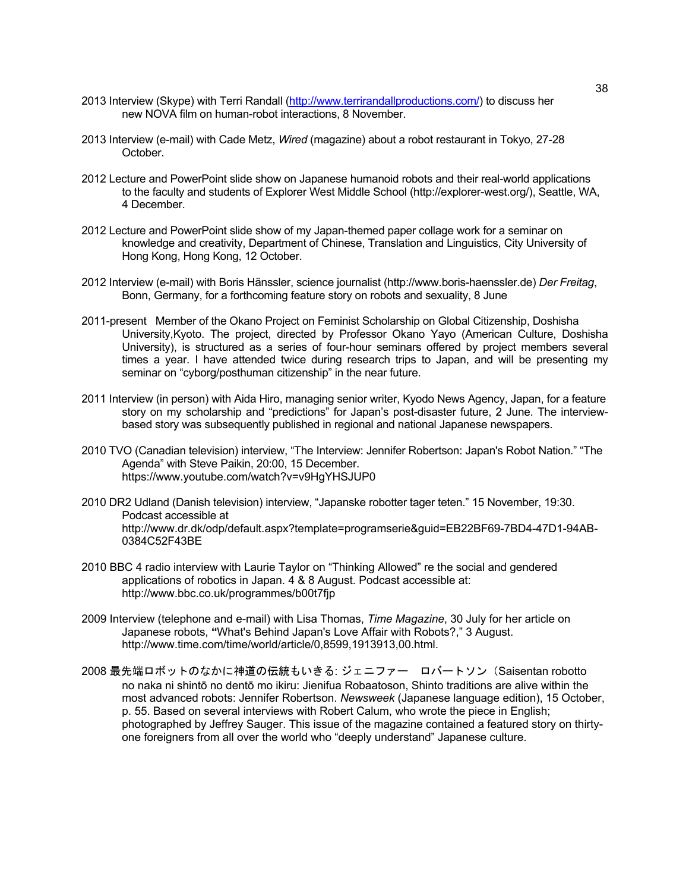2013 Interview (Skype) with Terri Randall (http://www.terrirandallproductions.com/) to discuss her new NOVA film on human-robot interactions, 8 November.

2013 Interview (e-mail) with Cade Metz, *Wired* (magazine) about a robot restaurant in Tokyo, 27-28 October.

2012 Lecture and PowerPoint slide show on Japanese humanoid robots and their real-world applications to the faculty and students of Explorer West Middle School (http://explorer-west.org/), Seattle, WA, 4 December.

2012 Lecture and PowerPoint slide show of my Japan-themed paper collage work for a seminar on knowledge and creativity, Department of Chinese, Translation and Linguistics, City University of Hong Kong, Hong Kong, 12 October.

2012 Interview (e-mail) with Boris Hänssler, science journalist (http://www.boris-haenssler.de) *Der Freitag*, Bonn, Germany, for a forthcoming feature story on robots and sexuality, 8 June

2011-present Member of the Okano Project on Feminist Scholarship on Global Citizenship, Doshisha University,Kyoto. The project, directed by Professor Okano Yayo (American Culture, Doshisha University), is structured as a series of four-hour seminars offered by project members several times a year. I have attended twice during research trips to Japan, and will be presenting my seminar on "cyborg/posthuman citizenship" in the near future.

2011 Interview (in person) with Aida Hiro, managing senior writer, Kyodo News Agency, Japan, for a feature story on my scholarship and "predictions" for Japan's post-disaster future, 2 June. The interview-based story was subsequently published in regional and national Japanese newspapers.

2010 TVO (Canadian television) interview, "The Interview: Jennifer Robertson: Japan's Robot Nation." "The Agenda" with Steve Paikin, 20:00, 15 December. https://www.youtube.com/watch?v=v9HgYHSJUP0

2010 DR2 Udland (Danish television) interview, "Japanske robotter tager teten." 15 November, 19:30. Podcast accessible at http://www.dr.dk/odp/default.aspx?template=programserie&guid=EB22BF69-7BD4-47D1-94AB-0384C52F43BE

2010 BBC 4 radio interview with Laurie Taylor on "Thinking Allowed" re the social and gendered applications of robotics in Japan. 4 & 8 August. Podcast accessible at: http://www.bbc.co.uk/programmes/b00t7fjp

2009 Interview (telephone and e-mail) with Lisa Thomas, *Time Magazine*, 30 July for her article on Japanese robots, **"**What's Behind Japan's Love Affair with Robots?," 3 August. http://www.time.com/time/world/article/0,8599,1913913,00.html.

2008 最先端ロボットのなかに神道の伝統もいきる: ジェニファー　ロバートソン（Saisentan robotto no naka ni shintō no dentō mo ikiru: Jienifua Robaatoson, Shinto traditions are alive within the most advanced robots: Jennifer Robertson. *Newsweek* (Japanese language edition), 15 October, p. 55. Based on several interviews with Robert Calum, who wrote the piece in English; photographed by Jeffrey Sauger. This issue of the magazine contained a featured story on thirty-one foreigners from all over the world who "deeply understand" Japanese culture.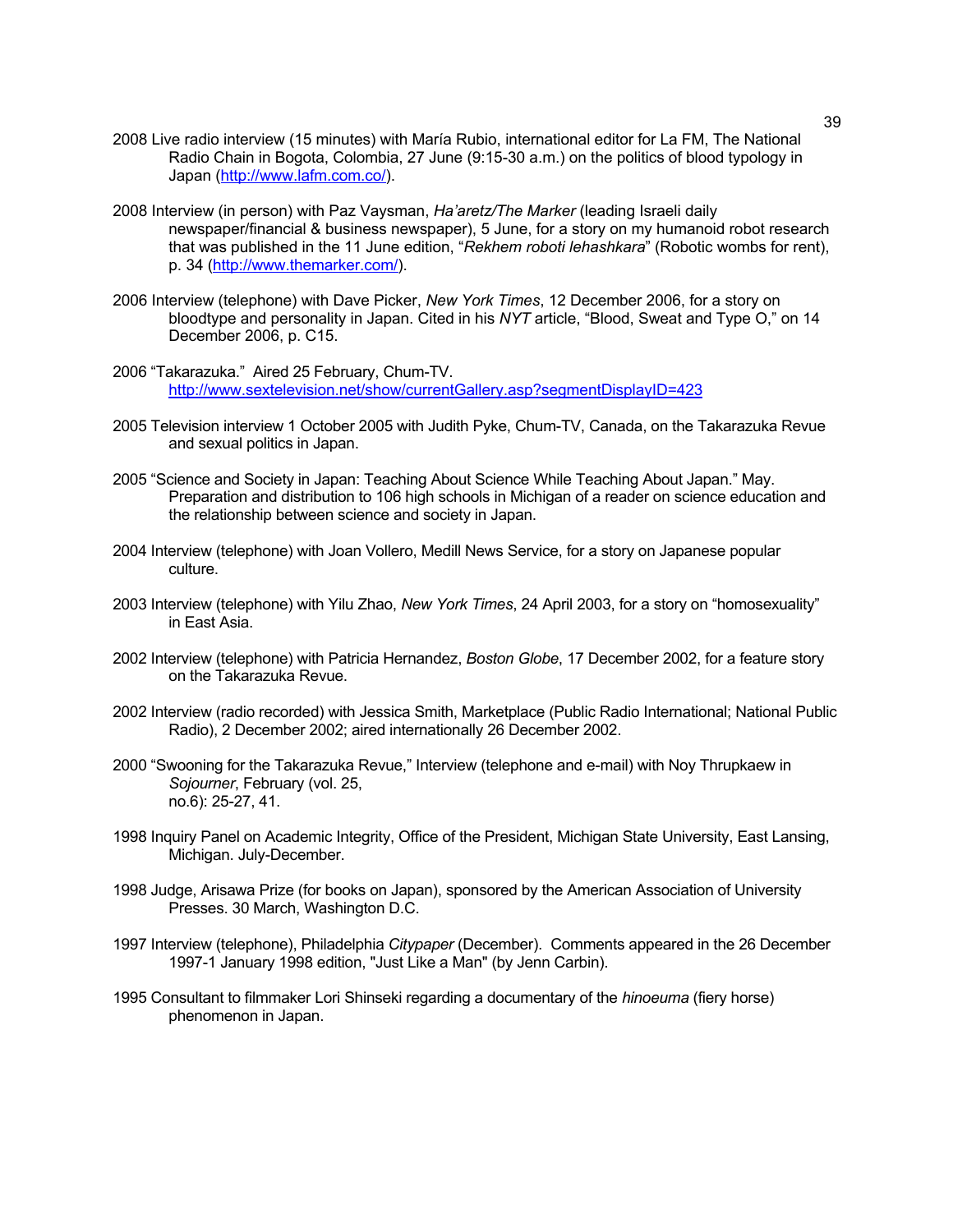2008 Live radio interview (15 minutes) with María Rubio, international editor for La FM, The National Radio Chain in Bogota, Colombia, 27 June (9:15-30 a.m.) on the politics of blood typology in Japan (http://www.lafm.com.co/).

2008 Interview (in person) with Paz Vaysman, *Ha'aretz/The Marker* (leading Israeli daily newspaper/financial & business newspaper), 5 June, for a story on my humanoid robot research that was published in the 11 June edition, "*Rekhem roboti lehashkara*" (Robotic wombs for rent), p. 34 (http://www.themarker.com/).

2006 Interview (telephone) with Dave Picker, *New York Times*, 12 December 2006, for a story on bloodtype and personality in Japan. Cited in his *NYT* article, "Blood, Sweat and Type O," on 14 December 2006, p. C15.

2006 "Takarazuka." Aired 25 February, Chum-TV. http://www.sextelevision.net/show/currentGallery.asp?segmentDisplayID=423

2005 Television interview 1 October 2005 with Judith Pyke, Chum-TV, Canada, on the Takarazuka Revue and sexual politics in Japan.

2005 "Science and Society in Japan: Teaching About Science While Teaching About Japan." May. Preparation and distribution to 106 high schools in Michigan of a reader on science education and the relationship between science and society in Japan.

2004 Interview (telephone) with Joan Vollero, Medill News Service, for a story on Japanese popular culture.

2003 Interview (telephone) with Yilu Zhao, *New York Times*, 24 April 2003, for a story on "homosexuality" in East Asia.

2002 Interview (telephone) with Patricia Hernandez, *Boston Globe*, 17 December 2002, for a feature story on the Takarazuka Revue.

2002 Interview (radio recorded) with Jessica Smith, Marketplace (Public Radio International; National Public Radio), 2 December 2002; aired internationally 26 December 2002.

2000 "Swooning for the Takarazuka Revue," Interview (telephone and e-mail) with Noy Thrupkaew in *Sojourner*, February (vol. 25, no.6): 25-27, 41.

1998 Inquiry Panel on Academic Integrity, Office of the President, Michigan State University, East Lansing, Michigan. July-December.

1998 Judge, Arisawa Prize (for books on Japan), sponsored by the American Association of University Presses. 30 March, Washington D.C.

1997 Interview (telephone), Philadelphia *Citypaper* (December). Comments appeared in the 26 December 1997-1 January 1998 edition, "Just Like a Man" (by Jenn Carbin).

1995 Consultant to filmmaker Lori Shinseki regarding a documentary of the *hinoeuma* (fiery horse) phenomenon in Japan.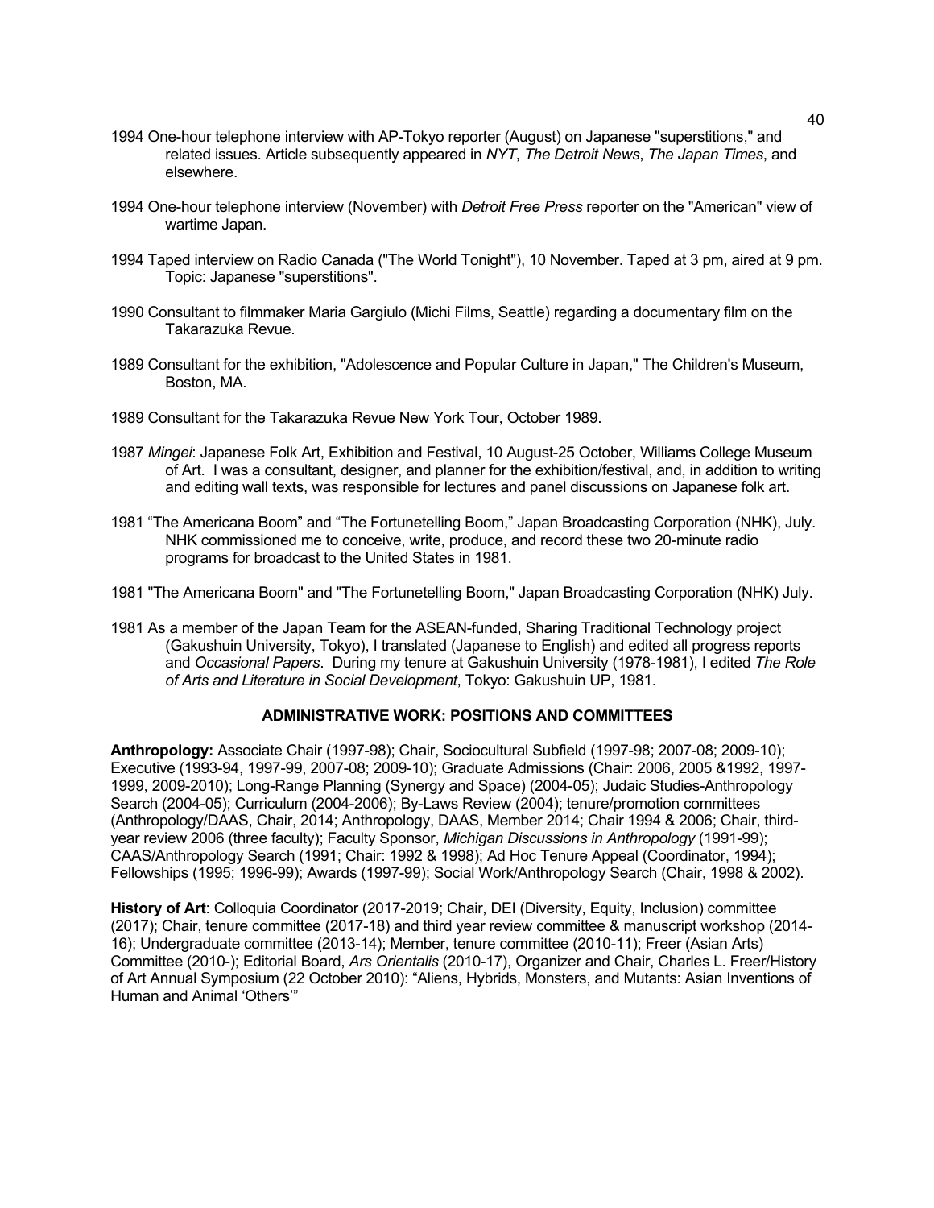1994 One-hour telephone interview with AP-Tokyo reporter (August) on Japanese "superstitions," and related issues. Article subsequently appeared in *NYT*, *The Detroit News*, *The Japan Times*, and elsewhere.

1994 One-hour telephone interview (November) with *Detroit Free Press* reporter on the "American" view of wartime Japan.

1994 Taped interview on Radio Canada ("The World Tonight"), 10 November. Taped at 3 pm, aired at 9 pm. Topic: Japanese "superstitions".

1990 Consultant to filmmaker Maria Gargiulo (Michi Films, Seattle) regarding a documentary film on the Takarazuka Revue.

1989 Consultant for the exhibition, "Adolescence and Popular Culture in Japan," The Children's Museum, Boston, MA.

1989 Consultant for the Takarazuka Revue New York Tour, October 1989.

1987 *Mingei*: Japanese Folk Art, Exhibition and Festival, 10 August-25 October, Williams College Museum of Art. I was a consultant, designer, and planner for the exhibition/festival, and, in addition to writing and editing wall texts, was responsible for lectures and panel discussions on Japanese folk art.

1981 "The Americana Boom" and "The Fortunetelling Boom," Japan Broadcasting Corporation (NHK), July. NHK commissioned me to conceive, write, produce, and record these two 20-minute radio programs for broadcast to the United States in 1981.

1981 "The Americana Boom" and "The Fortunetelling Boom," Japan Broadcasting Corporation (NHK) July.

1981 As a member of the Japan Team for the ASEAN-funded, Sharing Traditional Technology project (Gakushuin University, Tokyo), I translated (Japanese to English) and edited all progress reports and *Occasional Papers*. During my tenure at Gakushuin University (1978-1981), I edited *The Role of Arts and Literature in Social Development*, Tokyo: Gakushuin UP, 1981.

## ADMINISTRATIVE WORK: POSITIONS AND COMMITTEES

**Anthropology:** Associate Chair (1997-98); Chair, Sociocultural Subfield (1997-98; 2007-08; 2009-10); Executive (1993-94, 1997-99, 2007-08; 2009-10); Graduate Admissions (Chair: 2006, 2005 &1992, 1997-1999, 2009-2010); Long-Range Planning (Synergy and Space) (2004-05); Judaic Studies-Anthropology Search (2004-05); Curriculum (2004-2006); By-Laws Review (2004); tenure/promotion committees (Anthropology/DAAS, Chair, 2014; Anthropology, DAAS, Member 2014; Chair 1994 & 2006; Chair, third-year review 2006 (three faculty); Faculty Sponsor, *Michigan Discussions in Anthropology* (1991-99); CAAS/Anthropology Search (1991; Chair: 1992 & 1998); Ad Hoc Tenure Appeal (Coordinator, 1994); Fellowships (1995; 1996-99); Awards (1997-99); Social Work/Anthropology Search (Chair, 1998 & 2002).

**History of Art**: Colloquia Coordinator (2017-2019; Chair, DEI (Diversity, Equity, Inclusion) committee (2017); Chair, tenure committee (2017-18) and third year review committee & manuscript workshop (2014-16); Undergraduate committee (2013-14); Member, tenure committee (2010-11); Freer (Asian Arts) Committee (2010-); Editorial Board, *Ars Orientalis* (2010-17), Organizer and Chair, Charles L. Freer/History of Art Annual Symposium (22 October 2010): "Aliens, Hybrids, Monsters, and Mutants: Asian Inventions of Human and Animal 'Others'"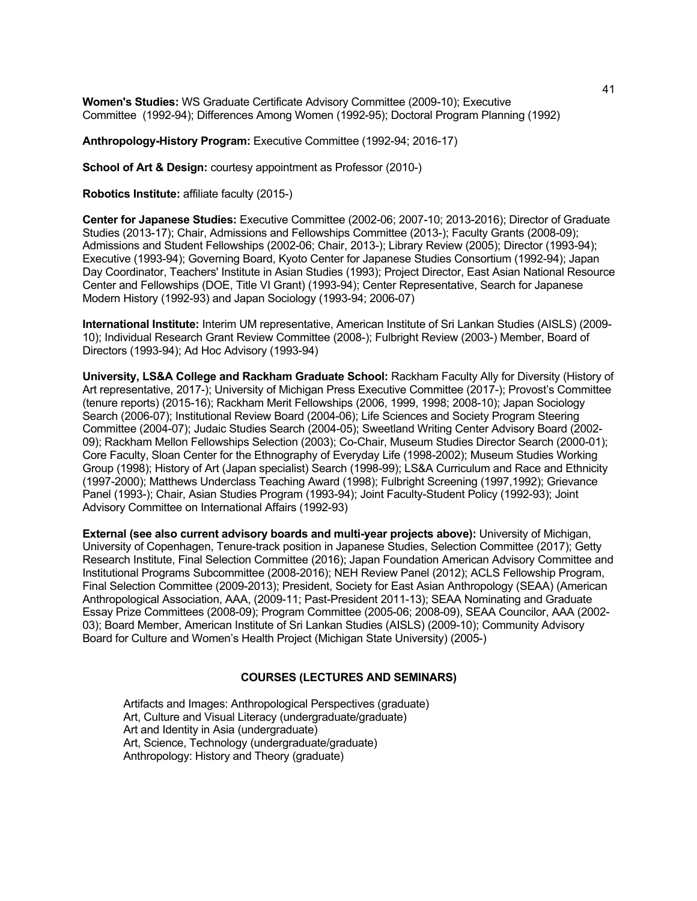**Women's Studies:** WS Graduate Certificate Advisory Committee (2009-10); Executive Committee (1992-94); Differences Among Women (1992-95); Doctoral Program Planning (1992)

**Anthropology-History Program:** Executive Committee (1992-94; 2016-17)

**School of Art & Design:** courtesy appointment as Professor (2010-)

**Robotics Institute:** affiliate faculty (2015-)

**Center for Japanese Studies:** Executive Committee (2002-06; 2007-10; 2013-2016); Director of Graduate Studies (2013-17); Chair, Admissions and Fellowships Committee (2013-); Faculty Grants (2008-09); Admissions and Student Fellowships (2002-06; Chair, 2013-); Library Review (2005); Director (1993-94); Executive (1993-94); Governing Board, Kyoto Center for Japanese Studies Consortium (1992-94); Japan Day Coordinator, Teachers' Institute in Asian Studies (1993); Project Director, East Asian National Resource Center and Fellowships (DOE, Title VI Grant) (1993-94); Center Representative, Search for Japanese Modern History (1992-93) and Japan Sociology (1993-94; 2006-07)

**International Institute:** Interim UM representative, American Institute of Sri Lankan Studies (AISLS) (2009-10); Individual Research Grant Review Committee (2008-); Fulbright Review (2003-) Member, Board of Directors (1993-94); Ad Hoc Advisory (1993-94)

**University, LS&A College and Rackham Graduate School:** Rackham Faculty Ally for Diversity (History of Art representative, 2017-); University of Michigan Press Executive Committee (2017-); Provost's Committee (tenure reports) (2015-16); Rackham Merit Fellowships (2006, 1999, 1998; 2008-10); Japan Sociology Search (2006-07); Institutional Review Board (2004-06); Life Sciences and Society Program Steering Committee (2004-07); Judaic Studies Search (2004-05); Sweetland Writing Center Advisory Board (2002-09); Rackham Mellon Fellowships Selection (2003); Co-Chair, Museum Studies Director Search (2000-01); Core Faculty, Sloan Center for the Ethnography of Everyday Life (1998-2002); Museum Studies Working Group (1998); History of Art (Japan specialist) Search (1998-99); LS&A Curriculum and Race and Ethnicity (1997-2000); Matthews Underclass Teaching Award (1998); Fulbright Screening (1997,1992); Grievance Panel (1993-); Chair, Asian Studies Program (1993-94); Joint Faculty-Student Policy (1992-93); Joint Advisory Committee on International Affairs (1992-93)

**External (see also current advisory boards and multi-year projects above):** University of Michigan, University of Copenhagen, Tenure-track position in Japanese Studies, Selection Committee (2017); Getty Research Institute, Final Selection Committee (2016); Japan Foundation American Advisory Committee and Institutional Programs Subcommittee (2008-2016); NEH Review Panel (2012); ACLS Fellowship Program, Final Selection Committee (2009-2013); President, Society for East Asian Anthropology (SEAA) (American Anthropological Association, AAA, (2009-11; Past-President 2011-13); SEAA Nominating and Graduate Essay Prize Committees (2008-09); Program Committee (2005-06; 2008-09), SEAA Councilor, AAA (2002-03); Board Member, American Institute of Sri Lankan Studies (AISLS) (2009-10); Community Advisory Board for Culture and Women's Health Project (Michigan State University) (2005-)

## COURSES (LECTURES AND SEMINARS)

Artifacts and Images: Anthropological Perspectives (graduate)
Art, Culture and Visual Literacy (undergraduate/graduate)
Art and Identity in Asia (undergraduate)
Art, Science, Technology (undergraduate/graduate)
Anthropology: History and Theory (graduate)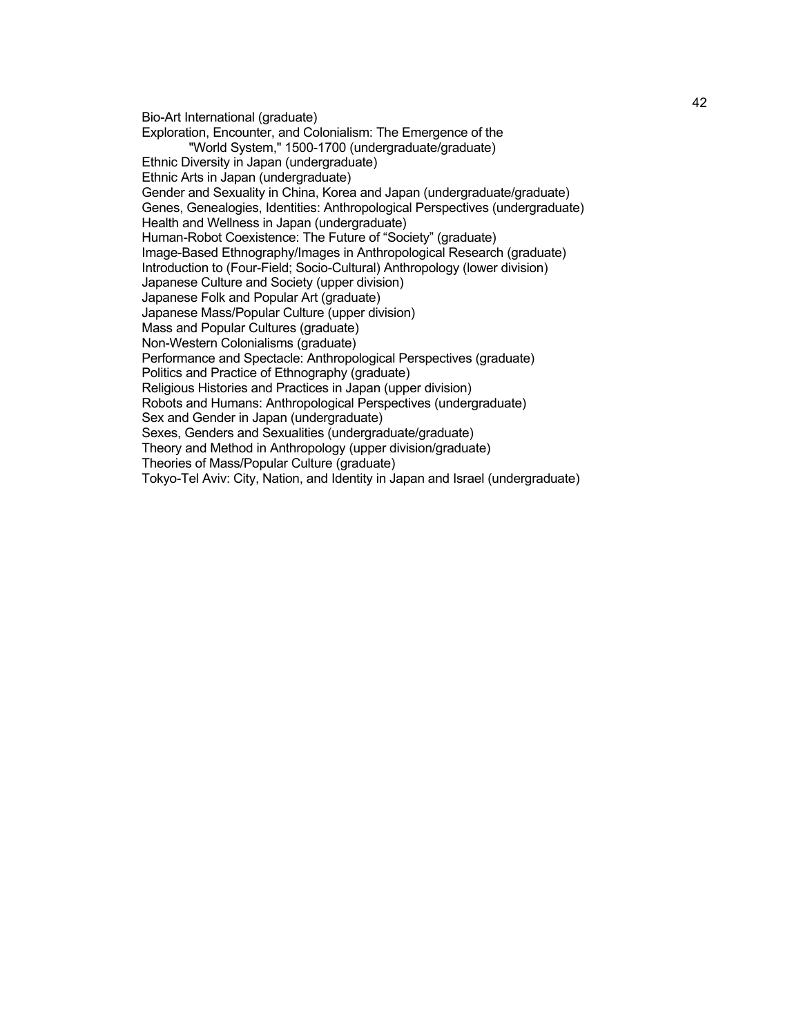Bio-Art International (graduate)
Exploration, Encounter, and Colonialism: The Emergence of the
"World System," 1500-1700 (undergraduate/graduate)
Ethnic Diversity in Japan (undergraduate)
Ethnic Arts in Japan (undergraduate)
Gender and Sexuality in China, Korea and Japan (undergraduate/graduate)
Genes, Genealogies, Identities: Anthropological Perspectives (undergraduate)
Health and Wellness in Japan (undergraduate)
Human-Robot Coexistence: The Future of "Society" (graduate)
Image-Based Ethnography/Images in Anthropological Research (graduate)
Introduction to (Four-Field; Socio-Cultural) Anthropology (lower division)
Japanese Culture and Society (upper division)
Japanese Folk and Popular Art (graduate)
Japanese Mass/Popular Culture (upper division)
Mass and Popular Cultures (graduate)
Non-Western Colonialisms (graduate)
Performance and Spectacle: Anthropological Perspectives (graduate)
Politics and Practice of Ethnography (graduate)
Religious Histories and Practices in Japan (upper division)
Robots and Humans: Anthropological Perspectives (undergraduate)
Sex and Gender in Japan (undergraduate)
Sexes, Genders and Sexualities (undergraduate/graduate)
Theory and Method in Anthropology (upper division/graduate)
Theories of Mass/Popular Culture (graduate)
Tokyo-Tel Aviv: City, Nation, and Identity in Japan and Israel (undergraduate)